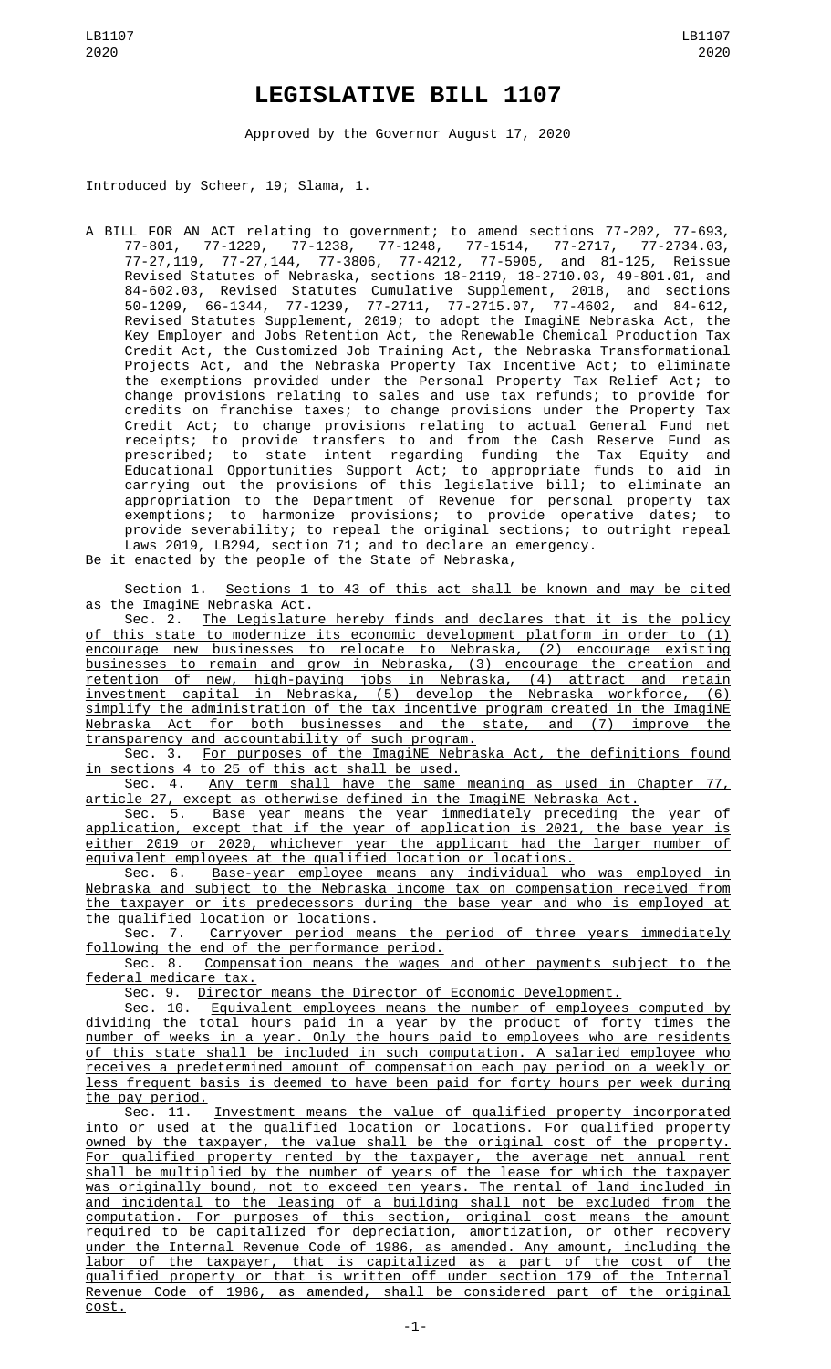# LEGISLATIVE BILL 1107

Approved by the Governor August 17, 2020

Introduced by Scheer, 19; Slama, 1.

A BILL FOR AN ACT relating to government; to amend sections 77-202, 77-693, 77-801, 77-1229, 77-1238, 77-1248, 77-1514, 77-2717, 77-2734.03, 77-27,119, 77-27,144, 77-3806, 77-4212, 77-5905, and 81-125, Reissue Revised Statutes of Nebraska, sections 18-2119, 18-2710.03, 49-801.01, and 84-602.03, Revised Statutes Cumulative Supplement, 2018, and sections 50-1209, 66-1344, 77-1239, 77-2711, 77-2715.07, 77-4602, and 84-612, Revised Statutes Supplement, 2019; to adopt the ImagiNE Nebraska Act, the Key Employer and Jobs Retention Act, the Renewable Chemical Production Tax Credit Act, the Customized Job Training Act, the Nebraska Transformational Projects Act, and the Nebraska Property Tax Incentive Act; to eliminate the exemptions provided under the Personal Property Tax Relief Act; to change provisions relating to sales and use tax refunds; to provide for credits on franchise taxes; to change provisions under the Property Tax Credit Act; to change provisions relating to actual General Fund net receipts; to provide transfers to and from the Cash Reserve Fund as prescribed; to state intent regarding funding the Tax Equity and Educational Opportunities Support Act; to appropriate funds to aid in carrying out the provisions of this legislative bill; to eliminate an appropriation to the Department of Revenue for personal property tax exemptions; to harmonize provisions; to provide operative dates; to provide severability; to repeal the original sections; to outright repeal Laws 2019, LB294, section 71; and to declare an emergency.

Be it enacted by the people of the State of Nebraska,

Section 1. Sections 1 to 43 of this act shall be known and may be cited as the ImagiNE Nebraska Act.

Sec. 2. The Legislature hereby finds and declares that it is the policy of this state to modernize its economic development platform in order to (1) encourage new businesses to relocate to Nebraska, (2) encourage existing businesses to remain and grow in Nebraska, (3) encourage the creation and retention of new, high-paying jobs in Nebraska, (4) attract and retain investment capital in Nebraska, (5) develop the Nebraska workforce, (6) simplify the administration of the tax incentive program created in the ImagiNE Nebraska Act for both businesses and the state, and (7) improve the transparency and accountability of such program.

Sec. 3. For purposes of the ImagiNE Nebraska Act, the definitions found in sections 4 to 25 of this act shall be used.

Sec. 4. Any term shall have the same meaning as used in Chapter 77, article 27, except as otherwise defined in the ImagiNE Nebraska Act.

Sec. 5. Base year means the year immediately preceding the year of application, except that if the year of application is 2021, the base year is either 2019 or 2020, whichever year the applicant had the larger number of equivalent employees at the qualified location or locations.

Sec. 6. Base-year employee means any individual who was employed in Nebraska and subject to the Nebraska income tax on compensation received from the taxpayer or its predecessors during the base year and who is employed at the qualified location or locations.

Sec. 7. Carryover period means the period of three years immediately following the end of the performance period.

Sec. 8. Compensation means the wages and other payments subject to the federal medicare tax.

Sec. 9. Director means the Director of Economic Development.

Sec. 10. Equivalent employees means the number of employees computed by dividing the total hours paid in a year by the product of forty times the number of weeks in a year. Only the hours paid to employees who are residents of this state shall be included in such computation. A salaried employee who receives a predetermined amount of compensation each pay period on a weekly or less frequent basis is deemed to have been paid for forty hours per week during the pay period.

Sec. 11. Investment means the value of qualified property incorporated into or used at the qualified location or locations. For qualified property owned by the taxpayer, the value shall be the original cost of the property. For qualified property rented by the taxpayer, the average net annual rent shall be multiplied by the number of years of the lease for which the taxpayer was originally bound, not to exceed ten years. The rental of land included in and incidental to the leasing of a building shall not be excluded from the computation. For purposes of this section, original cost means the amount required to be capitalized for depreciation, amortization, or other recovery under the Internal Revenue Code of 1986, as amended. Any amount, including the labor of the taxpayer, that is capitalized as a part of the cost of the qualified property or that is written off under section 179 of the Internal Revenue Code of 1986, as amended, shall be considered part of the original cost.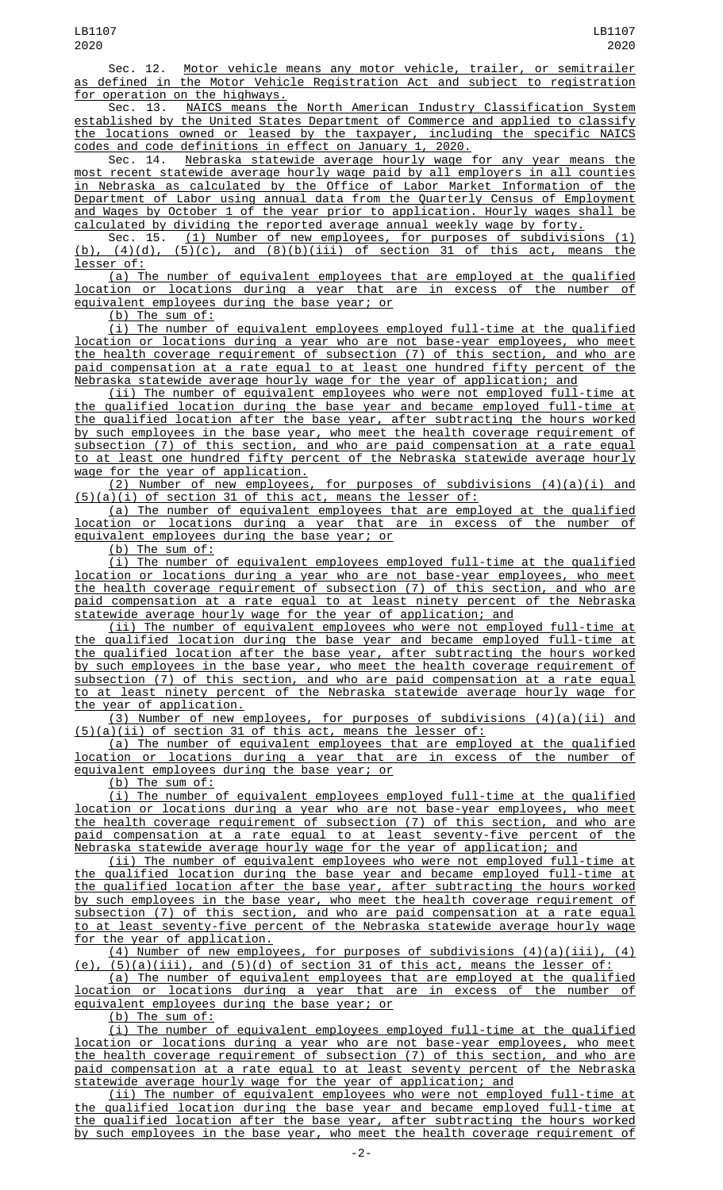Sec. 12. Motor vehicle means any motor vehicle, trailer, or semitrailer as defined in the Motor Vehicle Registration Act and subject to registration for operation on the highways.

Sec. 13. NAICS means the North American Industry Classification System established by the United States Department of Commerce and applied to classify the locations owned or leased by the taxpayer, including the specific NAICS codes and code definitions in effect on January 1, 2020.

Sec. 14. Nebraska statewide average hourly wage for any year means the most recent statewide average hourly wage paid by all employers in all counties in Nebraska as calculated by the Office of Labor Market Information of the Department of Labor using annual data from the Quarterly Census of Employment and Wages by October 1 of the year prior to application. Hourly wages shall be calculated by dividing the reported average annual weekly wage by forty.

Sec. 15. (1) Number of new employees, for purposes of subdivisions (1)(b), (4)(d), (5)(c), and (8)(b)(iii) of section 31 of this act, means the lesser of:

(a) The number of equivalent employees that are employed at the qualified location or locations during a year that are in excess of the number of equivalent employees during the base year; or

(b) The sum of:

(i) The number of equivalent employees employed full-time at the qualified location or locations during a year who are not base-year employees, who meet the health coverage requirement of subsection (7) of this section, and who are paid compensation at a rate equal to at least one hundred fifty percent of the Nebraska statewide average hourly wage for the year of application; and

(ii) The number of equivalent employees who were not employed full-time at the qualified location during the base year and became employed full-time at the qualified location after the base year, after subtracting the hours worked by such employees in the base year, who meet the health coverage requirement of subsection (7) of this section, and who are paid compensation at a rate equal to at least one hundred fifty percent of the Nebraska statewide average hourly wage for the year of application.

(2) Number of new employees, for purposes of subdivisions (4)(a)(i) and (5)(a)(i) of section 31 of this act, means the lesser of:

(a) The number of equivalent employees that are employed at the qualified location or locations during a year that are in excess of the number of equivalent employees during the base year; or

(b) The sum of:

(i) The number of equivalent employees employed full-time at the qualified location or locations during a year who are not base-year employees, who meet the health coverage requirement of subsection (7) of this section, and who are paid compensation at a rate equal to at least ninety percent of the Nebraska statewide average hourly wage for the year of application; and

(ii) The number of equivalent employees who were not employed full-time at the qualified location during the base year and became employed full-time at the qualified location after the base year, after subtracting the hours worked by such employees in the base year, who meet the health coverage requirement of subsection (7) of this section, and who are paid compensation at a rate equal to at least ninety percent of the Nebraska statewide average hourly wage for the year of application.

(3) Number of new employees, for purposes of subdivisions (4)(a)(ii) and (5)(a)(ii) of section 31 of this act, means the lesser of:

(a) The number of equivalent employees that are employed at the qualified location or locations during a year that are in excess of the number of equivalent employees during the base year; or

(b) The sum of:

(i) The number of equivalent employees employed full-time at the qualified location or locations during a year who are not base-year employees, who meet the health coverage requirement of subsection (7) of this section, and who are paid compensation at a rate equal to at least seventy-five percent of the Nebraska statewide average hourly wage for the year of application; and

(ii) The number of equivalent employees who were not employed full-time at the qualified location during the base year and became employed full-time at the qualified location after the base year, after subtracting the hours worked by such employees in the base year, who meet the health coverage requirement of subsection (7) of this section, and who are paid compensation at a rate equal to at least seventy-five percent of the Nebraska statewide average hourly wage for the year of application.

(4) Number of new employees, for purposes of subdivisions (4)(a)(iii), (4)(e), (5)(a)(iii), and (5)(d) of section 31 of this act, means the lesser of:

(a) The number of equivalent employees that are employed at the qualified location or locations during a year that are in excess of the number of equivalent employees during the base year; or

(b) The sum of:

(i) The number of equivalent employees employed full-time at the qualified location or locations during a year who are not base-year employees, who meet the health coverage requirement of subsection (7) of this section, and who are paid compensation at a rate equal to at least seventy percent of the Nebraska statewide average hourly wage for the year of application; and

(ii) The number of equivalent employees who were not employed full-time at the qualified location during the base year and became employed full-time at the qualified location after the base year, after subtracting the hours worked by such employees in the base year, who meet the health coverage requirement of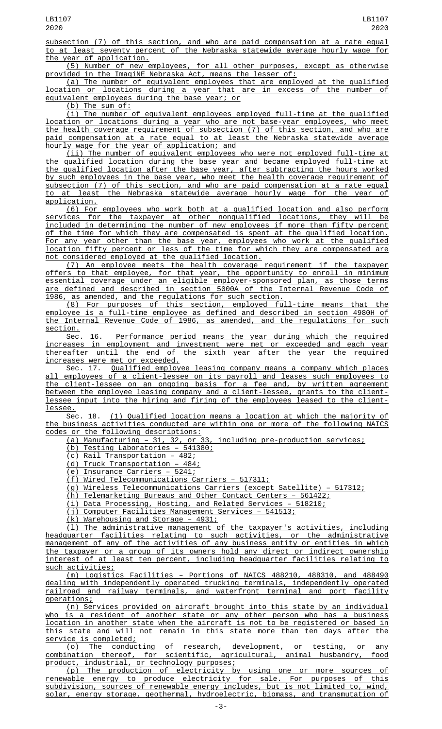subsection (7) of this section, and who are paid compensation at a rate equal to at least seventy percent of the Nebraska statewide average hourly wage for the year of application.

(5) Number of new employees, for all other purposes, except as otherwise provided in the ImagiNE Nebraska Act, means the lesser of:

(a) The number of equivalent employees that are employed at the qualified location or locations during a year that are in excess of the number of equivalent employees during the base year; or

(b) The sum of:

(i) The number of equivalent employees employed full-time at the qualified location or locations during a year who are not base-year employees, who meet the health coverage requirement of subsection (7) of this section, and who are paid compensation at a rate equal to at least the Nebraska statewide average hourly wage for the year of application; and

(ii) The number of equivalent employees who were not employed full-time at the qualified location during the base year and became employed full-time at the qualified location after the base year, after subtracting the hours worked by such employees in the base year, who meet the health coverage requirement of subsection (7) of this section, and who are paid compensation at a rate equal to at least the Nebraska statewide average hourly wage for the year of application.

(6) For employees who work both at a qualified location and also perform services for the taxpayer at other nonqualified locations, they will be included in determining the number of new employees if more than fifty percent of the time for which they are compensated is spent at the qualified location. For any year other than the base year, employees who work at the qualified location fifty percent or less of the time for which they are compensated are not considered employed at the qualified location.

(7) An employee meets the health coverage requirement if the taxpayer offers to that employee, for that year, the opportunity to enroll in minimum essential coverage under an eligible employer-sponsored plan, as those terms are defined and described in section 5000A of the Internal Revenue Code of 1986, as amended, and the regulations for such section.

(8) For purposes of this section, employed full-time means that the employee is a full-time employee as defined and described in section 4980H of the Internal Revenue Code of 1986, as amended, and the regulations for such section.

Sec. 16. Performance period means the year during which the required increases in employment and investment were met or exceeded and each year thereafter until the end of the sixth year after the year the required increases were met or exceeded.

Sec. 17. Qualified employee leasing company means a company which places all employees of a client-lessee on its payroll and leases such employees to the client-lessee on an ongoing basis for a fee and, by written agreement between the employee leasing company and a client-lessee, grants to the client-lessee input into the hiring and firing of the employees leased to the client-lessee.

Sec. 18. (1) Qualified location means a location at which the majority of the business activities conducted are within one or more of the following NAICS codes or the following descriptions:

(a) Manufacturing – 31, 32, or 33, including pre-production services;

(b) Testing Laboratories – 541380;

(c) Rail Transportation – 482;

(d) Truck Transportation – 484;

(e) Insurance Carriers – 5241;

(f) Wired Telecommunications Carriers – 517311;

(g) Wireless Telecommunications Carriers (except Satellite) – 517312;

(h) Telemarketing Bureaus and Other Contact Centers – 561422;

(i) Data Processing, Hosting, and Related Services – 518210;

(j) Computer Facilities Management Services – 541513;

(k) Warehousing and Storage – 4931;

(l) The administrative management of the taxpayer's activities, including headquarter facilities relating to such activities, or the administrative management of any of the activities of any business entity or entities in which the taxpayer or a group of its owners hold any direct or indirect ownership interest of at least ten percent, including headquarter facilities relating to such activities;

(m) Logistics Facilities – Portions of NAICS 488210, 488310, and 488490 dealing with independently operated trucking terminals, independently operated railroad and railway terminals, and waterfront terminal and port facility operations;

(n) Services provided on aircraft brought into this state by an individual who is a resident of another state or any other person who has a business location in another state when the aircraft is not to be registered or based in this state and will not remain in this state more than ten days after the service is completed;

(o) The conducting of research, development, or testing, or any combination thereof, for scientific, agricultural, animal husbandry, food product, industrial, or technology purposes;

(p) The production of electricity by using one or more sources of renewable energy to produce electricity for sale. For purposes of this subdivision, sources of renewable energy includes, but is not limited to, wind, solar, energy storage, geothermal, hydroelectric, biomass, and transmutation of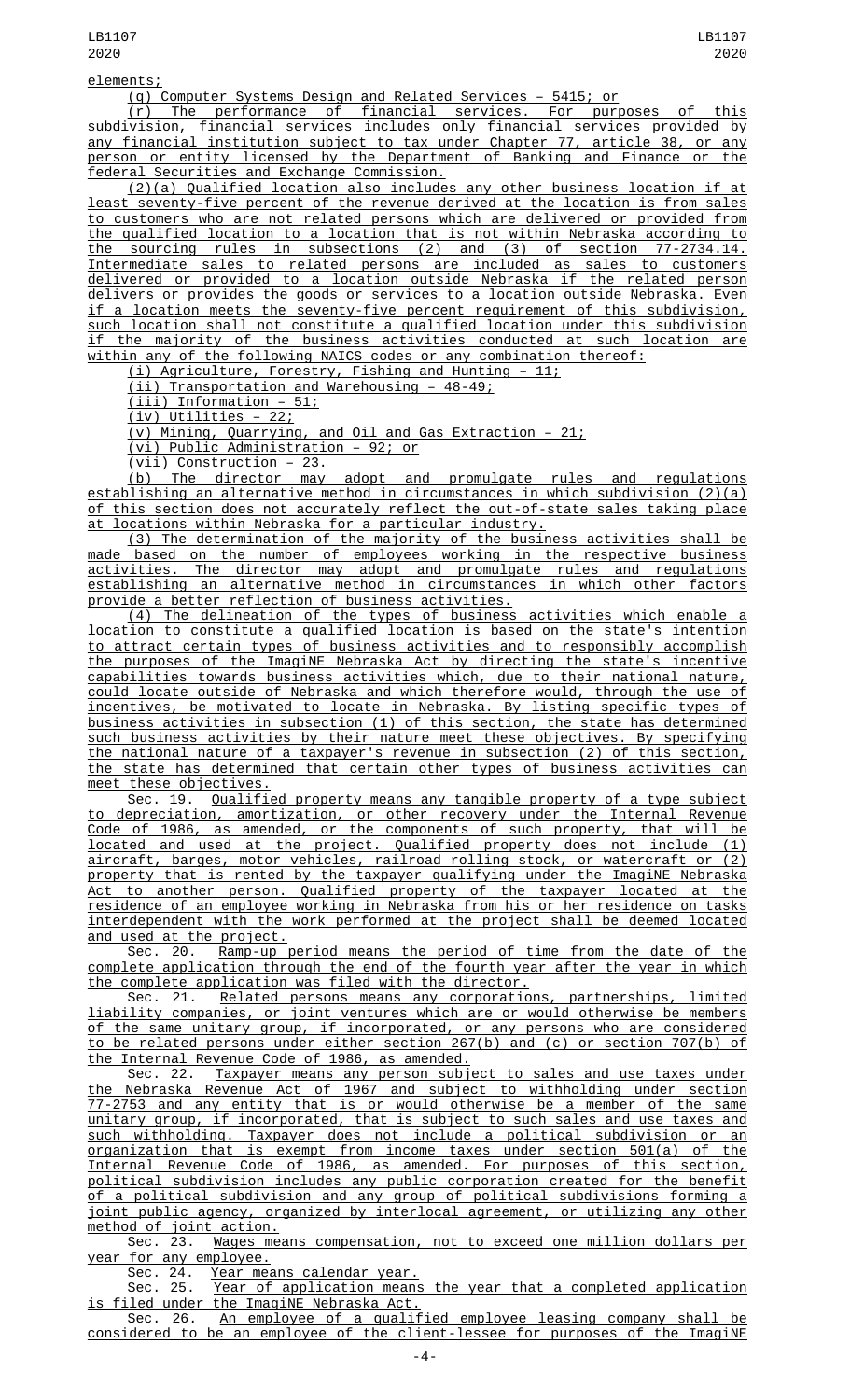elements;

(q) Computer Systems Design and Related Services – 5415; or

(r) The performance of financial services. For purposes of this subdivision, financial services includes only financial services provided by any financial institution subject to tax under Chapter 77, article 38, or any person or entity licensed by the Department of Banking and Finance or the federal Securities and Exchange Commission.

(2)(a) Qualified location also includes any other business location if at least seventy-five percent of the revenue derived at the location is from sales to customers who are not related persons which are delivered or provided from the qualified location to a location that is not within Nebraska according to the sourcing rules in subsections (2) and (3) of section 77-2734.14. Intermediate sales to related persons are included as sales to customers delivered or provided to a location outside Nebraska if the related person delivers or provides the goods or services to a location outside Nebraska. Even if a location meets the seventy-five percent requirement of this subdivision, such location shall not constitute a qualified location under this subdivision if the majority of the business activities conducted at such location are within any of the following NAICS codes or any combination thereof:

(i) Agriculture, Forestry, Fishing and Hunting – 11;

(ii) Transportation and Warehousing – 48-49;

(iii) Information – 51;

(iv) Utilities – 22;

(v) Mining, Quarrying, and Oil and Gas Extraction – 21;

(vi) Public Administration – 92; or

(vii) Construction – 23.

(b) The director may adopt and promulgate rules and regulations establishing an alternative method in circumstances in which subdivision (2)(a) of this section does not accurately reflect the out-of-state sales taking place at locations within Nebraska for a particular industry.

(3) The determination of the majority of the business activities shall be made based on the number of employees working in the respective business activities. The director may adopt and promulgate rules and regulations establishing an alternative method in circumstances in which other factors provide a better reflection of business activities.

(4) The delineation of the types of business activities which enable a location to constitute a qualified location is based on the state's intention to attract certain types of business activities and to responsibly accomplish the purposes of the ImagiNE Nebraska Act by directing the state's incentive capabilities towards business activities which, due to their national nature, could locate outside of Nebraska and which therefore would, through the use of incentives, be motivated to locate in Nebraska. By listing specific types of business activities in subsection (1) of this section, the state has determined such business activities by their nature meet these objectives. By specifying the national nature of a taxpayer's revenue in subsection (2) of this section, the state has determined that certain other types of business activities can meet these objectives.

Sec. 19. Qualified property means any tangible property of a type subject to depreciation, amortization, or other recovery under the Internal Revenue Code of 1986, as amended, or the components of such property, that will be located and used at the project. Qualified property does not include (1) aircraft, barges, motor vehicles, railroad rolling stock, or watercraft or (2) property that is rented by the taxpayer qualifying under the ImagiNE Nebraska Act to another person. Qualified property of the taxpayer located at the residence of an employee working in Nebraska from his or her residence on tasks interdependent with the work performed at the project shall be deemed located and used at the project.

Sec. 20. Ramp-up period means the period of time from the date of the complete application through the end of the fourth year after the year in which the complete application was filed with the director.

Sec. 21. Related persons means any corporations, partnerships, limited liability companies, or joint ventures which are or would otherwise be members of the same unitary group, if incorporated, or any persons who are considered to be related persons under either section 267(b) and (c) or section 707(b) of the Internal Revenue Code of 1986, as amended.

Sec. 22. Taxpayer means any person subject to sales and use taxes under the Nebraska Revenue Act of 1967 and subject to withholding under section 77-2753 and any entity that is or would otherwise be a member of the same unitary group, if incorporated, that is subject to such sales and use taxes and such withholding. Taxpayer does not include a political subdivision or an organization that is exempt from income taxes under section 501(a) of the Internal Revenue Code of 1986, as amended. For purposes of this section, political subdivision includes any public corporation created for the benefit of a political subdivision and any group of political subdivisions forming a joint public agency, organized by interlocal agreement, or utilizing any other method of joint action.

Sec. 23. Wages means compensation, not to exceed one million dollars per year for any employee.

Sec. 24. Year means calendar year.

Sec. 25. Year of application means the year that a completed application is filed under the ImagiNE Nebraska Act.

Sec. 26. An employee of a qualified employee leasing company shall be considered to be an employee of the client-lessee for purposes of the ImagiNE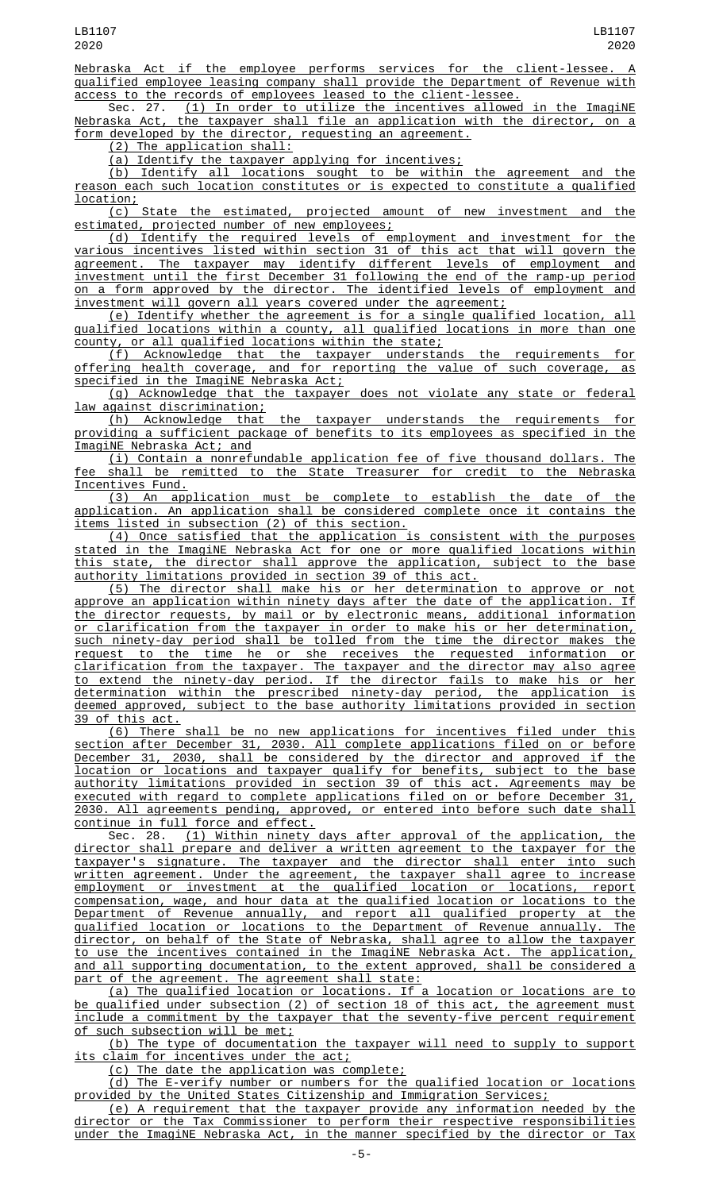Nebraska Act if the employee performs services for the client-lessee. A qualified employee leasing company shall provide the Department of Revenue with access to the records of employees leased to the client-lessee.

Sec. 27. (1) In order to utilize the incentives allowed in the ImagiNE Nebraska Act, the taxpayer shall file an application with the director, on a form developed by the director, requesting an agreement.

(2) The application shall:

(a) Identify the taxpayer applying for incentives;

(b) Identify all locations sought to be within the agreement and the reason each such location constitutes or is expected to constitute a qualified location;

(c) State the estimated, projected amount of new investment and the estimated, projected number of new employees;

(d) Identify the required levels of employment and investment for the various incentives listed within section 31 of this act that will govern the agreement. The taxpayer may identify different levels of employment and investment until the first December 31 following the end of the ramp-up period on a form approved by the director. The identified levels of employment and investment will govern all years covered under the agreement;

(e) Identify whether the agreement is for a single qualified location, all qualified locations within a county, all qualified locations in more than one county, or all qualified locations within the state;

(f) Acknowledge that the taxpayer understands the requirements for offering health coverage, and for reporting the value of such coverage, as specified in the ImagiNE Nebraska Act;

(g) Acknowledge that the taxpayer does not violate any state or federal law against discrimination;

(h) Acknowledge that the taxpayer understands the requirements for providing a sufficient package of benefits to its employees as specified in the ImagiNE Nebraska Act; and

(i) Contain a nonrefundable application fee of five thousand dollars. The fee shall be remitted to the State Treasurer for credit to the Nebraska Incentives Fund.

(3) An application must be complete to establish the date of the application. An application shall be considered complete once it contains the items listed in subsection (2) of this section.

(4) Once satisfied that the application is consistent with the purposes stated in the ImagiNE Nebraska Act for one or more qualified locations within this state, the director shall approve the application, subject to the base authority limitations provided in section 39 of this act.

(5) The director shall make his or her determination to approve or not approve an application within ninety days after the date of the application. If the director requests, by mail or by electronic means, additional information or clarification from the taxpayer in order to make his or her determination, such ninety-day period shall be tolled from the time the director makes the request to the time he or she receives the requested information or clarification from the taxpayer. The taxpayer and the director may also agree to extend the ninety-day period. If the director fails to make his or her determination within the prescribed ninety-day period, the application is deemed approved, subject to the base authority limitations provided in section 39 of this act.

(6) There shall be no new applications for incentives filed under this section after December 31, 2030. All complete applications filed on or before December 31, 2030, shall be considered by the director and approved if the location or locations and taxpayer qualify for benefits, subject to the base authority limitations provided in section 39 of this act. Agreements may be executed with regard to complete applications filed on or before December 31, 2030. All agreements pending, approved, or entered into before such date shall continue in full force and effect.

Sec. 28. (1) Within ninety days after approval of the application, the director shall prepare and deliver a written agreement to the taxpayer for the taxpayer's signature. The taxpayer and the director shall enter into such written agreement. Under the agreement, the taxpayer shall agree to increase employment or investment at the qualified location or locations, report compensation, wage, and hour data at the qualified location or locations to the Department of Revenue annually, and report all qualified property at the qualified location or locations to the Department of Revenue annually. The director, on behalf of the State of Nebraska, shall agree to allow the taxpayer to use the incentives contained in the ImagiNE Nebraska Act. The application, and all supporting documentation, to the extent approved, shall be considered a part of the agreement. The agreement shall state:

(a) The qualified location or locations. If a location or locations are to be qualified under subsection (2) of section 18 of this act, the agreement must include a commitment by the taxpayer that the seventy-five percent requirement of such subsection will be met;

(b) The type of documentation the taxpayer will need to supply to support its claim for incentives under the act;

(c) The date the application was complete;

(d) The E-verify number or numbers for the qualified location or locations provided by the United States Citizenship and Immigration Services;

(e) A requirement that the taxpayer provide any information needed by the director or the Tax Commissioner to perform their respective responsibilities under the ImagiNE Nebraska Act, in the manner specified by the director or Tax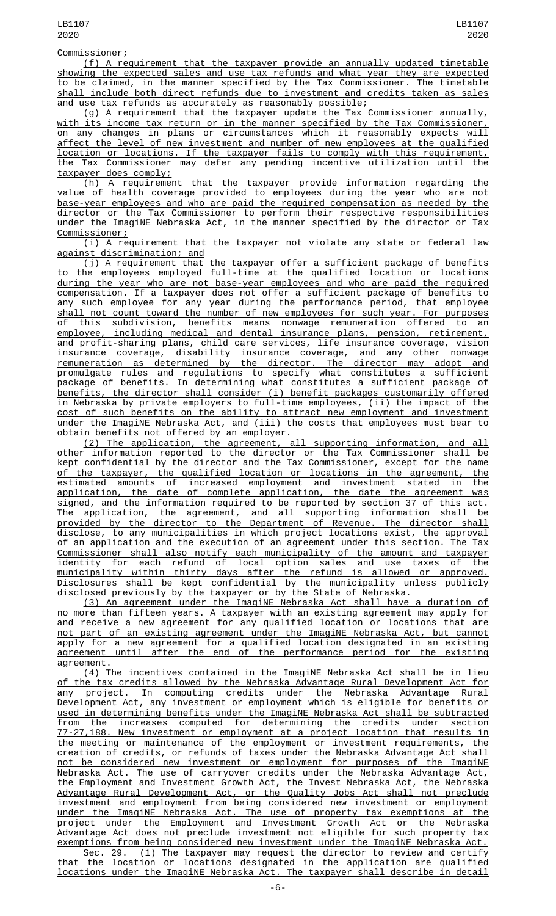Commissioner;

(f) A requirement that the taxpayer provide an annually updated timetable showing the expected sales and use tax refunds and what year they are expected to be claimed, in the manner specified by the Tax Commissioner. The timetable shall include both direct refunds due to investment and credits taken as sales and use tax refunds as accurately as reasonably possible;

(g) A requirement that the taxpayer update the Tax Commissioner annually, with its income tax return or in the manner specified by the Tax Commissioner, on any changes in plans or circumstances which it reasonably expects will affect the level of new investment and number of new employees at the qualified location or locations. If the taxpayer fails to comply with this requirement, the Tax Commissioner may defer any pending incentive utilization until the taxpayer does comply;

(h) A requirement that the taxpayer provide information regarding the value of health coverage provided to employees during the year who are not base-year employees and who are paid the required compensation as needed by the director or the Tax Commissioner to perform their respective responsibilities under the ImagiNE Nebraska Act, in the manner specified by the director or Tax Commissioner;

(i) A requirement that the taxpayer not violate any state or federal law against discrimination; and

(j) A requirement that the taxpayer offer a sufficient package of benefits to the employees employed full-time at the qualified location or locations during the year who are not base-year employees and who are paid the required compensation. If a taxpayer does not offer a sufficient package of benefits to any such employee for any year during the performance period, that employee shall not count toward the number of new employees for such year. For purposes of this subdivision, benefits means nonwage remuneration offered to an employee, including medical and dental insurance plans, pension, retirement, and profit-sharing plans, child care services, life insurance coverage, vision insurance coverage, disability insurance coverage, and any other nonwage remuneration as determined by the director. The director may adopt and promulgate rules and regulations to specify what constitutes a sufficient package of benefits. In determining what constitutes a sufficient package of benefits, the director shall consider (i) benefit packages customarily offered in Nebraska by private employers to full-time employees, (ii) the impact of the cost of such benefits on the ability to attract new employment and investment under the ImagiNE Nebraska Act, and (iii) the costs that employees must bear to obtain benefits not offered by an employer.

(2) The application, the agreement, all supporting information, and all other information reported to the director or the Tax Commissioner shall be kept confidential by the director and the Tax Commissioner, except for the name of the taxpayer, the qualified location or locations in the agreement, the estimated amounts of increased employment and investment stated in the application, the date of complete application, the date the agreement was signed, and the information required to be reported by section 37 of this act. The application, the agreement, and all supporting information shall be provided by the director to the Department of Revenue. The director shall disclose, to any municipalities in which project locations exist, the approval of an application and the execution of an agreement under this section. The Tax Commissioner shall also notify each municipality of the amount and taxpayer identity for each refund of local option sales and use taxes of the municipality within thirty days after the refund is allowed or approved. Disclosures shall be kept confidential by the municipality unless publicly disclosed previously by the taxpayer or by the State of Nebraska.

(3) An agreement under the ImagiNE Nebraska Act shall have a duration of no more than fifteen years. A taxpayer with an existing agreement may apply for and receive a new agreement for any qualified location or locations that are not part of an existing agreement under the ImagiNE Nebraska Act, but cannot apply for a new agreement for a qualified location designated in an existing agreement until after the end of the performance period for the existing agreement.

(4) The incentives contained in the ImagiNE Nebraska Act shall be in lieu of the tax credits allowed by the Nebraska Advantage Rural Development Act for any project. In computing credits under the Nebraska Advantage Rural Development Act, any investment or employment which is eligible for benefits or used in determining benefits under the ImagiNE Nebraska Act shall be subtracted from the increases computed for determining the credits under section 77-27,188. New investment or employment at a project location that results in the meeting or maintenance of the employment or investment requirements, the creation of credits, or refunds of taxes under the Nebraska Advantage Act shall not be considered new investment or employment for purposes of the ImagiNE Nebraska Act. The use of carryover credits under the Nebraska Advantage Act, the Employment and Investment Growth Act, the Invest Nebraska Act, the Nebraska Advantage Rural Development Act, or the Quality Jobs Act shall not preclude investment and employment from being considered new investment or employment under the ImagiNE Nebraska Act. The use of property tax exemptions at the project under the Employment and Investment Growth Act or the Nebraska Advantage Act does not preclude investment not eligible for such property tax exemptions from being considered new investment under the ImagiNE Nebraska Act.

Sec. 29. (1) The taxpayer may request the director to review and certify that the location or locations designated in the application are qualified locations under the ImagiNE Nebraska Act. The taxpayer shall describe in detail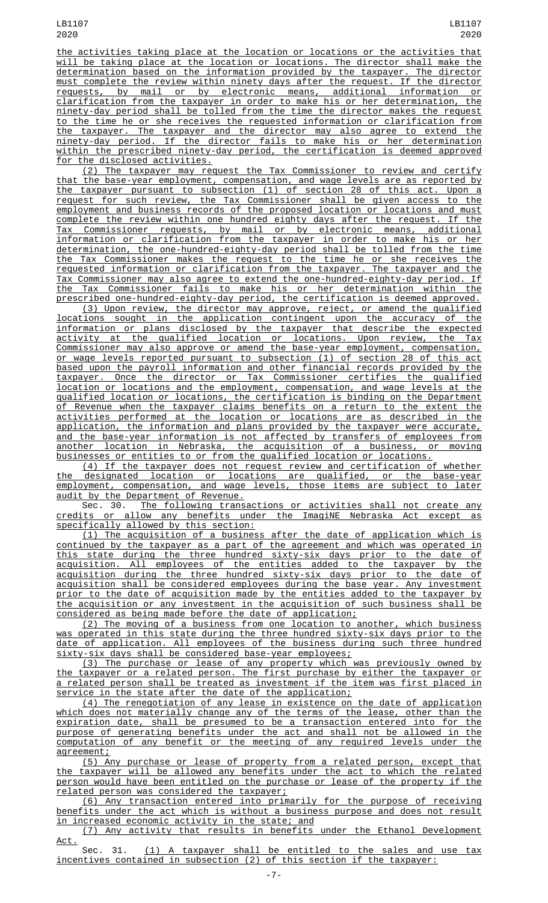the activities taking place at the location or locations or the activities that will be taking place at the location or locations. The director shall make the determination based on the information provided by the taxpayer. The director must complete the review within ninety days after the request. If the director requests, by mail or by electronic means, additional information or clarification from the taxpayer in order to make his or her determination, the ninety-day period shall be tolled from the time the director makes the request to the time he or she receives the requested information or clarification from the taxpayer. The taxpayer and the director may also agree to extend the ninety-day period. If the director fails to make his or her determination within the prescribed ninety-day period, the certification is deemed approved for the disclosed activities.

(2) The taxpayer may request the Tax Commissioner to review and certify that the base-year employment, compensation, and wage levels are as reported by the taxpayer pursuant to subsection (1) of section 28 of this act. Upon a request for such review, the Tax Commissioner shall be given access to the employment and business records of the proposed location or locations and must complete the review within one hundred eighty days after the request. If the Tax Commissioner requests, by mail or by electronic means, additional information or clarification from the taxpayer in order to make his or her determination, the one-hundred-eighty-day period shall be tolled from the time the Tax Commissioner makes the request to the time he or she receives the requested information or clarification from the taxpayer. The taxpayer and the Tax Commissioner may also agree to extend the one-hundred-eighty-day period. If the Tax Commissioner fails to make his or her determination within the prescribed one-hundred-eighty-day period, the certification is deemed approved.

(3) Upon review, the director may approve, reject, or amend the qualified locations sought in the application contingent upon the accuracy of the information or plans disclosed by the taxpayer that describe the expected activity at the qualified location or locations. Upon review, the Tax Commissioner may also approve or amend the base-year employment, compensation, or wage levels reported pursuant to subsection (1) of section 28 of this act based upon the payroll information and other financial records provided by the taxpayer. Once the director or Tax Commissioner certifies the qualified location or locations and the employment, compensation, and wage levels at the qualified location or locations, the certification is binding on the Department of Revenue when the taxpayer claims benefits on a return to the extent the activities performed at the location or locations are as described in the application, the information and plans provided by the taxpayer were accurate, and the base-year information is not affected by transfers of employees from another location in Nebraska, the acquisition of a business, or moving businesses or entities to or from the qualified location or locations.

(4) If the taxpayer does not request review and certification of whether the designated location or locations are qualified, or the base-year employment, compensation, and wage levels, those items are subject to later audit by the Department of Revenue.

Sec. 30. The following transactions or activities shall not create any credits or allow any benefits under the ImagiNE Nebraska Act except as specifically allowed by this section:

(1) The acquisition of a business after the date of application which is continued by the taxpayer as a part of the agreement and which was operated in this state during the three hundred sixty-six days prior to the date of acquisition. All employees of the entities added to the taxpayer by the acquisition during the three hundred sixty-six days prior to the date of acquisition shall be considered employees during the base year. Any investment prior to the date of acquisition made by the entities added to the taxpayer by the acquisition or any investment in the acquisition of such business shall be considered as being made before the date of application;

(2) The moving of a business from one location to another, which business was operated in this state during the three hundred sixty-six days prior to the date of application. All employees of the business during such three hundred sixty-six days shall be considered base-year employees;

(3) The purchase or lease of any property which was previously owned by the taxpayer or a related person. The first purchase by either the taxpayer or a related person shall be treated as investment if the item was first placed in service in the state after the date of the application;

(4) The renegotiation of any lease in existence on the date of application which does not materially change any of the terms of the lease, other than the expiration date, shall be presumed to be a transaction entered into for the purpose of generating benefits under the act and shall not be allowed in the computation of any benefit or the meeting of any required levels under the agreement;

(5) Any purchase or lease of property from a related person, except that the taxpayer will be allowed any benefits under the act to which the related person would have been entitled on the purchase or lease of the property if the related person was considered the taxpayer;

(6) Any transaction entered into primarily for the purpose of receiving benefits under the act which is without a business purpose and does not result in increased economic activity in the state; and

(7) Any activity that results in benefits under the Ethanol Development Act.

Sec. 31. (1) A taxpayer shall be entitled to the sales and use tax incentives contained in subsection (2) of this section if the taxpayer: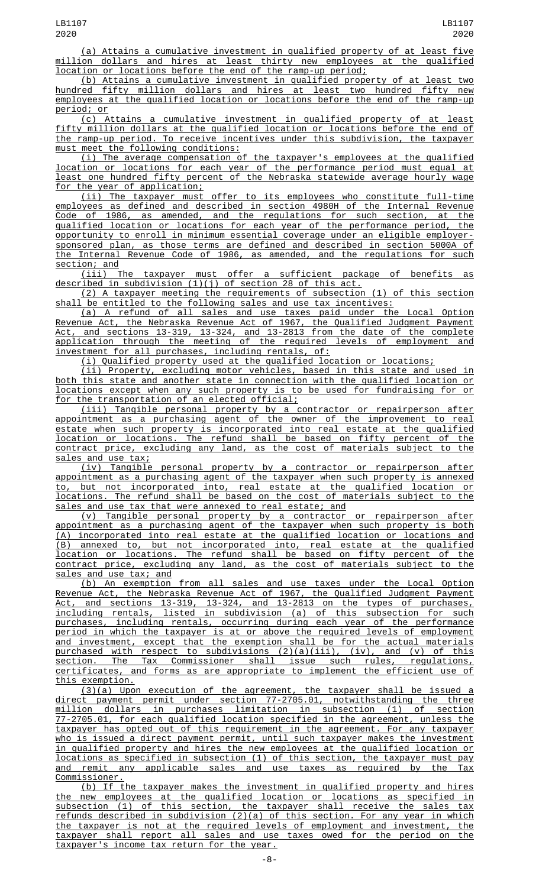(a) Attains a cumulative investment in qualified property of at least five million dollars and hires at least thirty new employees at the qualified location or locations before the end of the ramp-up period;

(b) Attains a cumulative investment in qualified property of at least two hundred fifty million dollars and hires at least two hundred fifty new employees at the qualified location or locations before the end of the ramp-up period; or

(c) Attains a cumulative investment in qualified property of at least fifty million dollars at the qualified location or locations before the end of the ramp-up period. To receive incentives under this subdivision, the taxpayer must meet the following conditions:

(i) The average compensation of the taxpayer's employees at the qualified location or locations for each year of the performance period must equal at least one hundred fifty percent of the Nebraska statewide average hourly wage for the year of application;

(ii) The taxpayer must offer to its employees who constitute full-time employees as defined and described in section 4980H of the Internal Revenue Code of 1986, as amended, and the regulations for such section, at the qualified location or locations for each year of the performance period, the opportunity to enroll in minimum essential coverage under an eligible employer-sponsored plan, as those terms are defined and described in section 5000A of the Internal Revenue Code of 1986, as amended, and the regulations for such section; and

(iii) The taxpayer must offer a sufficient package of benefits as described in subdivision (1)(j) of section 28 of this act.

(2) A taxpayer meeting the requirements of subsection (1) of this section shall be entitled to the following sales and use tax incentives:

(a) A refund of all sales and use taxes paid under the Local Option Revenue Act, the Nebraska Revenue Act of 1967, the Qualified Judgment Payment Act, and sections 13-319, 13-324, and 13-2813 from the date of the complete application through the meeting of the required levels of employment and investment for all purchases, including rentals, of:

(i) Qualified property used at the qualified location or locations;

(ii) Property, excluding motor vehicles, based in this state and used in both this state and another state in connection with the qualified location or locations except when any such property is to be used for fundraising for or for the transportation of an elected official;

(iii) Tangible personal property by a contractor or repairperson after appointment as a purchasing agent of the owner of the improvement to real estate when such property is incorporated into real estate at the qualified location or locations. The refund shall be based on fifty percent of the contract price, excluding any land, as the cost of materials subject to the sales and use tax;

(iv) Tangible personal property by a contractor or repairperson after appointment as a purchasing agent of the taxpayer when such property is annexed to, but not incorporated into, real estate at the qualified location or locations. The refund shall be based on the cost of materials subject to the sales and use tax that were annexed to real estate; and

(v) Tangible personal property by a contractor or repairperson after appointment as a purchasing agent of the taxpayer when such property is both (A) incorporated into real estate at the qualified location or locations and (B) annexed to, but not incorporated into, real estate at the qualified location or locations. The refund shall be based on fifty percent of the contract price, excluding any land, as the cost of materials subject to the sales and use tax; and

(b) An exemption from all sales and use taxes under the Local Option Revenue Act, the Nebraska Revenue Act of 1967, the Qualified Judgment Payment Act, and sections 13-319, 13-324, and 13-2813 on the types of purchases, including rentals, listed in subdivision (a) of this subsection for such purchases, including rentals, occurring during each year of the performance period in which the taxpayer is at or above the required levels of employment and investment, except that the exemption shall be for the actual materials purchased with respect to subdivisions (2)(a)(iii), (iv), and (v) of this section. The Tax Commissioner shall issue such rules, regulations, certificates, and forms as are appropriate to implement the efficient use of this exemption.

(3)(a) Upon execution of the agreement, the taxpayer shall be issued a direct payment permit under section 77-2705.01, notwithstanding the three million dollars in purchases limitation in subsection (1) of section 77-2705.01, for each qualified location specified in the agreement, unless the taxpayer has opted out of this requirement in the agreement. For any taxpayer who is issued a direct payment permit, until such taxpayer makes the investment in qualified property and hires the new employees at the qualified location or locations as specified in subsection (1) of this section, the taxpayer must pay and remit any applicable sales and use taxes as required by the Tax Commissioner.

(b) If the taxpayer makes the investment in qualified property and hires the new employees at the qualified location or locations as specified in subsection (1) of this section, the taxpayer shall receive the sales tax refunds described in subdivision (2)(a) of this section. For any year in which the taxpayer is not at the required levels of employment and investment, the taxpayer shall report all sales and use taxes owed for the period on the taxpayer's income tax return for the year.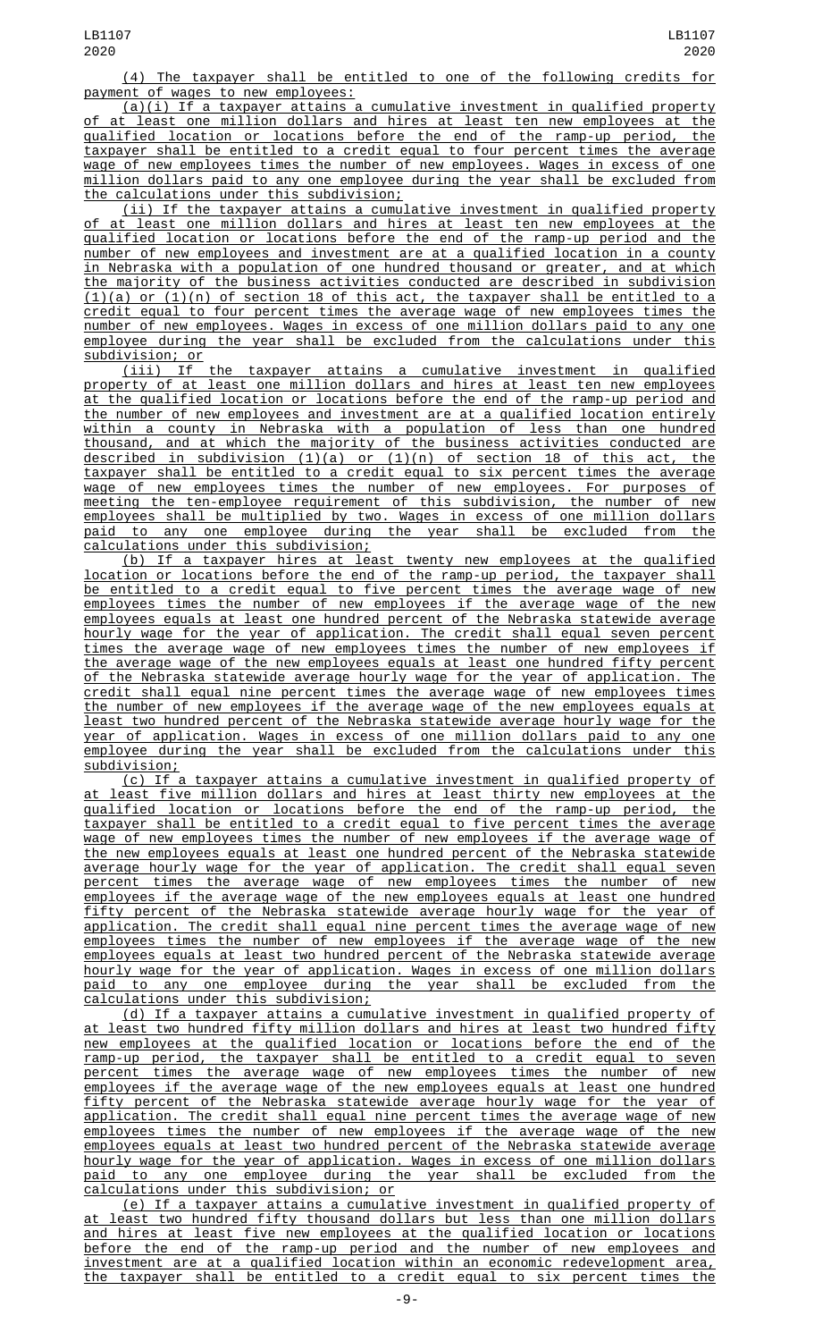(4) The taxpayer shall be entitled to one of the following credits for payment of wages to new employees:

(a)(i) If a taxpayer attains a cumulative investment in qualified property of at least one million dollars and hires at least ten new employees at the qualified location or locations before the end of the ramp-up period, the taxpayer shall be entitled to a credit equal to four percent times the average wage of new employees times the number of new employees. Wages in excess of one million dollars paid to any one employee during the year shall be excluded from the calculations under this subdivision;

(ii) If the taxpayer attains a cumulative investment in qualified property of at least one million dollars and hires at least ten new employees at the qualified location or locations before the end of the ramp-up period and the number of new employees and investment are at a qualified location in a county in Nebraska with a population of one hundred thousand or greater, and at which the majority of the business activities conducted are described in subdivision (1)(a) or (1)(n) of section 18 of this act, the taxpayer shall be entitled to a credit equal to four percent times the average wage of new employees times the number of new employees. Wages in excess of one million dollars paid to any one employee during the year shall be excluded from the calculations under this subdivision; or

(iii) If the taxpayer attains a cumulative investment in qualified property of at least one million dollars and hires at least ten new employees at the qualified location or locations before the end of the ramp-up period and the number of new employees and investment are at a qualified location entirely within a county in Nebraska with a population of less than one hundred thousand, and at which the majority of the business activities conducted are described in subdivision (1)(a) or (1)(n) of section 18 of this act, the taxpayer shall be entitled to a credit equal to six percent times the average wage of new employees times the number of new employees. For purposes of meeting the ten-employee requirement of this subdivision, the number of new employees shall be multiplied by two. Wages in excess of one million dollars paid to any one employee during the year shall be excluded from the calculations under this subdivision;

(b) If a taxpayer hires at least twenty new employees at the qualified location or locations before the end of the ramp-up period, the taxpayer shall be entitled to a credit equal to five percent times the average wage of new employees times the number of new employees if the average wage of the new employees equals at least one hundred percent of the Nebraska statewide average hourly wage for the year of application. The credit shall equal seven percent times the average wage of new employees times the number of new employees if the average wage of the new employees equals at least one hundred fifty percent of the Nebraska statewide average hourly wage for the year of application. The credit shall equal nine percent times the average wage of new employees times the number of new employees if the average wage of the new employees equals at least two hundred percent of the Nebraska statewide average hourly wage for the year of application. Wages in excess of one million dollars paid to any one employee during the year shall be excluded from the calculations under this subdivision;

(c) If a taxpayer attains a cumulative investment in qualified property of at least five million dollars and hires at least thirty new employees at the qualified location or locations before the end of the ramp-up period, the taxpayer shall be entitled to a credit equal to five percent times the average wage of new employees times the number of new employees if the average wage of the new employees equals at least one hundred percent of the Nebraska statewide average hourly wage for the year of application. The credit shall equal seven percent times the average wage of new employees times the number of new employees if the average wage of the new employees equals at least one hundred fifty percent of the Nebraska statewide average hourly wage for the year of application. The credit shall equal nine percent times the average wage of new employees times the number of new employees if the average wage of the new employees equals at least two hundred percent of the Nebraska statewide average hourly wage for the year of application. Wages in excess of one million dollars paid to any one employee during the year shall be excluded from the calculations under this subdivision;

(d) If a taxpayer attains a cumulative investment in qualified property of at least two hundred fifty million dollars and hires at least two hundred fifty new employees at the qualified location or locations before the end of the ramp-up period, the taxpayer shall be entitled to a credit equal to seven percent times the average wage of new employees times the number of new employees if the average wage of the new employees equals at least one hundred fifty percent of the Nebraska statewide average hourly wage for the year of application. The credit shall equal nine percent times the average wage of new employees times the number of new employees if the average wage of the new employees equals at least two hundred percent of the Nebraska statewide average hourly wage for the year of application. Wages in excess of one million dollars paid to any one employee during the year shall be excluded from the calculations under this subdivision; or

(e) If a taxpayer attains a cumulative investment in qualified property of at least two hundred fifty thousand dollars but less than one million dollars and hires at least five new employees at the qualified location or locations before the end of the ramp-up period and the number of new employees and investment are at a qualified location within an economic redevelopment area, the taxpayer shall be entitled to a credit equal to six percent times the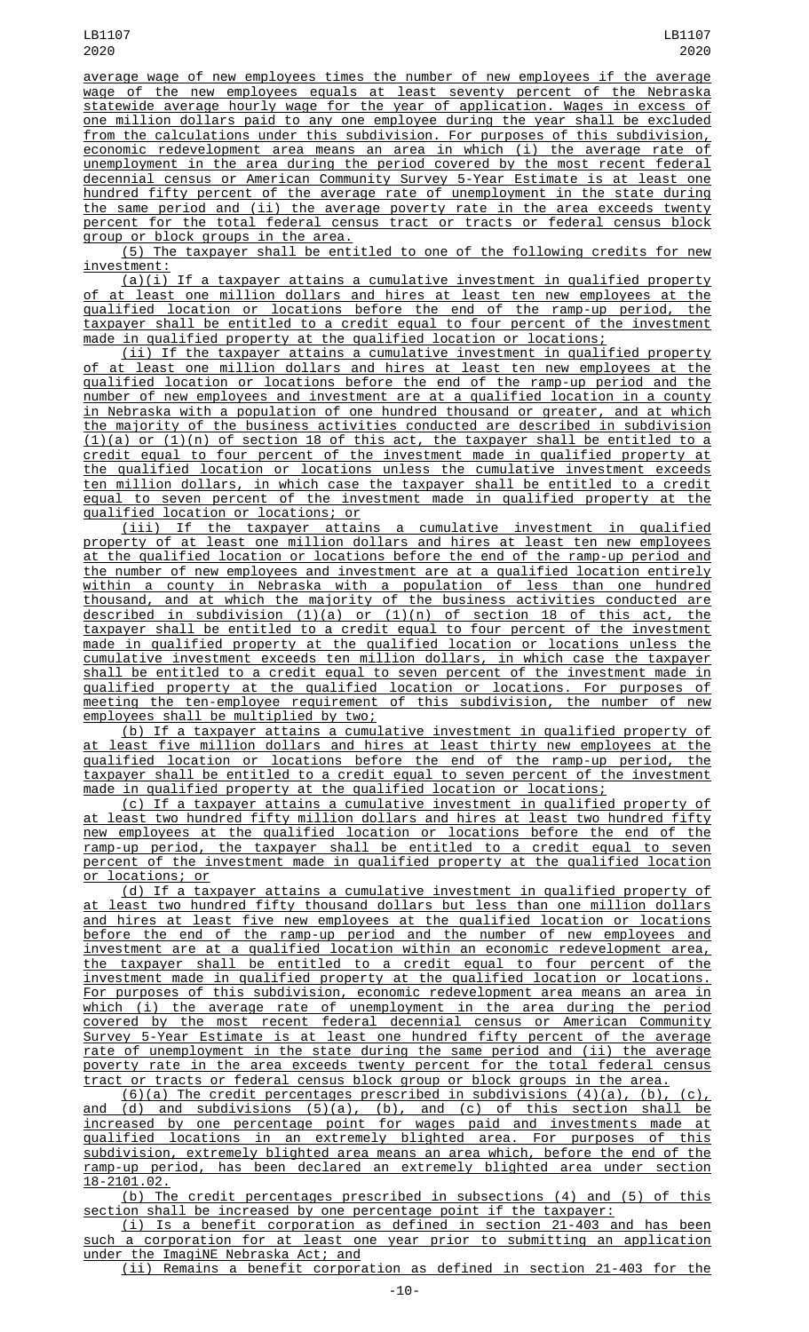average wage of new employees times the number of new employees if the average wage of the new employees equals at least seventy percent of the Nebraska statewide average hourly wage for the year of application. Wages in excess of one million dollars paid to any one employee during the year shall be excluded from the calculations under this subdivision. For purposes of this subdivision, economic redevelopment area means an area in which (i) the average rate of unemployment in the area during the period covered by the most recent federal decennial census or American Community Survey 5-Year Estimate is at least one hundred fifty percent of the average rate of unemployment in the state during the same period and (ii) the average poverty rate in the area exceeds twenty percent for the total federal census tract or tracts or federal census block group or block groups in the area.

(5) The taxpayer shall be entitled to one of the following credits for new investment:

(a)(i) If a taxpayer attains a cumulative investment in qualified property of at least one million dollars and hires at least ten new employees at the qualified location or locations before the end of the ramp-up period, the taxpayer shall be entitled to a credit equal to four percent of the investment made in qualified property at the qualified location or locations;

(ii) If the taxpayer attains a cumulative investment in qualified property of at least one million dollars and hires at least ten new employees at the qualified location or locations before the end of the ramp-up period and the number of new employees and investment are at a qualified location in a county in Nebraska with a population of one hundred thousand or greater, and at which the majority of the business activities conducted are described in subdivision (1)(a) or (1)(n) of section 18 of this act, the taxpayer shall be entitled to a credit equal to four percent of the investment made in qualified property at the qualified location or locations unless the cumulative investment exceeds ten million dollars, in which case the taxpayer shall be entitled to a credit equal to seven percent of the investment made in qualified property at the qualified location or locations; or

(iii) If the taxpayer attains a cumulative investment in qualified property of at least one million dollars and hires at least ten new employees at the qualified location or locations before the end of the ramp-up period and the number of new employees and investment are at a qualified location entirely within a county in Nebraska with a population of less than one hundred thousand, and at which the majority of the business activities conducted are described in subdivision (1)(a) or (1)(n) of section 18 of this act, the taxpayer shall be entitled to a credit equal to four percent of the investment made in qualified property at the qualified location or locations unless the cumulative investment exceeds ten million dollars, in which case the taxpayer shall be entitled to a credit equal to seven percent of the investment made in qualified property at the qualified location or locations. For purposes of meeting the ten-employee requirement of this subdivision, the number of new employees shall be multiplied by two;

(b) If a taxpayer attains a cumulative investment in qualified property of at least five million dollars and hires at least thirty new employees at the qualified location or locations before the end of the ramp-up period, the taxpayer shall be entitled to a credit equal to seven percent of the investment made in qualified property at the qualified location or locations;

(c) If a taxpayer attains a cumulative investment in qualified property of at least two hundred fifty million dollars and hires at least two hundred fifty new employees at the qualified location or locations before the end of the ramp-up period, the taxpayer shall be entitled to a credit equal to seven percent of the investment made in qualified property at the qualified location or locations; or

(d) If a taxpayer attains a cumulative investment in qualified property of at least two hundred fifty thousand dollars but less than one million dollars and hires at least five new employees at the qualified location or locations before the end of the ramp-up period and the number of new employees and investment are at a qualified location within an economic redevelopment area, the taxpayer shall be entitled to a credit equal to four percent of the investment made in qualified property at the qualified location or locations. For purposes of this subdivision, economic redevelopment area means an area in which (i) the average rate of unemployment in the area during the period covered by the most recent federal decennial census or American Community Survey 5-Year Estimate is at least one hundred fifty percent of the average rate of unemployment in the state during the same period and (ii) the average poverty rate in the area exceeds twenty percent for the total federal census tract or tracts or federal census block group or block groups in the area.

(6)(a) The credit percentages prescribed in subdivisions (4)(a), (b), (c), and (d) and subdivisions (5)(a), (b), and (c) of this section shall be increased by one percentage point for wages paid and investments made at qualified locations in an extremely blighted area. For purposes of this subdivision, extremely blighted area means an area which, before the end of the ramp-up period, has been declared an extremely blighted area under section 18-2101.02.

(b) The credit percentages prescribed in subsections (4) and (5) of this section shall be increased by one percentage point if the taxpayer:

(i) Is a benefit corporation as defined in section 21-403 and has been such a corporation for at least one year prior to submitting an application under the ImagiNE Nebraska Act; and

(ii) Remains a benefit corporation as defined in section 21-403 for the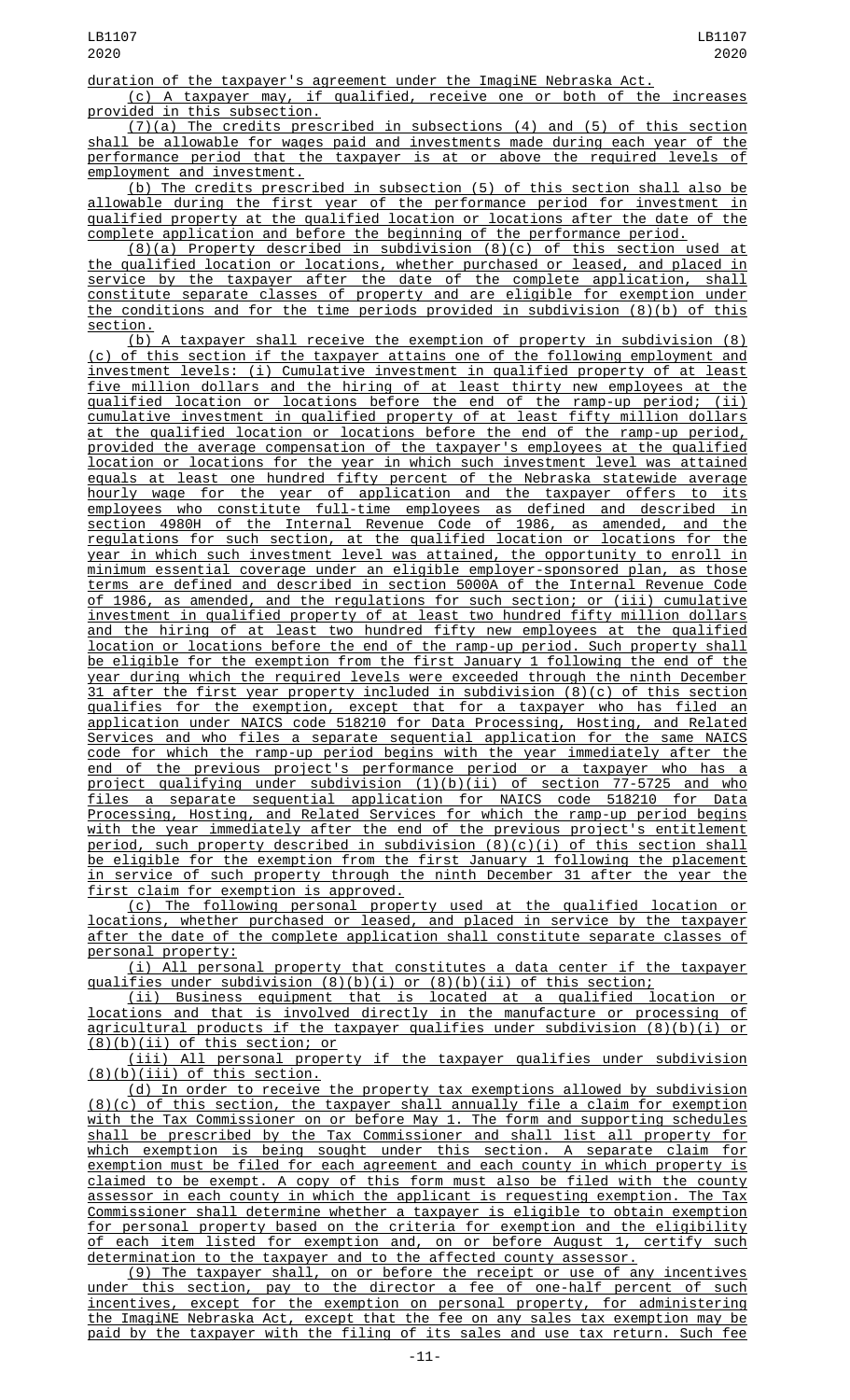duration of the taxpayer's agreement under the ImagiNE Nebraska Act.

(c) A taxpayer may, if qualified, receive one or both of the increases provided in this subsection.

(7)(a) The credits prescribed in subsections (4) and (5) of this section shall be allowable for wages paid and investments made during each year of the performance period that the taxpayer is at or above the required levels of employment and investment.

(b) The credits prescribed in subsection (5) of this section shall also be allowable during the first year of the performance period for investment in qualified property at the qualified location or locations after the date of the complete application and before the beginning of the performance period.

(8)(a) Property described in subdivision (8)(c) of this section used at the qualified location or locations, whether purchased or leased, and placed in service by the taxpayer after the date of the complete application, shall constitute separate classes of property and are eligible for exemption under the conditions and for the time periods provided in subdivision (8)(b) of this section.

(b) A taxpayer shall receive the exemption of property in subdivision (8)(c) of this section if the taxpayer attains one of the following employment and investment levels: (i) Cumulative investment in qualified property of at least five million dollars and the hiring of at least thirty new employees at the qualified location or locations before the end of the ramp-up period; (ii) cumulative investment in qualified property of at least fifty million dollars at the qualified location or locations before the end of the ramp-up period, provided the average compensation of the taxpayer's employees at the qualified location or locations for the year in which such investment level was attained equals at least one hundred fifty percent of the Nebraska statewide average hourly wage for the year of application and the taxpayer offers to its employees who constitute full-time employees as defined and described in section 4980H of the Internal Revenue Code of 1986, as amended, and the regulations for such section, at the qualified location or locations for the year in which such investment level was attained, the opportunity to enroll in minimum essential coverage under an eligible employer-sponsored plan, as those terms are defined and described in section 5000A of the Internal Revenue Code of 1986, as amended, and the regulations for such section; or (iii) cumulative investment in qualified property of at least two hundred fifty million dollars and the hiring of at least two hundred fifty new employees at the qualified location or locations before the end of the ramp-up period. Such property shall be eligible for the exemption from the first January 1 following the end of the year during which the required levels were exceeded through the ninth December 31 after the first year property included in subdivision (8)(c) of this section qualifies for the exemption, except that for a taxpayer who has filed an application under NAICS code 518210 for Data Processing, Hosting, and Related Services and who files a separate sequential application for the same NAICS code for which the ramp-up period begins with the year immediately after the end of the previous project's performance period or a taxpayer who has a project qualifying under subdivision (1)(b)(ii) of section 77-5725 and who files a separate sequential application for NAICS code 518210 for Data Processing, Hosting, and Related Services for which the ramp-up period begins with the year immediately after the end of the previous project's entitlement period, such property described in subdivision (8)(c)(i) of this section shall be eligible for the exemption from the first January 1 following the placement in service of such property through the ninth December 31 after the year the first claim for exemption is approved.

(c) The following personal property used at the qualified location or locations, whether purchased or leased, and placed in service by the taxpayer after the date of the complete application shall constitute separate classes of personal property:

(i) All personal property that constitutes a data center if the taxpayer qualifies under subdivision (8)(b)(i) or (8)(b)(ii) of this section;

(ii) Business equipment that is located at a qualified location or locations and that is involved directly in the manufacture or processing of agricultural products if the taxpayer qualifies under subdivision (8)(b)(i) or (8)(b)(ii) of this section; or

(iii) All personal property if the taxpayer qualifies under subdivision (8)(b)(iii) of this section.

(d) In order to receive the property tax exemptions allowed by subdivision (8)(c) of this section, the taxpayer shall annually file a claim for exemption with the Tax Commissioner on or before May 1. The form and supporting schedules shall be prescribed by the Tax Commissioner and shall list all property for which exemption is being sought under this section. A separate claim for exemption must be filed for each agreement and each county in which property is claimed to be exempt. A copy of this form must also be filed with the county assessor in each county in which the applicant is requesting exemption. The Tax Commissioner shall determine whether a taxpayer is eligible to obtain exemption for personal property based on the criteria for exemption and the eligibility of each item listed for exemption and, on or before August 1, certify such determination to the taxpayer and to the affected county assessor.

(9) The taxpayer shall, on or before the receipt or use of any incentives under this section, pay to the director a fee of one-half percent of such incentives, except for the exemption on personal property, for administering the ImagiNE Nebraska Act, except that the fee on any sales tax exemption may be paid by the taxpayer with the filing of its sales and use tax return. Such fee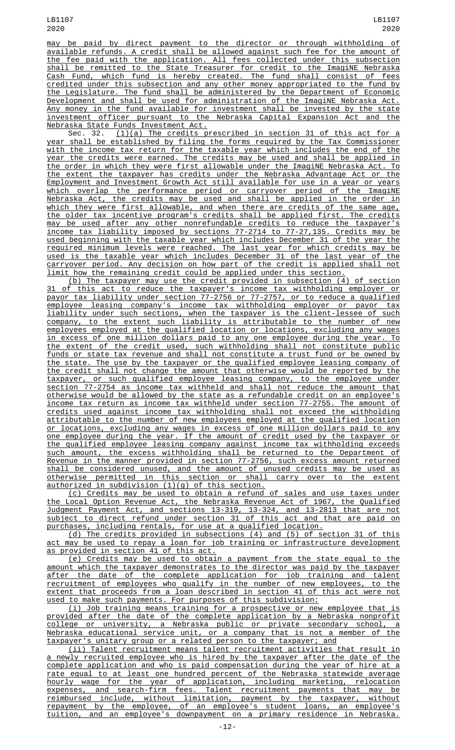may be paid by direct payment to the director or through withholding of available refunds. A credit shall be allowed against such fee for the amount of the fee paid with the application. All fees collected under this subsection shall be remitted to the State Treasurer for credit to the ImagiNE Nebraska Cash Fund, which fund is hereby created. The fund shall consist of fees credited under this subsection and any other money appropriated to the fund by the Legislature. The fund shall be administered by the Department of Economic Development and shall be used for administration of the ImagiNE Nebraska Act. Any money in the fund available for investment shall be invested by the state investment officer pursuant to the Nebraska Capital Expansion Act and the Nebraska State Funds Investment Act.

Sec. 32. (1)(a) The credits prescribed in section 31 of this act for a year shall be established by filing the forms required by the Tax Commissioner with the income tax return for the taxable year which includes the end of the year the credits were earned. The credits may be used and shall be applied in the order in which they were first allowable under the ImagiNE Nebraska Act. To the extent the taxpayer has credits under the Nebraska Advantage Act or the Employment and Investment Growth Act still available for use in a year or years which overlap the performance period or carryover period of the ImagiNE Nebraska Act, the credits may be used and shall be applied in the order in which they were first allowable, and when there are credits of the same age, the older tax incentive program's credits shall be applied first. The credits may be used after any other nonrefundable credits to reduce the taxpayer's income tax liability imposed by sections 77-2714 to 77-27,135. Credits may be used beginning with the taxable year which includes December 31 of the year the required minimum levels were reached. The last year for which credits may be used is the taxable year which includes December 31 of the last year of the carryover period. Any decision on how part of the credit is applied shall not limit how the remaining credit could be applied under this section.

(b) The taxpayer may use the credit provided in subsection (4) of section 31 of this act to reduce the taxpayer's income tax withholding employer or payor tax liability under section 77-2756 or 77-2757, or to reduce a qualified employee leasing company's income tax withholding employer or payor tax liability under such sections, when the taxpayer is the client-lessee of such company, to the extent such liability is attributable to the number of new employees employed at the qualified location or locations, excluding any wages in excess of one million dollars paid to any one employee during the year. To the extent of the credit used, such withholding shall not constitute public funds or state tax revenue and shall not constitute a trust fund or be owned by the state. The use by the taxpayer or the qualified employee leasing company of the credit shall not change the amount that otherwise would be reported by the taxpayer, or such qualified employee leasing company, to the employee under section 77-2754 as income tax withheld and shall not reduce the amount that otherwise would be allowed by the state as a refundable credit on an employee's income tax return as income tax withheld under section 77-2755. The amount of credits used against income tax withholding shall not exceed the withholding attributable to the number of new employees employed at the qualified location or locations, excluding any wages in excess of one million dollars paid to any one employee during the year. If the amount of credit used by the taxpayer or the qualified employee leasing company against income tax withholding exceeds such amount, the excess withholding shall be returned to the Department of Revenue in the manner provided in section 77-2756, such excess amount returned shall be considered unused, and the amount of unused credits may be used as otherwise permitted in this section or shall carry over to the extent authorized in subdivision (1)(g) of this section.

(c) Credits may be used to obtain a refund of sales and use taxes under the Local Option Revenue Act, the Nebraska Revenue Act of 1967, the Qualified Judgment Payment Act, and sections 13-319, 13-324, and 13-2813 that are not subject to direct refund under section 31 of this act and that are paid on purchases, including rentals, for use at a qualified location.

(d) The credits provided in subsections (4) and (5) of section 31 of this act may be used to repay a loan for job training or infrastructure development as provided in section 41 of this act.

(e) Credits may be used to obtain a payment from the state equal to the amount which the taxpayer demonstrates to the director was paid by the taxpayer after the date of the complete application for job training and talent recruitment of employees who qualify in the number of new employees, to the extent that proceeds from a loan described in section 41 of this act were not used to make such payments. For purposes of this subdivision:

(i) Job training means training for a prospective or new employee that is provided after the date of the complete application by a Nebraska nonprofit college or university, a Nebraska public or private secondary school, a Nebraska educational service unit, or a company that is not a member of the taxpayer's unitary group or a related person to the taxpayer; and

(ii) Talent recruitment means talent recruitment activities that result in a newly recruited employee who is hired by the taxpayer after the date of the complete application and who is paid compensation during the year of hire at a rate equal to at least one hundred percent of the Nebraska statewide average hourly wage for the year of application, including marketing, relocation expenses, and search-firm fees. Talent recruitment payments that may be reimbursed include, without limitation, payment by the taxpayer, without repayment by the employee, of an employee's student loans, an employee's tuition, and an employee's downpayment on a primary residence in Nebraska.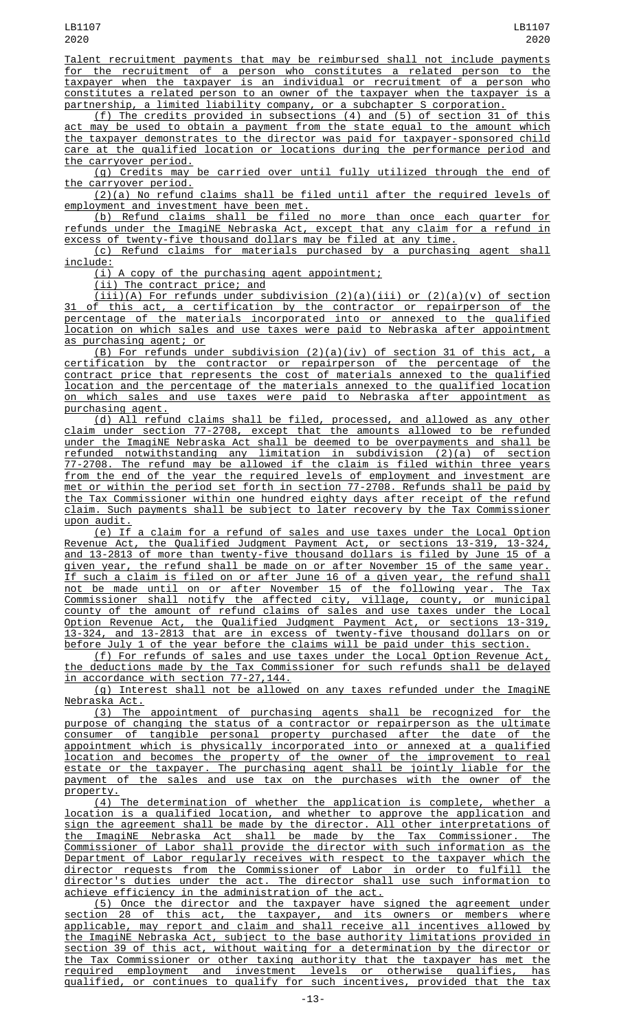Talent recruitment payments that may be reimbursed shall not include payments for the recruitment of a person who constitutes a related person to the taxpayer when the taxpayer is an individual or recruitment of a person who constitutes a related person to an owner of the taxpayer when the taxpayer is a partnership, a limited liability company, or a subchapter S corporation.

(f) The credits provided in subsections (4) and (5) of section 31 of this act may be used to obtain a payment from the state equal to the amount which the taxpayer demonstrates to the director was paid for taxpayer-sponsored child care at the qualified location or locations during the performance period and the carryover period.

(g) Credits may be carried over until fully utilized through the end of the carryover period.

(2)(a) No refund claims shall be filed until after the required levels of employment and investment have been met.

(b) Refund claims shall be filed no more than once each quarter for refunds under the ImagiNE Nebraska Act, except that any claim for a refund in excess of twenty-five thousand dollars may be filed at any time.

(c) Refund claims for materials purchased by a purchasing agent shall include:

(i) A copy of the purchasing agent appointment;

(ii) The contract price; and

(iii)(A) For refunds under subdivision (2)(a)(iii) or (2)(a)(v) of section 31 of this act, a certification by the contractor or repairperson of the percentage of the materials incorporated into or annexed to the qualified location on which sales and use taxes were paid to Nebraska after appointment as purchasing agent; or

(B) For refunds under subdivision (2)(a)(iv) of section 31 of this act, a certification by the contractor or repairperson of the percentage of the contract price that represents the cost of materials annexed to the qualified location and the percentage of the materials annexed to the qualified location on which sales and use taxes were paid to Nebraska after appointment as purchasing agent.

(d) All refund claims shall be filed, processed, and allowed as any other claim under section 77-2708, except that the amounts allowed to be refunded under the ImagiNE Nebraska Act shall be deemed to be overpayments and shall be refunded notwithstanding any limitation in subdivision (2)(a) of section 77-2708. The refund may be allowed if the claim is filed within three years from the end of the year the required levels of employment and investment are met or within the period set forth in section 77-2708. Refunds shall be paid by the Tax Commissioner within one hundred eighty days after receipt of the refund claim. Such payments shall be subject to later recovery by the Tax Commissioner upon audit.

(e) If a claim for a refund of sales and use taxes under the Local Option Revenue Act, the Qualified Judgment Payment Act, or sections 13-319, 13-324, and 13-2813 of more than twenty-five thousand dollars is filed by June 15 of a given year, the refund shall be made on or after November 15 of the same year. If such a claim is filed on or after June 16 of a given year, the refund shall not be made until on or after November 15 of the following year. The Tax Commissioner shall notify the affected city, village, county, or municipal county of the amount of refund claims of sales and use taxes under the Local Option Revenue Act, the Qualified Judgment Payment Act, or sections 13-319, 13-324, and 13-2813 that are in excess of twenty-five thousand dollars on or before July 1 of the year before the claims will be paid under this section.

(f) For refunds of sales and use taxes under the Local Option Revenue Act, the deductions made by the Tax Commissioner for such refunds shall be delayed in accordance with section 77-27,144.

(g) Interest shall not be allowed on any taxes refunded under the ImagiNE Nebraska Act.

(3) The appointment of purchasing agents shall be recognized for the purpose of changing the status of a contractor or repairperson as the ultimate consumer of tangible personal property purchased after the date of the appointment which is physically incorporated into or annexed at a qualified location and becomes the property of the owner of the improvement to real estate or the taxpayer. The purchasing agent shall be jointly liable for the payment of the sales and use tax on the purchases with the owner of the property.

(4) The determination of whether the application is complete, whether a location is a qualified location, and whether to approve the application and sign the agreement shall be made by the director. All other interpretations of the ImagiNE Nebraska Act shall be made by the Tax Commissioner. The Commissioner of Labor shall provide the director with such information as the Department of Labor regularly receives with respect to the taxpayer which the director requests from the Commissioner of Labor in order to fulfill the director's duties under the act. The director shall use such information to achieve efficiency in the administration of the act.

(5) Once the director and the taxpayer have signed the agreement under section 28 of this act, the taxpayer, and its owners or members where applicable, may report and claim and shall receive all incentives allowed by the ImagiNE Nebraska Act, subject to the base authority limitations provided in section 39 of this act, without waiting for a determination by the director or the Tax Commissioner or other taxing authority that the taxpayer has met the required employment and investment levels or otherwise qualifies, has qualified, or continues to qualify for such incentives, provided that the tax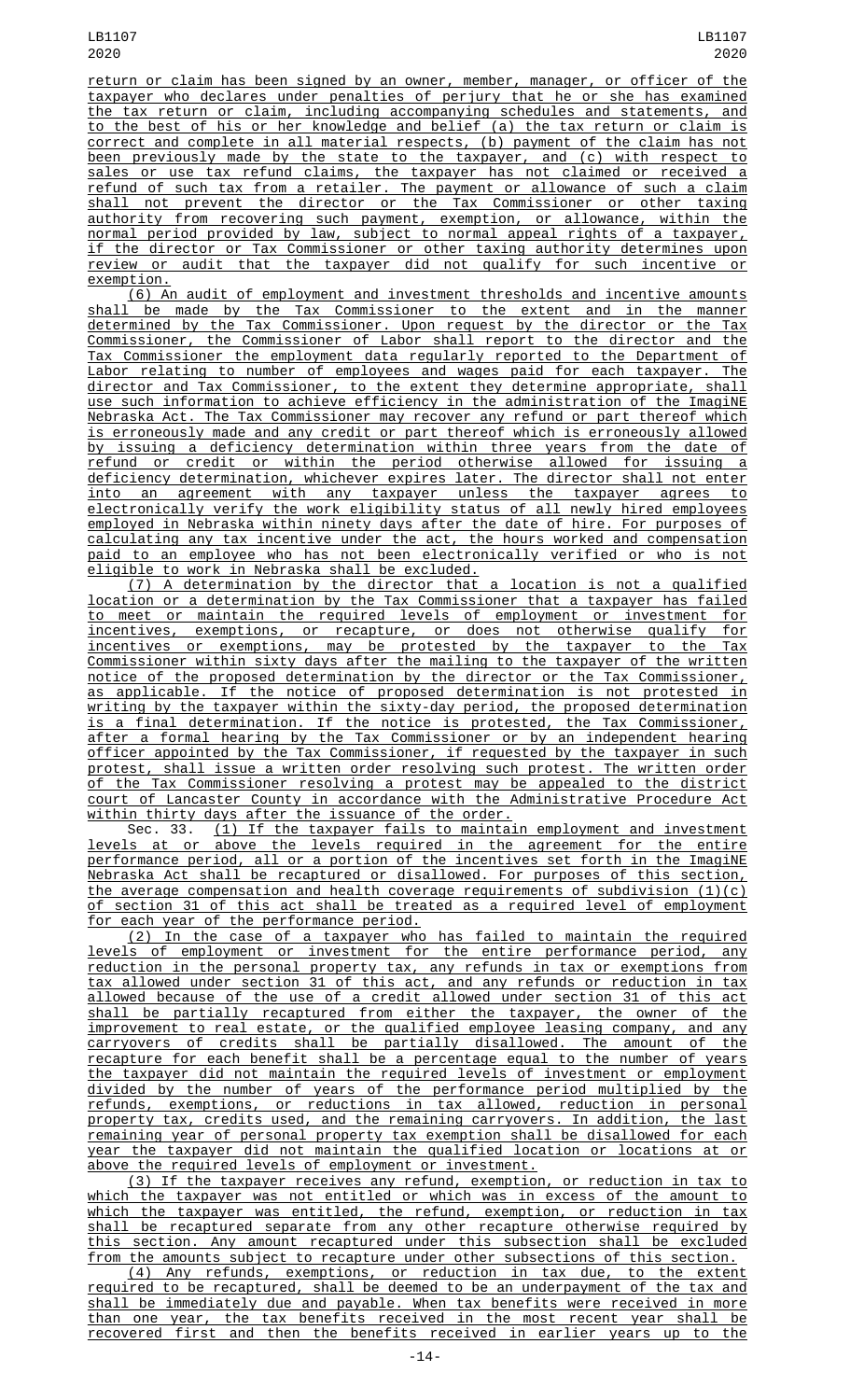return or claim has been signed by an owner, member, manager, or officer of the taxpayer who declares under penalties of perjury that he or she has examined the tax return or claim, including accompanying schedules and statements, and to the best of his or her knowledge and belief (a) the tax return or claim is correct and complete in all material respects, (b) payment of the claim has not been previously made by the state to the taxpayer, and (c) with respect to sales or use tax refund claims, the taxpayer has not claimed or received a refund of such tax from a retailer. The payment or allowance of such a claim shall not prevent the director or the Tax Commissioner or other taxing authority from recovering such payment, exemption, or allowance, within the normal period provided by law, subject to normal appeal rights of a taxpayer, if the director or Tax Commissioner or other taxing authority determines upon review or audit that the taxpayer did not qualify for such incentive or exemption.

(6) An audit of employment and investment thresholds and incentive amounts shall be made by the Tax Commissioner to the extent and in the manner determined by the Tax Commissioner. Upon request by the director or the Tax Commissioner, the Commissioner of Labor shall report to the director and the Tax Commissioner the employment data regularly reported to the Department of Labor relating to number of employees and wages paid for each taxpayer. The director and Tax Commissioner, to the extent they determine appropriate, shall use such information to achieve efficiency in the administration of the ImagiNE Nebraska Act. The Tax Commissioner may recover any refund or part thereof which is erroneously made and any credit or part thereof which is erroneously allowed by issuing a deficiency determination within three years from the date of refund or credit or within the period otherwise allowed for issuing a deficiency determination, whichever expires later. The director shall not enter into an agreement with any taxpayer unless the taxpayer agrees to electronically verify the work eligibility status of all newly hired employees employed in Nebraska within ninety days after the date of hire. For purposes of calculating any tax incentive under the act, the hours worked and compensation paid to an employee who has not been electronically verified or who is not eligible to work in Nebraska shall be excluded.

(7) A determination by the director that a location is not a qualified location or a determination by the Tax Commissioner that a taxpayer has failed to meet or maintain the required levels of employment or investment for incentives, exemptions, or recapture, or does not otherwise qualify for incentives or exemptions, may be protested by the taxpayer to the Tax Commissioner within sixty days after the mailing to the taxpayer of the written notice of the proposed determination by the director or the Tax Commissioner, as applicable. If the notice of proposed determination is not protested in writing by the taxpayer within the sixty-day period, the proposed determination is a final determination. If the notice is protested, the Tax Commissioner, after a formal hearing by the Tax Commissioner or by an independent hearing officer appointed by the Tax Commissioner, if requested by the taxpayer in such protest, shall issue a written order resolving such protest. The written order of the Tax Commissioner resolving a protest may be appealed to the district court of Lancaster County in accordance with the Administrative Procedure Act within thirty days after the issuance of the order.

Sec. 33. (1) If the taxpayer fails to maintain employment and investment levels at or above the levels required in the agreement for the entire performance period, all or a portion of the incentives set forth in the ImagiNE Nebraska Act shall be recaptured or disallowed. For purposes of this section, the average compensation and health coverage requirements of subdivision (1)(c) of section 31 of this act shall be treated as a required level of employment for each year of the performance period.

(2) In the case of a taxpayer who has failed to maintain the required levels of employment or investment for the entire performance period, any reduction in the personal property tax, any refunds in tax or exemptions from tax allowed under section 31 of this act, and any refunds or reduction in tax allowed because of the use of a credit allowed under section 31 of this act shall be partially recaptured from either the taxpayer, the owner of the improvement to real estate, or the qualified employee leasing company, and any carryovers of credits shall be partially disallowed. The amount of the recapture for each benefit shall be a percentage equal to the number of years the taxpayer did not maintain the required levels of investment or employment divided by the number of years of the performance period multiplied by the refunds, exemptions, or reductions in tax allowed, reduction in personal property tax, credits used, and the remaining carryovers. In addition, the last remaining year of personal property tax exemption shall be disallowed for each year the taxpayer did not maintain the qualified location or locations at or above the required levels of employment or investment.

(3) If the taxpayer receives any refund, exemption, or reduction in tax to which the taxpayer was not entitled or which was in excess of the amount to which the taxpayer was entitled, the refund, exemption, or reduction in tax shall be recaptured separate from any other recapture otherwise required by this section. Any amount recaptured under this subsection shall be excluded from the amounts subject to recapture under other subsections of this section.

(4) Any refunds, exemptions, or reduction in tax due, to the extent required to be recaptured, shall be deemed to be an underpayment of the tax and shall be immediately due and payable. When tax benefits were received in more than one year, the tax benefits received in the most recent year shall be recovered first and then the benefits received in earlier years up to the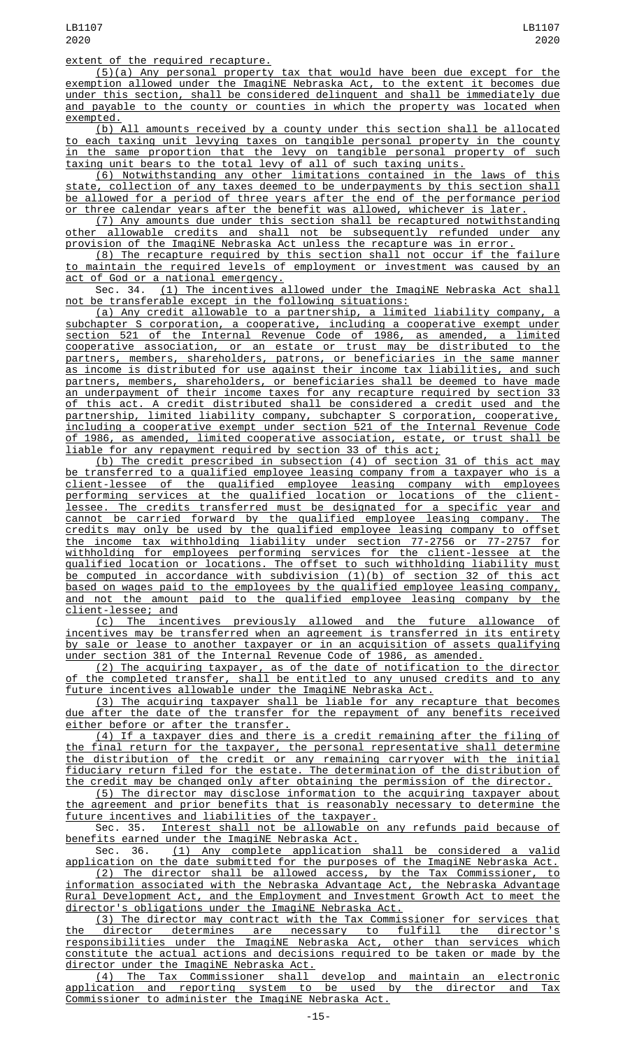extent of the required recapture.

(5)(a) Any personal property tax that would have been due except for the exemption allowed under the ImagiNE Nebraska Act, to the extent it becomes due under this section, shall be considered delinquent and shall be immediately due and payable to the county or counties in which the property was located when exempted.

(b) All amounts received by a county under this section shall be allocated to each taxing unit levying taxes on tangible personal property in the county in the same proportion that the levy on tangible personal property of such taxing unit bears to the total levy of all of such taxing units.

(6) Notwithstanding any other limitations contained in the laws of this state, collection of any taxes deemed to be underpayments by this section shall be allowed for a period of three years after the end of the performance period or three calendar years after the benefit was allowed, whichever is later.

(7) Any amounts due under this section shall be recaptured notwithstanding other allowable credits and shall not be subsequently refunded under any provision of the ImagiNE Nebraska Act unless the recapture was in error.

(8) The recapture required by this section shall not occur if the failure to maintain the required levels of employment or investment was caused by an act of God or a national emergency.

Sec. 34. (1) The incentives allowed under the ImagiNE Nebraska Act shall not be transferable except in the following situations:

(a) Any credit allowable to a partnership, a limited liability company, a subchapter S corporation, a cooperative, including a cooperative exempt under section 521 of the Internal Revenue Code of 1986, as amended, a limited cooperative association, or an estate or trust may be distributed to the partners, members, shareholders, patrons, or beneficiaries in the same manner as income is distributed for use against their income tax liabilities, and such partners, members, shareholders, or beneficiaries shall be deemed to have made an underpayment of their income taxes for any recapture required by section 33 of this act. A credit distributed shall be considered a credit used and the partnership, limited liability company, subchapter S corporation, cooperative, including a cooperative exempt under section 521 of the Internal Revenue Code of 1986, as amended, limited cooperative association, estate, or trust shall be liable for any repayment required by section 33 of this act;

(b) The credit prescribed in subsection (4) of section 31 of this act may be transferred to a qualified employee leasing company from a taxpayer who is a client-lessee of the qualified employee leasing company with employees performing services at the qualified location or locations of the client-lessee. The credits transferred must be designated for a specific year and cannot be carried forward by the qualified employee leasing company. The credits may only be used by the qualified employee leasing company to offset the income tax withholding liability under section 77-2756 or 77-2757 for withholding for employees performing services for the client-lessee at the qualified location or locations. The offset to such withholding liability must be computed in accordance with subdivision (1)(b) of section 32 of this act based on wages paid to the employees by the qualified employee leasing company, and not the amount paid to the qualified employee leasing company by the client-lessee; and

(c) The incentives previously allowed and the future allowance of incentives may be transferred when an agreement is transferred in its entirety by sale or lease to another taxpayer or in an acquisition of assets qualifying under section 381 of the Internal Revenue Code of 1986, as amended.

(2) The acquiring taxpayer, as of the date of notification to the director of the completed transfer, shall be entitled to any unused credits and to any future incentives allowable under the ImagiNE Nebraska Act.

(3) The acquiring taxpayer shall be liable for any recapture that becomes due after the date of the transfer for the repayment of any benefits received either before or after the transfer.

(4) If a taxpayer dies and there is a credit remaining after the filing of the final return for the taxpayer, the personal representative shall determine the distribution of the credit or any remaining carryover with the initial fiduciary return filed for the estate. The determination of the distribution of the credit may be changed only after obtaining the permission of the director.

(5) The director may disclose information to the acquiring taxpayer about the agreement and prior benefits that is reasonably necessary to determine the future incentives and liabilities of the taxpayer.

Sec. 35. Interest shall not be allowable on any refunds paid because of benefits earned under the ImagiNE Nebraska Act.

Sec. 36. (1) Any complete application shall be considered a valid application on the date submitted for the purposes of the ImagiNE Nebraska Act.

(2) The director shall be allowed access, by the Tax Commissioner, to information associated with the Nebraska Advantage Act, the Nebraska Advantage Rural Development Act, and the Employment and Investment Growth Act to meet the director's obligations under the ImagiNE Nebraska Act.

(3) The director may contract with the Tax Commissioner for services that the director determines are necessary to fulfill the director's responsibilities under the ImagiNE Nebraska Act, other than services which constitute the actual actions and decisions required to be taken or made by the director under the ImagiNE Nebraska Act.

(4) The Tax Commissioner shall develop and maintain an electronic application and reporting system to be used by the director and Tax Commissioner to administer the ImagiNE Nebraska Act.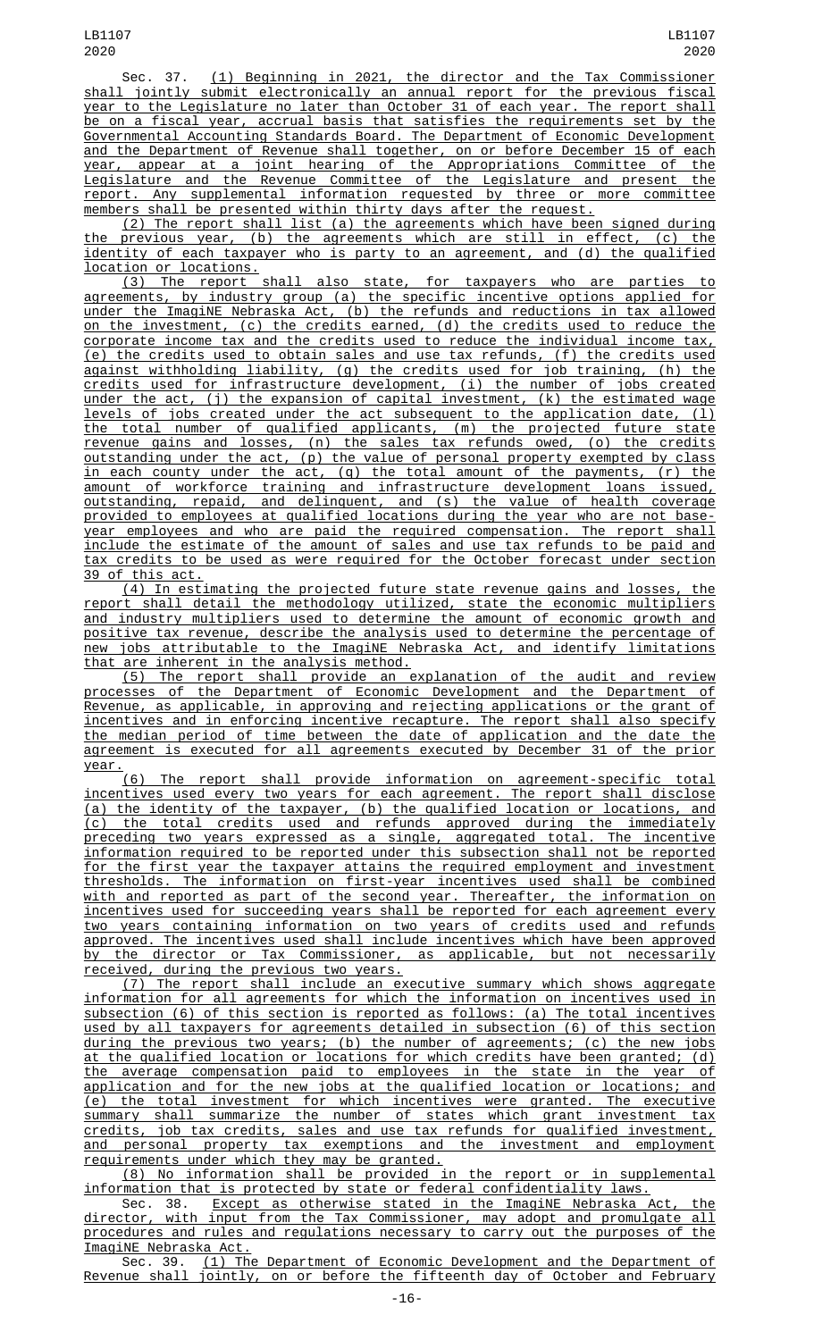Sec. 37. (1) Beginning in 2021, the director and the Tax Commissioner shall jointly submit electronically an annual report for the previous fiscal year to the Legislature no later than October 31 of each year. The report shall be on a fiscal year, accrual basis that satisfies the requirements set by the Governmental Accounting Standards Board. The Department of Economic Development and the Department of Revenue shall together, on or before December 15 of each year, appear at a joint hearing of the Appropriations Committee of the Legislature and the Revenue Committee of the Legislature and present the report. Any supplemental information requested by three or more committee members shall be presented within thirty days after the request.

(2) The report shall list (a) the agreements which have been signed during the previous year, (b) the agreements which are still in effect, (c) the identity of each taxpayer who is party to an agreement, and (d) the qualified location or locations.

(3) The report shall also state, for taxpayers who are parties to agreements, by industry group (a) the specific incentive options applied for under the ImagiNE Nebraska Act, (b) the refunds and reductions in tax allowed on the investment, (c) the credits earned, (d) the credits used to reduce the corporate income tax and the credits used to reduce the individual income tax, (e) the credits used to obtain sales and use tax refunds, (f) the credits used against withholding liability, (g) the credits used for job training, (h) the credits used for infrastructure development, (i) the number of jobs created under the act, (j) the expansion of capital investment, (k) the estimated wage levels of jobs created under the act subsequent to the application date, (l) the total number of qualified applicants, (m) the projected future state revenue gains and losses, (n) the sales tax refunds owed, (o) the credits outstanding under the act, (p) the value of personal property exempted by class in each county under the act, (q) the total amount of the payments, (r) the amount of workforce training and infrastructure development loans issued, outstanding, repaid, and delinquent, and (s) the value of health coverage provided to employees at qualified locations during the year who are not base-year employees and who are paid the required compensation. The report shall include the estimate of the amount of sales and use tax refunds to be paid and tax credits to be used as were required for the October forecast under section 39 of this act.

(4) In estimating the projected future state revenue gains and losses, the report shall detail the methodology utilized, state the economic multipliers and industry multipliers used to determine the amount of economic growth and positive tax revenue, describe the analysis used to determine the percentage of new jobs attributable to the ImagiNE Nebraska Act, and identify limitations that are inherent in the analysis method.

(5) The report shall provide an explanation of the audit and review processes of the Department of Economic Development and the Department of Revenue, as applicable, in approving and rejecting applications or the grant of incentives and in enforcing incentive recapture. The report shall also specify the median period of time between the date of application and the date the agreement is executed for all agreements executed by December 31 of the prior year.

(6) The report shall provide information on agreement-specific total incentives used every two years for each agreement. The report shall disclose (a) the identity of the taxpayer, (b) the qualified location or locations, and (c) the total credits used and refunds approved during the immediately preceding two years expressed as a single, aggregated total. The incentive information required to be reported under this subsection shall not be reported for the first year the taxpayer attains the required employment and investment thresholds. The information on first-year incentives used shall be combined with and reported as part of the second year. Thereafter, the information on incentives used for succeeding years shall be reported for each agreement every two years containing information on two years of credits used and refunds approved. The incentives used shall include incentives which have been approved by the director or Tax Commissioner, as applicable, but not necessarily received, during the previous two years.

(7) The report shall include an executive summary which shows aggregate information for all agreements for which the information on incentives used in subsection (6) of this section is reported as follows: (a) The total incentives used by all taxpayers for agreements detailed in subsection (6) of this section during the previous two years; (b) the number of agreements; (c) the new jobs at the qualified location or locations for which credits have been granted; (d) the average compensation paid to employees in the state in the year of application and for the new jobs at the qualified location or locations; and (e) the total investment for which incentives were granted. The executive summary shall summarize the number of states which grant investment tax credits, job tax credits, sales and use tax refunds for qualified investment, and personal property tax exemptions and the investment and employment requirements under which they may be granted.

(8) No information shall be provided in the report or in supplemental information that is protected by state or federal confidentiality laws.

Sec. 38. Except as otherwise stated in the ImagiNE Nebraska Act, the director, with input from the Tax Commissioner, may adopt and promulgate all procedures and rules and regulations necessary to carry out the purposes of the ImagiNE Nebraska Act.

Sec. 39. (1) The Department of Economic Development and the Department of Revenue shall jointly, on or before the fifteenth day of October and February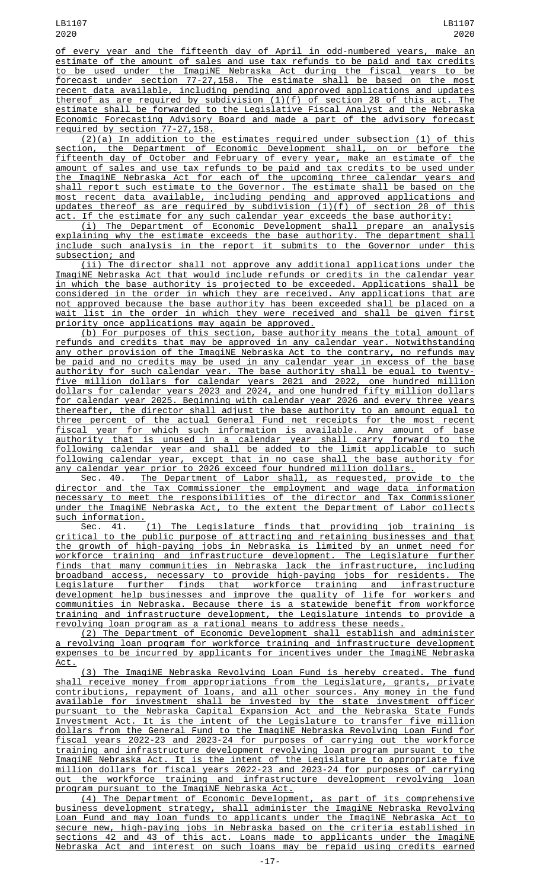of every year and the fifteenth day of April in odd-numbered years, make an estimate of the amount of sales and use tax refunds to be paid and tax credits to be used under the ImagiNE Nebraska Act during the fiscal years to be forecast under section 77-27,158. The estimate shall be based on the most recent data available, including pending and approved applications and updates thereof as are required by subdivision (1)(f) of section 28 of this act. The estimate shall be forwarded to the Legislative Fiscal Analyst and the Nebraska Economic Forecasting Advisory Board and made a part of the advisory forecast required by section 77-27,158.

(2)(a) In addition to the estimates required under subsection (1) of this section, the Department of Economic Development shall, on or before the fifteenth day of October and February of every year, make an estimate of the amount of sales and use tax refunds to be paid and tax credits to be used under the ImagiNE Nebraska Act for each of the upcoming three calendar years and shall report such estimate to the Governor. The estimate shall be based on the most recent data available, including pending and approved applications and updates thereof as are required by subdivision (1)(f) of section 28 of this act. If the estimate for any such calendar year exceeds the base authority:

(i) The Department of Economic Development shall prepare an analysis explaining why the estimate exceeds the base authority. The department shall include such analysis in the report it submits to the Governor under this subsection; and

(ii) The director shall not approve any additional applications under the ImagiNE Nebraska Act that would include refunds or credits in the calendar year in which the base authority is projected to be exceeded. Applications shall be considered in the order in which they are received. Any applications that are not approved because the base authority has been exceeded shall be placed on a wait list in the order in which they were received and shall be given first priority once applications may again be approved.

(b) For purposes of this section, base authority means the total amount of refunds and credits that may be approved in any calendar year. Notwithstanding any other provision of the ImagiNE Nebraska Act to the contrary, no refunds may be paid and no credits may be used in any calendar year in excess of the base authority for such calendar year. The base authority shall be equal to twenty-five million dollars for calendar years 2021 and 2022, one hundred million dollars for calendar years 2023 and 2024, and one hundred fifty million dollars for calendar year 2025. Beginning with calendar year 2026 and every three years thereafter, the director shall adjust the base authority to an amount equal to three percent of the actual General Fund net receipts for the most recent fiscal year for which such information is available. Any amount of base authority that is unused in a calendar year shall carry forward to the following calendar year and shall be added to the limit applicable to such following calendar year, except that in no case shall the base authority for any calendar year prior to 2026 exceed four hundred million dollars.

Sec. 40. The Department of Labor shall, as requested, provide to the director and the Tax Commissioner the employment and wage data information necessary to meet the responsibilities of the director and Tax Commissioner under the ImagiNE Nebraska Act, to the extent the Department of Labor collects such information.

Sec. 41. (1) The Legislature finds that providing job training is critical to the public purpose of attracting and retaining businesses and that the growth of high-paying jobs in Nebraska is limited by an unmet need for workforce training and infrastructure development. The Legislature further finds that many communities in Nebraska lack the infrastructure, including broadband access, necessary to provide high-paying jobs for residents. The Legislature further finds that workforce training and infrastructure development help businesses and improve the quality of life for workers and communities in Nebraska. Because there is a statewide benefit from workforce training and infrastructure development, the Legislature intends to provide a revolving loan program as a rational means to address these needs.

(2) The Department of Economic Development shall establish and administer a revolving loan program for workforce training and infrastructure development expenses to be incurred by applicants for incentives under the ImagiNE Nebraska Act.

(3) The ImagiNE Nebraska Revolving Loan Fund is hereby created. The fund shall receive money from appropriations from the Legislature, grants, private contributions, repayment of loans, and all other sources. Any money in the fund available for investment shall be invested by the state investment officer pursuant to the Nebraska Capital Expansion Act and the Nebraska State Funds Investment Act. It is the intent of the Legislature to transfer five million dollars from the General Fund to the ImagiNE Nebraska Revolving Loan Fund for fiscal years 2022-23 and 2023-24 for purposes of carrying out the workforce training and infrastructure development revolving loan program pursuant to the ImagiNE Nebraska Act. It is the intent of the Legislature to appropriate five million dollars for fiscal years 2022-23 and 2023-24 for purposes of carrying out the workforce training and infrastructure development revolving loan program pursuant to the ImagiNE Nebraska Act.

(4) The Department of Economic Development, as part of its comprehensive business development strategy, shall administer the ImagiNE Nebraska Revolving Loan Fund and may loan funds to applicants under the ImagiNE Nebraska Act to secure new, high-paying jobs in Nebraska based on the criteria established in sections 42 and 43 of this act. Loans made to applicants under the ImagiNE Nebraska Act and interest on such loans may be repaid using credits earned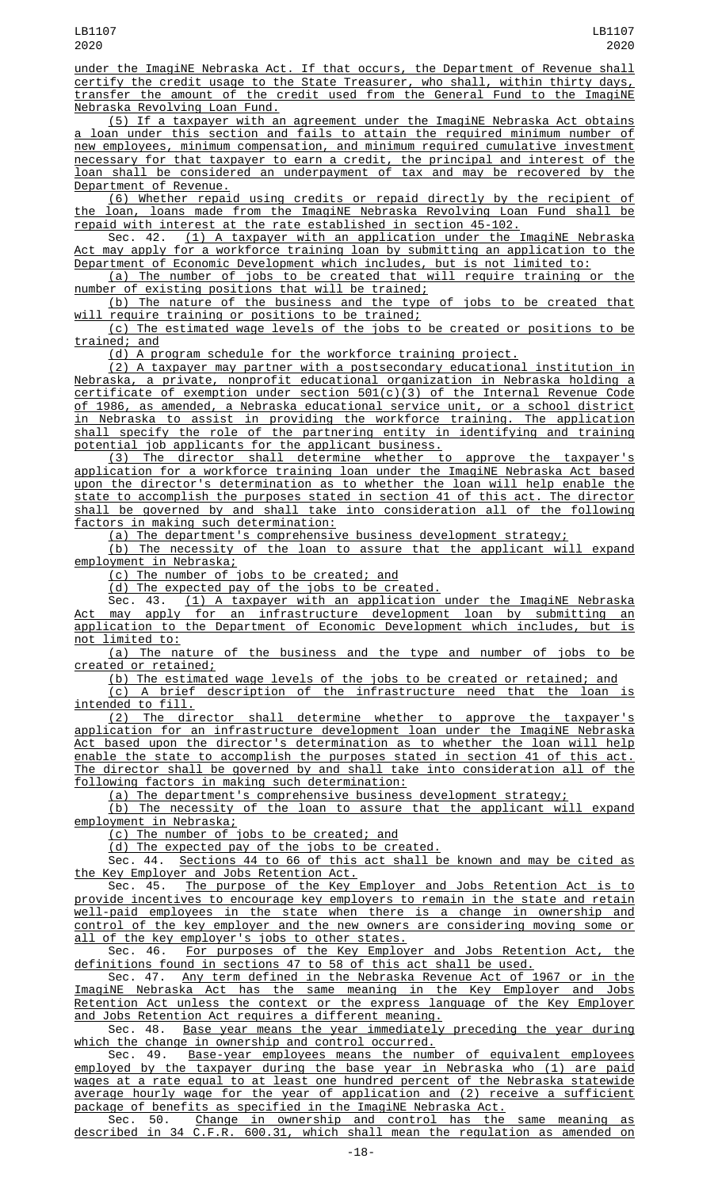under the ImagiNE Nebraska Act. If that occurs, the Department of Revenue shall certify the credit usage to the State Treasurer, who shall, within thirty days, transfer the amount of the credit used from the General Fund to the ImagiNE Nebraska Revolving Loan Fund.

(5) If a taxpayer with an agreement under the ImagiNE Nebraska Act obtains a loan under this section and fails to attain the required minimum number of new employees, minimum compensation, and minimum required cumulative investment necessary for that taxpayer to earn a credit, the principal and interest of the loan shall be considered an underpayment of tax and may be recovered by the Department of Revenue.

(6) Whether repaid using credits or repaid directly by the recipient of the loan, loans made from the ImagiNE Nebraska Revolving Loan Fund shall be repaid with interest at the rate established in section 45-102.

Sec. 42. (1) A taxpayer with an application under the ImagiNE Nebraska Act may apply for a workforce training loan by submitting an application to the Department of Economic Development which includes, but is not limited to:

(a) The number of jobs to be created that will require training or the number of existing positions that will be trained;

(b) The nature of the business and the type of jobs to be created that will require training or positions to be trained;

(c) The estimated wage levels of the jobs to be created or positions to be trained; and

(d) A program schedule for the workforce training project.

(2) A taxpayer may partner with a postsecondary educational institution in Nebraska, a private, nonprofit educational organization in Nebraska holding a certificate of exemption under section 501(c)(3) of the Internal Revenue Code of 1986, as amended, a Nebraska educational service unit, or a school district in Nebraska to assist in providing the workforce training. The application shall specify the role of the partnering entity in identifying and training potential job applicants for the applicant business.

(3) The director shall determine whether to approve the taxpayer's application for a workforce training loan under the ImagiNE Nebraska Act based upon the director's determination as to whether the loan will help enable the state to accomplish the purposes stated in section 41 of this act. The director shall be governed by and shall take into consideration all of the following factors in making such determination:

(a) The department's comprehensive business development strategy;

(b) The necessity of the loan to assure that the applicant will expand employment in Nebraska;

(c) The number of jobs to be created; and

(d) The expected pay of the jobs to be created.

Sec. 43. (1) A taxpayer with an application under the ImagiNE Nebraska Act may apply for an infrastructure development loan by submitting an application to the Department of Economic Development which includes, but is not limited to:

(a) The nature of the business and the type and number of jobs to be created or retained;

(b) The estimated wage levels of the jobs to be created or retained; and

(c) A brief description of the infrastructure need that the loan is intended to fill.

(2) The director shall determine whether to approve the taxpayer's application for an infrastructure development loan under the ImagiNE Nebraska Act based upon the director's determination as to whether the loan will help enable the state to accomplish the purposes stated in section 41 of this act. The director shall be governed by and shall take into consideration all of the following factors in making such determination:

(a) The department's comprehensive business development strategy;

(b) The necessity of the loan to assure that the applicant will expand employment in Nebraska;

(c) The number of jobs to be created; and

(d) The expected pay of the jobs to be created.

Sec. 44. Sections 44 to 66 of this act shall be known and may be cited as the Key Employer and Jobs Retention Act.

Sec. 45. The purpose of the Key Employer and Jobs Retention Act is to provide incentives to encourage key employers to remain in the state and retain well-paid employees in the state when there is a change in ownership and control of the key employer and the new owners are considering moving some or all of the key employer's jobs to other states.

Sec. 46. For purposes of the Key Employer and Jobs Retention Act, the definitions found in sections 47 to 58 of this act shall be used.

Sec. 47. Any term defined in the Nebraska Revenue Act of 1967 or in the ImagiNE Nebraska Act has the same meaning in the Key Employer and Jobs Retention Act unless the context or the express language of the Key Employer and Jobs Retention Act requires a different meaning.

Sec. 48. Base year means the year immediately preceding the year during which the change in ownership and control occurred.

Sec. 49. Base-year employees means the number of equivalent employees employed by the taxpayer during the base year in Nebraska who (1) are paid wages at a rate equal to at least one hundred percent of the Nebraska statewide average hourly wage for the year of application and (2) receive a sufficient package of benefits as specified in the ImagiNE Nebraska Act.

Sec. 50. Change in ownership and control has the same meaning as described in 34 C.F.R. 600.31, which shall mean the regulation as amended on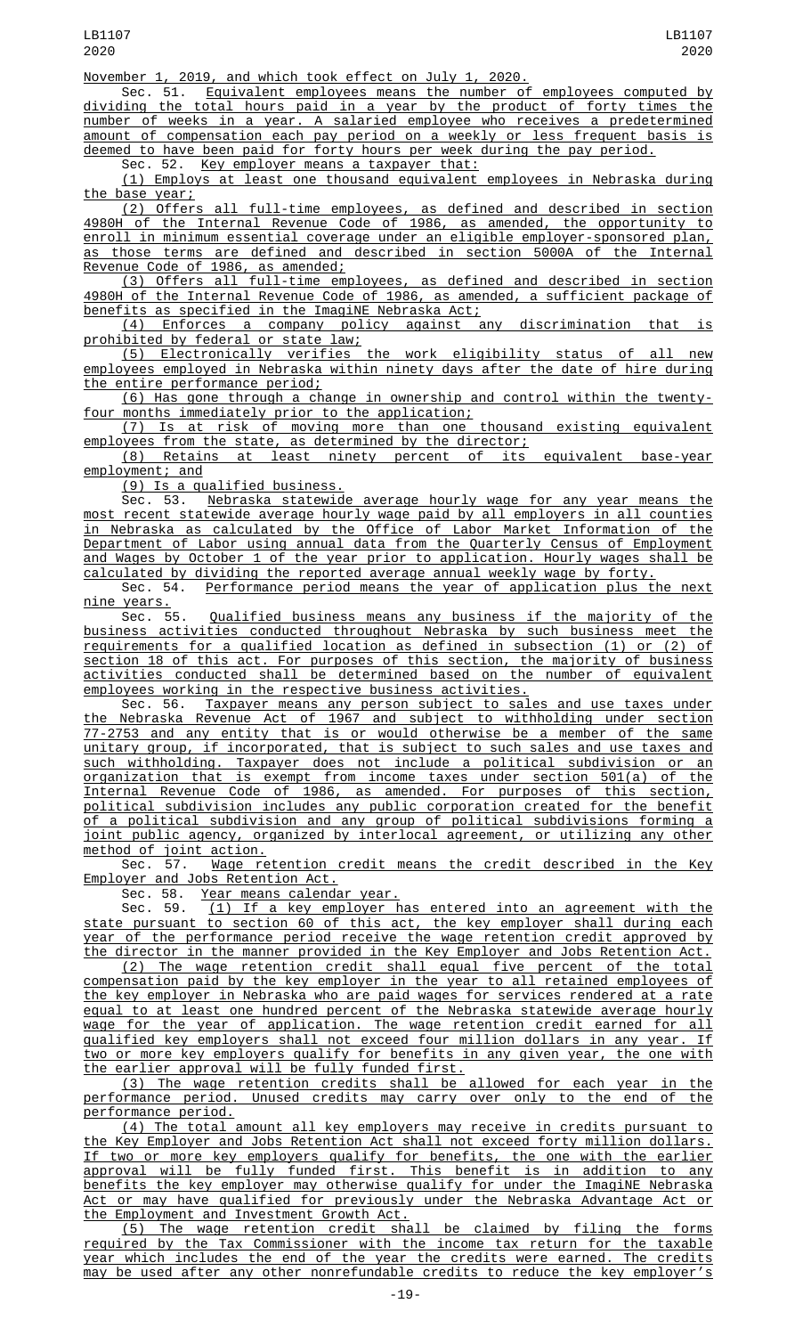November 1, 2019, and which took effect on July 1, 2020.

Sec. 51. Equivalent employees means the number of employees computed by dividing the total hours paid in a year by the product of forty times the number of weeks in a year. A salaried employee who receives a predetermined amount of compensation each pay period on a weekly or less frequent basis is deemed to have been paid for forty hours per week during the pay period.

Sec. 52. Key employer means a taxpayer that:

(1) Employs at least one thousand equivalent employees in Nebraska during the base year;

(2) Offers all full-time employees, as defined and described in section 4980H of the Internal Revenue Code of 1986, as amended, the opportunity to enroll in minimum essential coverage under an eligible employer-sponsored plan, as those terms are defined and described in section 5000A of the Internal Revenue Code of 1986, as amended;

(3) Offers all full-time employees, as defined and described in section 4980H of the Internal Revenue Code of 1986, as amended, a sufficient package of benefits as specified in the ImagiNE Nebraska Act;

(4) Enforces a company policy against any discrimination that is prohibited by federal or state law;

(5) Electronically verifies the work eligibility status of all new employees employed in Nebraska within ninety days after the date of hire during the entire performance period;

(6) Has gone through a change in ownership and control within the twenty-four months immediately prior to the application;

(7) Is at risk of moving more than one thousand existing equivalent employees from the state, as determined by the director;

(8) Retains at least ninety percent of its equivalent base-year employment; and

(9) Is a qualified business.

Sec. 53. Nebraska statewide average hourly wage for any year means the most recent statewide average hourly wage paid by all employers in all counties in Nebraska as calculated by the Office of Labor Market Information of the Department of Labor using annual data from the Quarterly Census of Employment and Wages by October 1 of the year prior to application. Hourly wages shall be calculated by dividing the reported average annual weekly wage by forty.

Sec. 54. Performance period means the year of application plus the next nine years.

Sec. 55. Qualified business means any business if the majority of the business activities conducted throughout Nebraska by such business meet the requirements for a qualified location as defined in subsection (1) or (2) of section 18 of this act. For purposes of this section, the majority of business activities conducted shall be determined based on the number of equivalent employees working in the respective business activities.

Sec. 56. Taxpayer means any person subject to sales and use taxes under the Nebraska Revenue Act of 1967 and subject to withholding under section 77-2753 and any entity that is or would otherwise be a member of the same unitary group, if incorporated, that is subject to such sales and use taxes and such withholding. Taxpayer does not include a political subdivision or an organization that is exempt from income taxes under section 501(a) of the Internal Revenue Code of 1986, as amended. For purposes of this section, political subdivision includes any public corporation created for the benefit of a political subdivision and any group of political subdivisions forming a joint public agency, organized by interlocal agreement, or utilizing any other method of joint action.

Sec. 57. Wage retention credit means the credit described in the Key Employer and Jobs Retention Act.

Sec. 58. Year means calendar year.

Sec. 59. (1) If a key employer has entered into an agreement with the state pursuant to section 60 of this act, the key employer shall during each year of the performance period receive the wage retention credit approved by the director in the manner provided in the Key Employer and Jobs Retention Act.

(2) The wage retention credit shall equal five percent of the total compensation paid by the key employer in the year to all retained employees of the key employer in Nebraska who are paid wages for services rendered at a rate equal to at least one hundred percent of the Nebraska statewide average hourly wage for the year of application. The wage retention credit earned for all qualified key employers shall not exceed four million dollars in any year. If two or more key employers qualify for benefits in any given year, the one with the earlier approval will be fully funded first.

(3) The wage retention credits shall be allowed for each year in the performance period. Unused credits may carry over only to the end of the performance period.

(4) The total amount all key employers may receive in credits pursuant to the Key Employer and Jobs Retention Act shall not exceed forty million dollars. If two or more key employers qualify for benefits, the one with the earlier approval will be fully funded first. This benefit is in addition to any benefits the key employer may otherwise qualify for under the ImagiNE Nebraska Act or may have qualified for previously under the Nebraska Advantage Act or the Employment and Investment Growth Act.

(5) The wage retention credit shall be claimed by filing the forms required by the Tax Commissioner with the income tax return for the taxable year which includes the end of the year the credits were earned. The credits may be used after any other nonrefundable credits to reduce the key employer's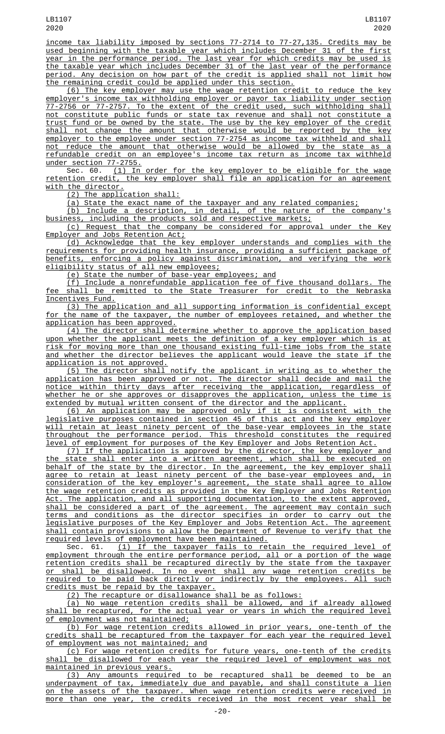income tax liability imposed by sections 77-2714 to 77-27,135. Credits may be used beginning with the taxable year which includes December 31 of the first year in the performance period. The last year for which credits may be used is the taxable year which includes December 31 of the last year of the performance period. Any decision on how part of the credit is applied shall not limit how the remaining credit could be applied under this section.

(6) The key employer may use the wage retention credit to reduce the key employer's income tax withholding employer or payor tax liability under section 77-2756 or 77-2757. To the extent of the credit used, such withholding shall not constitute public funds or state tax revenue and shall not constitute a trust fund or be owned by the state. The use by the key employer of the credit shall not change the amount that otherwise would be reported by the key employer to the employee under section 77-2754 as income tax withheld and shall not reduce the amount that otherwise would be allowed by the state as a refundable credit on an employee's income tax return as income tax withheld under section 77-2755.

Sec. 60. (1) In order for the key employer to be eligible for the wage retention credit, the key employer shall file an application for an agreement with the director.

(2) The application shall:

(a) State the exact name of the taxpayer and any related companies;

(b) Include a description, in detail, of the nature of the company's business, including the products sold and respective markets;

(c) Request that the company be considered for approval under the Key Employer and Jobs Retention Act;

(d) Acknowledge that the key employer understands and complies with the requirements for providing health insurance, providing a sufficient package of benefits, enforcing a policy against discrimination, and verifying the work eligibility status of all new employees;

(e) State the number of base-year employees; and

(f) Include a nonrefundable application fee of five thousand dollars. The fee shall be remitted to the State Treasurer for credit to the Nebraska Incentives Fund.

(3) The application and all supporting information is confidential except for the name of the taxpayer, the number of employees retained, and whether the application has been approved.

(4) The director shall determine whether to approve the application based upon whether the applicant meets the definition of a key employer which is at risk for moving more than one thousand existing full-time jobs from the state and whether the director believes the applicant would leave the state if the application is not approved.

(5) The director shall notify the applicant in writing as to whether the application has been approved or not. The director shall decide and mail the notice within thirty days after receiving the application, regardless of whether he or she approves or disapproves the application, unless the time is extended by mutual written consent of the director and the applicant.

(6) An application may be approved only if it is consistent with the legislative purposes contained in section 45 of this act and the key employer will retain at least ninety percent of the base-year employees in the state throughout the performance period. This threshold constitutes the required level of employment for purposes of the Key Employer and Jobs Retention Act.

(7) If the application is approved by the director, the key employer and the state shall enter into a written agreement, which shall be executed on behalf of the state by the director. In the agreement, the key employer shall agree to retain at least ninety percent of the base-year employees and, in consideration of the key employer's agreement, the state shall agree to allow the wage retention credits as provided in the Key Employer and Jobs Retention Act. The application, and all supporting documentation, to the extent approved, shall be considered a part of the agreement. The agreement may contain such terms and conditions as the director specifies in order to carry out the legislative purposes of the Key Employer and Jobs Retention Act. The agreement shall contain provisions to allow the Department of Revenue to verify that the required levels of employment have been maintained.

Sec. 61. (1) If the taxpayer fails to retain the required level of employment through the entire performance period, all or a portion of the wage retention credits shall be recaptured directly by the state from the taxpayer or shall be disallowed. In no event shall any wage retention credits be required to be paid back directly or indirectly by the employees. All such credits must be repaid by the taxpayer.

(2) The recapture or disallowance shall be as follows:

(a) No wage retention credits shall be allowed, and if already allowed shall be recaptured, for the actual year or years in which the required level of employment was not maintained;

(b) For wage retention credits allowed in prior years, one-tenth of the credits shall be recaptured from the taxpayer for each year the required level of employment was not maintained; and

(c) For wage retention credits for future years, one-tenth of the credits shall be disallowed for each year the required level of employment was not maintained in previous years.

(3) Any amounts required to be recaptured shall be deemed to be an underpayment of tax, immediately due and payable, and shall constitute a lien on the assets of the taxpayer. When wage retention credits were received in more than one year, the credits received in the most recent year shall be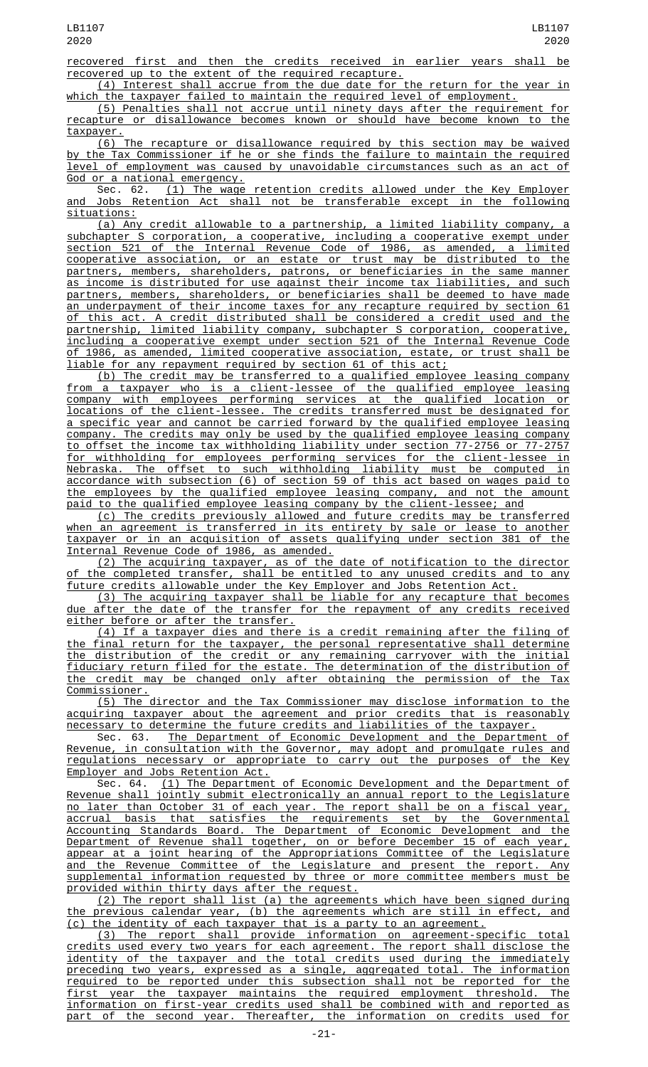recovered first and then the credits received in earlier years shall be recovered up to the extent of the required recapture.

(4) Interest shall accrue from the due date for the return for the year in which the taxpayer failed to maintain the required level of employment.

(5) Penalties shall not accrue until ninety days after the requirement for recapture or disallowance becomes known or should have become known to the taxpayer.

(6) The recapture or disallowance required by this section may be waived by the Tax Commissioner if he or she finds the failure to maintain the required level of employment was caused by unavoidable circumstances such as an act of God or a national emergency.

Sec. 62. (1) The wage retention credits allowed under the Key Employer and Jobs Retention Act shall not be transferable except in the following situations:

(a) Any credit allowable to a partnership, a limited liability company, a subchapter S corporation, a cooperative, including a cooperative exempt under section 521 of the Internal Revenue Code of 1986, as amended, a limited cooperative association, or an estate or trust may be distributed to the partners, members, shareholders, patrons, or beneficiaries in the same manner as income is distributed for use against their income tax liabilities, and such partners, members, shareholders, or beneficiaries shall be deemed to have made an underpayment of their income taxes for any recapture required by section 61 of this act. A credit distributed shall be considered a credit used and the partnership, limited liability company, subchapter S corporation, cooperative, including a cooperative exempt under section 521 of the Internal Revenue Code of 1986, as amended, limited cooperative association, estate, or trust shall be liable for any repayment required by section 61 of this act;

(b) The credit may be transferred to a qualified employee leasing company from a taxpayer who is a client-lessee of the qualified employee leasing company with employees performing services at the qualified location or locations of the client-lessee. The credits transferred must be designated for a specific year and cannot be carried forward by the qualified employee leasing company. The credits may only be used by the qualified employee leasing company to offset the income tax withholding liability under section 77-2756 or 77-2757 for withholding for employees performing services for the client-lessee in Nebraska. The offset to such withholding liability must be computed in accordance with subsection (6) of section 59 of this act based on wages paid to the employees by the qualified employee leasing company, and not the amount paid to the qualified employee leasing company by the client-lessee; and

(c) The credits previously allowed and future credits may be transferred when an agreement is transferred in its entirety by sale or lease to another taxpayer or in an acquisition of assets qualifying under section 381 of the Internal Revenue Code of 1986, as amended.

(2) The acquiring taxpayer, as of the date of notification to the director of the completed transfer, shall be entitled to any unused credits and to any future credits allowable under the Key Employer and Jobs Retention Act.

(3) The acquiring taxpayer shall be liable for any recapture that becomes due after the date of the transfer for the repayment of any credits received either before or after the transfer.

(4) If a taxpayer dies and there is a credit remaining after the filing of the final return for the taxpayer, the personal representative shall determine the distribution of the credit or any remaining carryover with the initial fiduciary return filed for the estate. The determination of the distribution of the credit may be changed only after obtaining the permission of the Tax Commissioner.

(5) The director and the Tax Commissioner may disclose information to the acquiring taxpayer about the agreement and prior credits that is reasonably necessary to determine the future credits and liabilities of the taxpayer.

Sec. 63. The Department of Economic Development and the Department of Revenue, in consultation with the Governor, may adopt and promulgate rules and regulations necessary or appropriate to carry out the purposes of the Key Employer and Jobs Retention Act.

Sec. 64. (1) The Department of Economic Development and the Department of Revenue shall jointly submit electronically an annual report to the Legislature no later than October 31 of each year. The report shall be on a fiscal year, accrual basis that satisfies the requirements set by the Governmental Accounting Standards Board. The Department of Economic Development and the Department of Revenue shall together, on or before December 15 of each year, appear at a joint hearing of the Appropriations Committee of the Legislature and the Revenue Committee of the Legislature and present the report. Any supplemental information requested by three or more committee members must be provided within thirty days after the request.

(2) The report shall list (a) the agreements which have been signed during the previous calendar year, (b) the agreements which are still in effect, and (c) the identity of each taxpayer that is a party to an agreement.

(3) The report shall provide information on agreement-specific total credits used every two years for each agreement. The report shall disclose the identity of the taxpayer and the total credits used during the immediately preceding two years, expressed as a single, aggregated total. The information required to be reported under this subsection shall not be reported for the first year the taxpayer maintains the required employment threshold. The information on first-year credits used shall be combined with and reported as part of the second year. Thereafter, the information on credits used for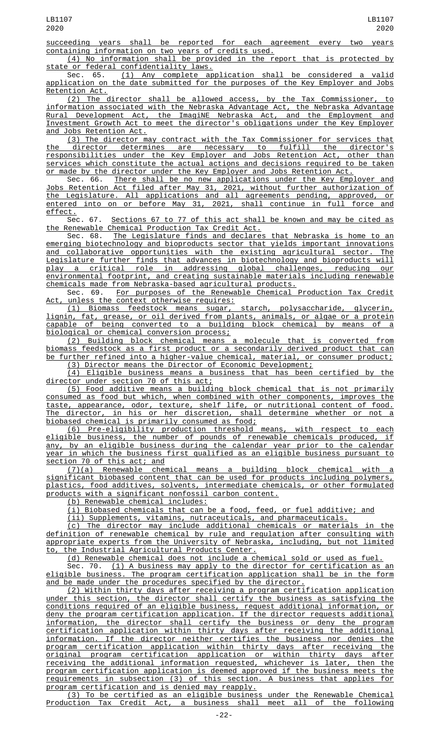succeeding years shall be reported for each agreement every two years containing information on two years of credits used.

(4) No information shall be provided in the report that is protected by state or federal confidentiality laws.

Sec. 65. (1) Any complete application shall be considered a valid application on the date submitted for the purposes of the Key Employer and Jobs Retention Act.

(2) The director shall be allowed access, by the Tax Commissioner, to information associated with the Nebraska Advantage Act, the Nebraska Advantage Rural Development Act, the ImagiNE Nebraska Act, and the Employment and Investment Growth Act to meet the director's obligations under the Key Employer and Jobs Retention Act.

(3) The director may contract with the Tax Commissioner for services that the director determines are necessary to fulfill the director's responsibilities under the Key Employer and Jobs Retention Act, other than services which constitute the actual actions and decisions required to be taken or made by the director under the Key Employer and Jobs Retention Act.

Sec. 66. There shall be no new applications under the Key Employer and Jobs Retention Act filed after May 31, 2021, without further authorization of the Legislature. All applications and all agreements pending, approved, or entered into on or before May 31, 2021, shall continue in full force and effect.

Sec. 67. Sections 67 to 77 of this act shall be known and may be cited as the Renewable Chemical Production Tax Credit Act.

Sec. 68. The Legislature finds and declares that Nebraska is home to an emerging biotechnology and bioproducts sector that yields important innovations and collaborative opportunities with the existing agricultural sector. The Legislature further finds that advances in biotechnology and bioproducts will play a critical role in addressing global challenges, reducing our environmental footprint, and creating sustainable materials including renewable chemicals made from Nebraska-based agricultural products.

Sec. 69. For purposes of the Renewable Chemical Production Tax Credit Act, unless the context otherwise requires:

(1) Biomass feedstock means sugar, starch, polysaccharide, glycerin, lignin, fat, grease, or oil derived from plants, animals, or algae or a protein capable of being converted to a building block chemical by means of a biological or chemical conversion process;

(2) Building block chemical means a molecule that is converted from biomass feedstock as a first product or a secondarily derived product that can be further refined into a higher-value chemical, material, or consumer product;

(3) Director means the Director of Economic Development;

(4) Eligible business means a business that has been certified by the director under section 70 of this act;

(5) Food additive means a building block chemical that is not primarily consumed as food but which, when combined with other components, improves the taste, appearance, odor, texture, shelf life, or nutritional content of food. The director, in his or her discretion, shall determine whether or not a biobased chemical is primarily consumed as food;

(6) Pre-eligibility production threshold means, with respect to each eligible business, the number of pounds of renewable chemicals produced, if any, by an eligible business during the calendar year prior to the calendar year in which the business first qualified as an eligible business pursuant to section 70 of this act; and

(7)(a) Renewable chemical means a building block chemical with a significant biobased content that can be used for products including polymers, plastics, food additives, solvents, intermediate chemicals, or other formulated products with a significant nonfossil carbon content.

(b) Renewable chemical includes:

(i) Biobased chemicals that can be a food, feed, or fuel additive; and

(ii) Supplements, vitamins, nutraceuticals, and pharmaceuticals.

(c) The director may include additional chemicals or materials in the definition of renewable chemical by rule and regulation after consulting with appropriate experts from the University of Nebraska, including, but not limited to, the Industrial Agricultural Products Center.

(d) Renewable chemical does not include a chemical sold or used as fuel.

Sec. 70. (1) A business may apply to the director for certification as an eligible business. The program certification application shall be in the form and be made under the procedures specified by the director.

(2) Within thirty days after receiving a program certification application under this section, the director shall certify the business as satisfying the conditions required of an eligible business, request additional information, or deny the program certification application. If the director requests additional information, the director shall certify the business or deny the program certification application within thirty days after receiving the additional information. If the director neither certifies the business nor denies the program certification application within thirty days after receiving the original program certification application or within thirty days after receiving the additional information requested, whichever is later, then the program certification application is deemed approved if the business meets the requirements in subsection (3) of this section. A business that applies for program certification and is denied may reapply.

(3) To be certified as an eligible business under the Renewable Chemical Production Tax Credit Act, a business shall meet all of the following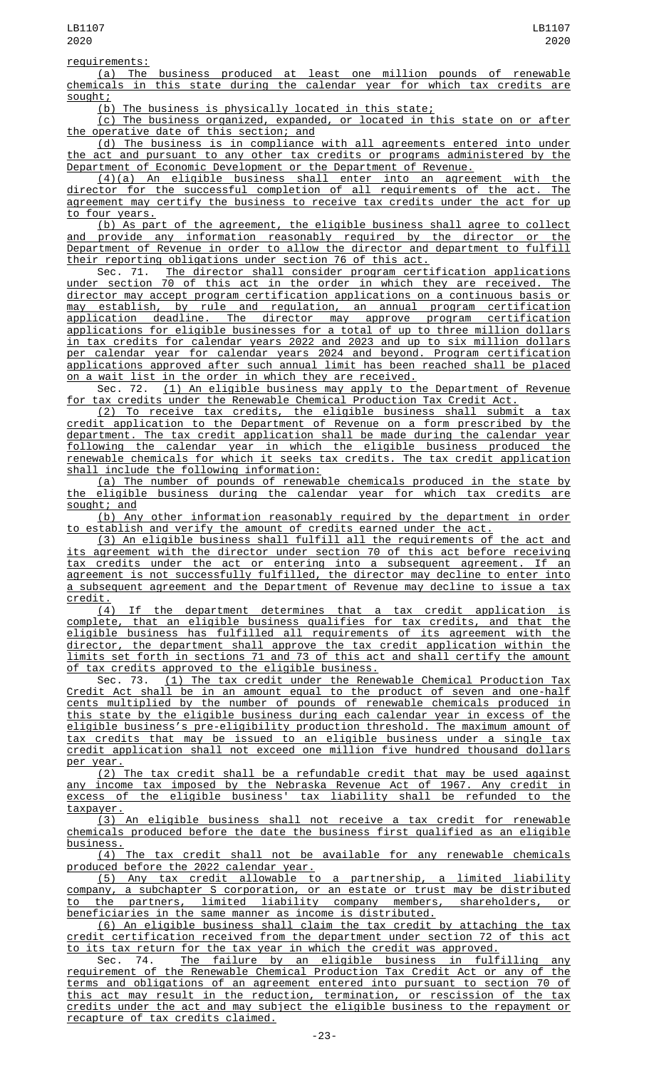requirements:

(a) The business produced at least one million pounds of renewable chemicals in this state during the calendar year for which tax credits are sought;

(b) The business is physically located in this state;

(c) The business organized, expanded, or located in this state on or after the operative date of this section; and

(d) The business is in compliance with all agreements entered into under the act and pursuant to any other tax credits or programs administered by the Department of Economic Development or the Department of Revenue.

(4)(a) An eligible business shall enter into an agreement with the director for the successful completion of all requirements of the act. The agreement may certify the business to receive tax credits under the act for up to four years.

(b) As part of the agreement, the eligible business shall agree to collect and provide any information reasonably required by the director or the Department of Revenue in order to allow the director and department to fulfill their reporting obligations under section 76 of this act.

Sec. 71. The director shall consider program certification applications under section 70 of this act in the order in which they are received. The director may accept program certification applications on a continuous basis or may establish, by rule and regulation, an annual program certification application deadline. The director may approve program certification applications for eligible businesses for a total of up to three million dollars in tax credits for calendar years 2022 and 2023 and up to six million dollars per calendar year for calendar years 2024 and beyond. Program certification applications approved after such annual limit has been reached shall be placed on a wait list in the order in which they are received.

Sec. 72. (1) An eligible business may apply to the Department of Revenue for tax credits under the Renewable Chemical Production Tax Credit Act.

(2) To receive tax credits, the eligible business shall submit a tax credit application to the Department of Revenue on a form prescribed by the department. The tax credit application shall be made during the calendar year following the calendar year in which the eligible business produced the renewable chemicals for which it seeks tax credits. The tax credit application shall include the following information:

(a) The number of pounds of renewable chemicals produced in the state by the eligible business during the calendar year for which tax credits are sought; and

(b) Any other information reasonably required by the department in order to establish and verify the amount of credits earned under the act.

(3) An eligible business shall fulfill all the requirements of the act and its agreement with the director under section 70 of this act before receiving tax credits under the act or entering into a subsequent agreement. If an agreement is not successfully fulfilled, the director may decline to enter into a subsequent agreement and the Department of Revenue may decline to issue a tax credit.

(4) If the department determines that a tax credit application is complete, that an eligible business qualifies for tax credits, and that the eligible business has fulfilled all requirements of its agreement with the director, the department shall approve the tax credit application within the limits set forth in sections 71 and 73 of this act and shall certify the amount of tax credits approved to the eligible business.

Sec. 73. (1) The tax credit under the Renewable Chemical Production Tax Credit Act shall be in an amount equal to the product of seven and one-half cents multiplied by the number of pounds of renewable chemicals produced in this state by the eligible business during each calendar year in excess of the eligible business's pre-eligibility production threshold. The maximum amount of tax credits that may be issued to an eligible business under a single tax credit application shall not exceed one million five hundred thousand dollars per year.

(2) The tax credit shall be a refundable credit that may be used against any income tax imposed by the Nebraska Revenue Act of 1967. Any credit in excess of the eligible business' tax liability shall be refunded to the taxpayer.

(3) An eligible business shall not receive a tax credit for renewable chemicals produced before the date the business first qualified as an eligible business.

(4) The tax credit shall not be available for any renewable chemicals produced before the 2022 calendar year.

(5) Any tax credit allowable to a partnership, a limited liability company, a subchapter S corporation, or an estate or trust may be distributed to the partners, limited liability company members, shareholders, or beneficiaries in the same manner as income is distributed.

(6) An eligible business shall claim the tax credit by attaching the tax credit certification received from the department under section 72 of this act to its tax return for the tax year in which the credit was approved.

Sec. 74. The failure by an eligible business in fulfilling any requirement of the Renewable Chemical Production Tax Credit Act or any of the terms and obligations of an agreement entered into pursuant to section 70 of this act may result in the reduction, termination, or rescission of the tax credits under the act and may subject the eligible business to the repayment or recapture of tax credits claimed.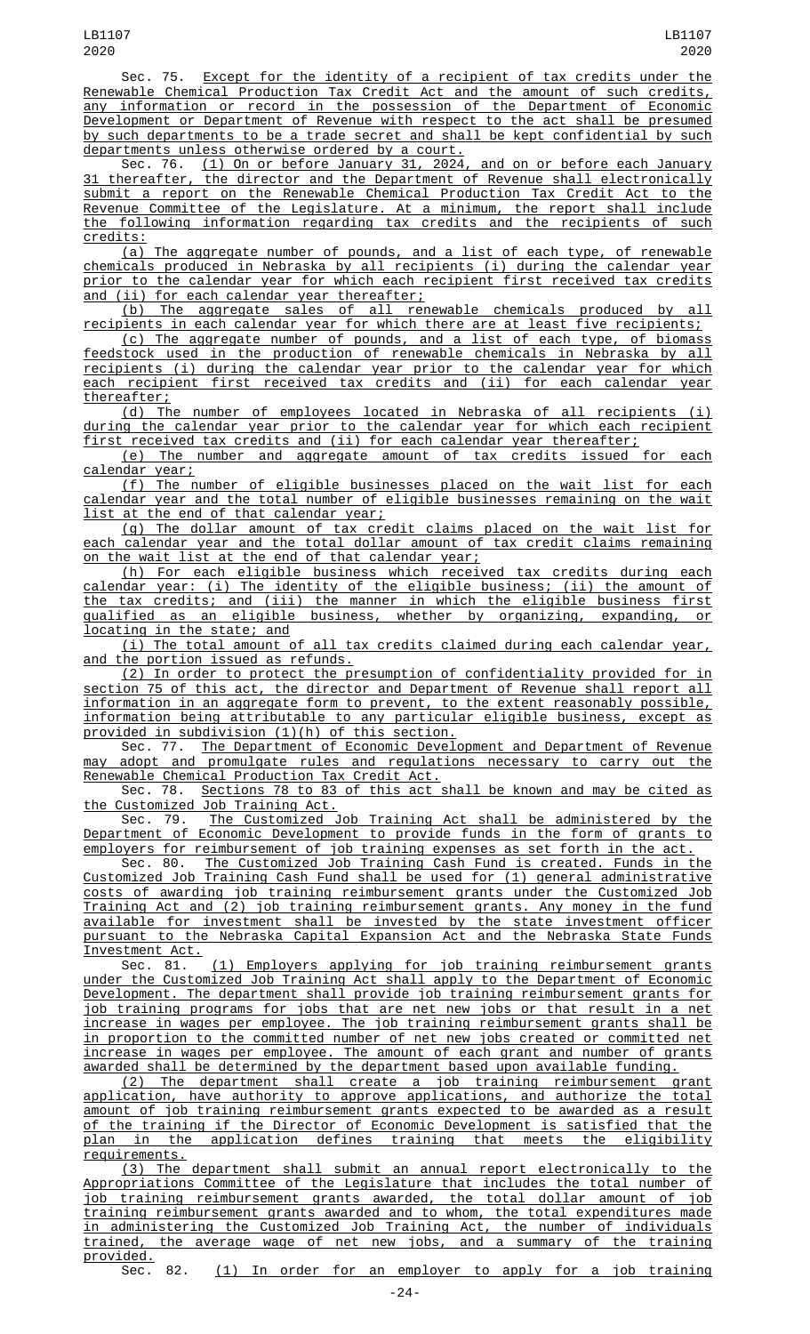Sec. 75. Except for the identity of a recipient of tax credits under the Renewable Chemical Production Tax Credit Act and the amount of such credits, any information or record in the possession of the Department of Economic Development or Department of Revenue with respect to the act shall be presumed by such departments to be a trade secret and shall be kept confidential by such departments unless otherwise ordered by a court.

Sec. 76. (1) On or before January 31, 2024, and on or before each January 31 thereafter, the director and the Department of Revenue shall electronically submit a report on the Renewable Chemical Production Tax Credit Act to the Revenue Committee of the Legislature. At a minimum, the report shall include the following information regarding tax credits and the recipients of such credits:

(a) The aggregate number of pounds, and a list of each type, of renewable chemicals produced in Nebraska by all recipients (i) during the calendar year prior to the calendar year for which each recipient first received tax credits and (ii) for each calendar year thereafter;

(b) The aggregate sales of all renewable chemicals produced by all recipients in each calendar year for which there are at least five recipients;

(c) The aggregate number of pounds, and a list of each type, of biomass feedstock used in the production of renewable chemicals in Nebraska by all recipients (i) during the calendar year prior to the calendar year for which each recipient first received tax credits and (ii) for each calendar year thereafter;

(d) The number of employees located in Nebraska of all recipients (i) during the calendar year prior to the calendar year for which each recipient first received tax credits and (ii) for each calendar year thereafter;

(e) The number and aggregate amount of tax credits issued for each calendar year;

(f) The number of eligible businesses placed on the wait list for each calendar year and the total number of eligible businesses remaining on the wait list at the end of that calendar year;

(g) The dollar amount of tax credit claims placed on the wait list for each calendar year and the total dollar amount of tax credit claims remaining on the wait list at the end of that calendar year;

(h) For each eligible business which received tax credits during each calendar year: (i) The identity of the eligible business; (ii) the amount of the tax credits; and (iii) the manner in which the eligible business first qualified as an eligible business, whether by organizing, expanding, or locating in the state; and

(i) The total amount of all tax credits claimed during each calendar year, and the portion issued as refunds.

(2) In order to protect the presumption of confidentiality provided for in section 75 of this act, the director and Department of Revenue shall report all information in an aggregate form to prevent, to the extent reasonably possible, information being attributable to any particular eligible business, except as provided in subdivision (1)(h) of this section.

Sec. 77. The Department of Economic Development and Department of Revenue may adopt and promulgate rules and regulations necessary to carry out the Renewable Chemical Production Tax Credit Act.

Sec. 78. Sections 78 to 83 of this act shall be known and may be cited as the Customized Job Training Act.

Sec. 79. The Customized Job Training Act shall be administered by the Department of Economic Development to provide funds in the form of grants to employers for reimbursement of job training expenses as set forth in the act.

Sec. 80. The Customized Job Training Cash Fund is created. Funds in the Customized Job Training Cash Fund shall be used for (1) general administrative costs of awarding job training reimbursement grants under the Customized Job Training Act and (2) job training reimbursement grants. Any money in the fund available for investment shall be invested by the state investment officer pursuant to the Nebraska Capital Expansion Act and the Nebraska State Funds Investment Act.

Sec. 81. (1) Employers applying for job training reimbursement grants under the Customized Job Training Act shall apply to the Department of Economic Development. The department shall provide job training reimbursement grants for job training programs for jobs that are net new jobs or that result in a net increase in wages per employee. The job training reimbursement grants shall be in proportion to the committed number of net new jobs created or committed net increase in wages per employee. The amount of each grant and number of grants awarded shall be determined by the department based upon available funding.

(2) The department shall create a job training reimbursement grant application, have authority to approve applications, and authorize the total amount of job training reimbursement grants expected to be awarded as a result of the training if the Director of Economic Development is satisfied that the plan in the application defines training that meets the eligibility requirements.

(3) The department shall submit an annual report electronically to the Appropriations Committee of the Legislature that includes the total number of job training reimbursement grants awarded, the total dollar amount of job training reimbursement grants awarded and to whom, the total expenditures made in administering the Customized Job Training Act, the number of individuals trained, the average wage of net new jobs, and a summary of the training provided.

Sec. 82. (1) In order for an employer to apply for a job training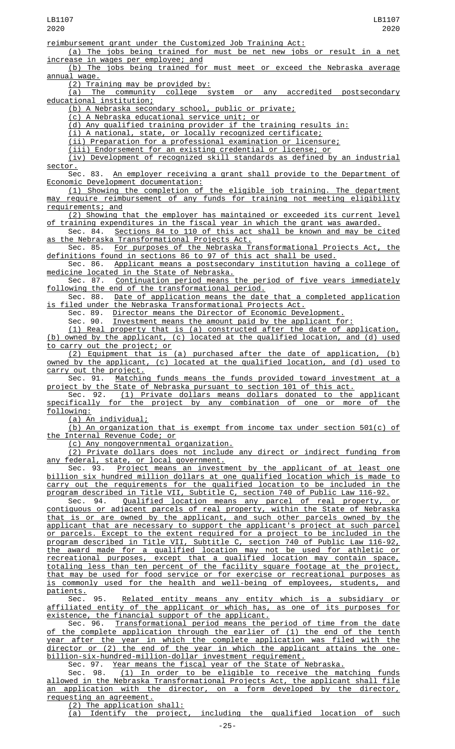reimbursement grant under the Customized Job Training Act:

(a) The jobs being trained for must be net new jobs or result in a net increase in wages per employee; and

(b) The jobs being trained for must meet or exceed the Nebraska average annual wage.

(2) Training may be provided by:

(a) The community college system or any accredited postsecondary educational institution;

(b) A Nebraska secondary school, public or private;

(c) A Nebraska educational service unit; or

(d) Any qualified training provider if the training results in:

(i) A national, state, or locally recognized certificate;

(ii) Preparation for a professional examination or licensure;

(iii) Endorsement for an existing credential or license; or

(iv) Development of recognized skill standards as defined by an industrial sector.

Sec. 83. An employer receiving a grant shall provide to the Department of Economic Development documentation:

(1) Showing the completion of the eligible job training. The department may require reimbursement of any funds for training not meeting eligibility requirements; and

(2) Showing that the employer has maintained or exceeded its current level of training expenditures in the fiscal year in which the grant was awarded.

Sec. 84. Sections 84 to 110 of this act shall be known and may be cited as the Nebraska Transformational Projects Act.

Sec. 85. For purposes of the Nebraska Transformational Projects Act, the definitions found in sections 86 to 97 of this act shall be used.

Sec. 86. Applicant means a postsecondary institution having a college of medicine located in the State of Nebraska.

Sec. 87. Continuation period means the period of five years immediately following the end of the transformational period.

Sec. 88. Date of application means the date that a completed application is filed under the Nebraska Transformational Projects Act.

Sec. 89. Director means the Director of Economic Development.

Sec. 90. Investment means the amount paid by the applicant for:

(1) Real property that is (a) constructed after the date of application, (b) owned by the applicant, (c) located at the qualified location, and (d) used to carry out the project; or

(2) Equipment that is (a) purchased after the date of application, (b) owned by the applicant, (c) located at the qualified location, and (d) used to carry out the project.

Sec. 91. Matching funds means the funds provided toward investment at a project by the State of Nebraska pursuant to section 101 of this act.

Sec. 92. (1) Private dollars means dollars donated to the applicant specifically for the project by any combination of one or more of the following:

(a) An individual;

(b) An organization that is exempt from income tax under section 501(c) of the Internal Revenue Code; or

(c) Any nongovernmental organization.

(2) Private dollars does not include any direct or indirect funding from any federal, state, or local government.

Sec. 93. Project means an investment by the applicant of at least one billion six hundred million dollars at one qualified location which is made to carry out the requirements for the qualified location to be included in the program described in Title VII, Subtitle C, section 740 of Public Law 116-92.

Sec. 94. Qualified location means any parcel of real property, or contiguous or adjacent parcels of real property, within the State of Nebraska that is or are owned by the applicant, and such other parcels owned by the applicant that are necessary to support the applicant's project at such parcel or parcels. Except to the extent required for a project to be included in the program described in Title VII, Subtitle C, section 740 of Public Law 116-92, the award made for a qualified location may not be used for athletic or recreational purposes, except that a qualified location may contain space, totaling less than ten percent of the facility square footage at the project, that may be used for food service or for exercise or recreational purposes as is commonly used for the health and well-being of employees, students, and patients.

Sec. 95. Related entity means any entity which is a subsidiary or affiliated entity of the applicant or which has, as one of its purposes for existence, the financial support of the applicant.

Sec. 96. Transformational period means the period of time from the date of the complete application through the earlier of (1) the end of the tenth year after the year in which the complete application was filed with the director or (2) the end of the year in which the applicant attains the one-billion-six-hundred-million-dollar investment requirement.

Sec. 97. Year means the fiscal year of the State of Nebraska.

Sec. 98. (1) In order to be eligible to receive the matching funds allowed in the Nebraska Transformational Projects Act, the applicant shall file an application with the director, on a form developed by the director, requesting an agreement.

(2) The application shall:

(a) Identify the project, including the qualified location of such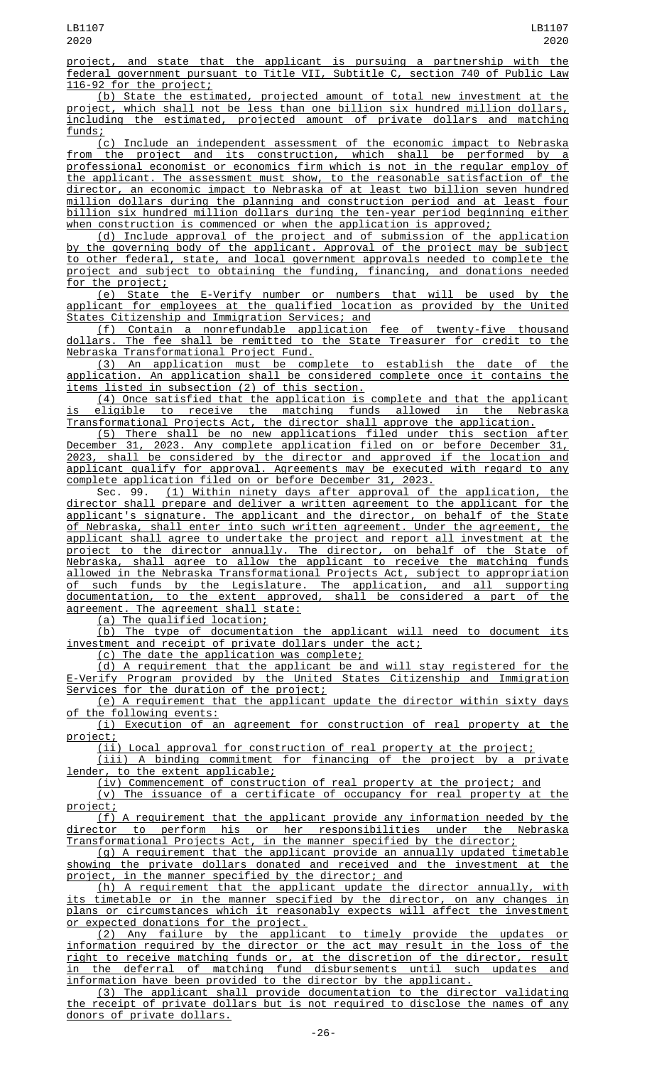project, and state that the applicant is pursuing a partnership with the federal government pursuant to Title VII, Subtitle C, section 740 of Public Law 116-92 for the project;

(b) State the estimated, projected amount of total new investment at the project, which shall not be less than one billion six hundred million dollars, including the estimated, projected amount of private dollars and matching funds;

(c) Include an independent assessment of the economic impact to Nebraska from the project and its construction, which shall be performed by a professional economist or economics firm which is not in the regular employ of the applicant. The assessment must show, to the reasonable satisfaction of the director, an economic impact to Nebraska of at least two billion seven hundred million dollars during the planning and construction period and at least four billion six hundred million dollars during the ten-year period beginning either when construction is commenced or when the application is approved;

(d) Include approval of the project and of submission of the application by the governing body of the applicant. Approval of the project may be subject to other federal, state, and local government approvals needed to complete the project and subject to obtaining the funding, financing, and donations needed for the project;

(e) State the E-Verify number or numbers that will be used by the applicant for employees at the qualified location as provided by the United States Citizenship and Immigration Services; and

(f) Contain a nonrefundable application fee of twenty-five thousand dollars. The fee shall be remitted to the State Treasurer for credit to the Nebraska Transformational Project Fund.

(3) An application must be complete to establish the date of the application. An application shall be considered complete once it contains the items listed in subsection (2) of this section.

(4) Once satisfied that the application is complete and that the applicant is eligible to receive the matching funds allowed in the Nebraska Transformational Projects Act, the director shall approve the application.

(5) There shall be no new applications filed under this section after December 31, 2023. Any complete application filed on or before December 31, 2023, shall be considered by the director and approved if the location and applicant qualify for approval. Agreements may be executed with regard to any complete application filed on or before December 31, 2023.

Sec. 99. (1) Within ninety days after approval of the application, the director shall prepare and deliver a written agreement to the applicant for the applicant's signature. The applicant and the director, on behalf of the State of Nebraska, shall enter into such written agreement. Under the agreement, the applicant shall agree to undertake the project and report all investment at the project to the director annually. The director, on behalf of the State of Nebraska, shall agree to allow the applicant to receive the matching funds allowed in the Nebraska Transformational Projects Act, subject to appropriation of such funds by the Legislature. The application, and all supporting documentation, to the extent approved, shall be considered a part of the agreement. The agreement shall state:

(a) The qualified location;

(b) The type of documentation the applicant will need to document its investment and receipt of private dollars under the act;

(c) The date the application was complete;

(d) A requirement that the applicant be and will stay registered for the E-Verify Program provided by the United States Citizenship and Immigration Services for the duration of the project;

(e) A requirement that the applicant update the director within sixty days of the following events:

(i) Execution of an agreement for construction of real property at the project;

(ii) Local approval for construction of real property at the project;

(iii) A binding commitment for financing of the project by a private lender, to the extent applicable;

(iv) Commencement of construction of real property at the project; and

(v) The issuance of a certificate of occupancy for real property at the project;

(f) A requirement that the applicant provide any information needed by the director to perform his or her responsibilities under the Nebraska Transformational Projects Act, in the manner specified by the director;

(g) A requirement that the applicant provide an annually updated timetable showing the private dollars donated and received and the investment at the project, in the manner specified by the director; and

(h) A requirement that the applicant update the director annually, with its timetable or in the manner specified by the director, on any changes in plans or circumstances which it reasonably expects will affect the investment or expected donations for the project.

(2) Any failure by the applicant to timely provide the updates or information required by the director or the act may result in the loss of the right to receive matching funds or, at the discretion of the director, result in the deferral of matching fund disbursements until such updates and information have been provided to the director by the applicant.

(3) The applicant shall provide documentation to the director validating the receipt of private dollars but is not required to disclose the names of any donors of private dollars.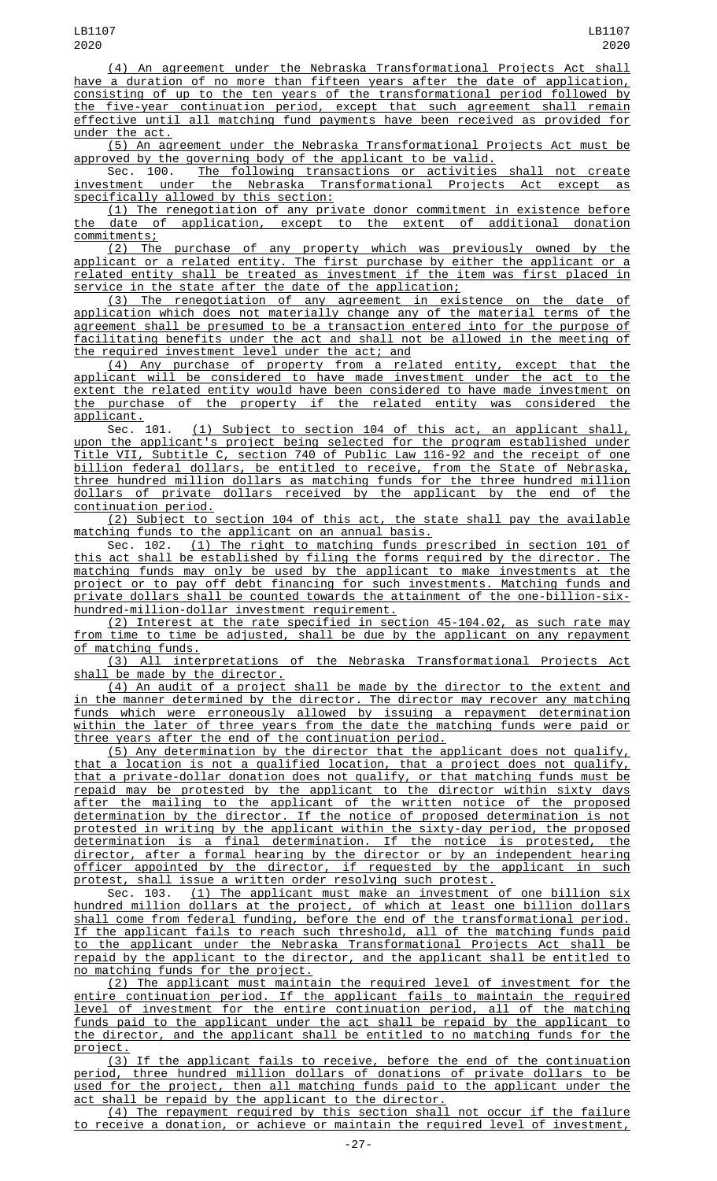(4) An agreement under the Nebraska Transformational Projects Act shall have a duration of no more than fifteen years after the date of application, consisting of up to the ten years of the transformational period followed by the five-year continuation period, except that such agreement shall remain effective until all matching fund payments have been received as provided for under the act.

(5) An agreement under the Nebraska Transformational Projects Act must be approved by the governing body of the applicant to be valid.

Sec. 100. The following transactions or activities shall not create investment under the Nebraska Transformational Projects Act except as specifically allowed by this section:

(1) The renegotiation of any private donor commitment in existence before the date of application, except to the extent of additional donation commitments;

(2) The purchase of any property which was previously owned by the applicant or a related entity. The first purchase by either the applicant or a related entity shall be treated as investment if the item was first placed in service in the state after the date of the application;

(3) The renegotiation of any agreement in existence on the date of application which does not materially change any of the material terms of the agreement shall be presumed to be a transaction entered into for the purpose of facilitating benefits under the act and shall not be allowed in the meeting of the required investment level under the act; and

(4) Any purchase of property from a related entity, except that the applicant will be considered to have made investment under the act to the extent the related entity would have been considered to have made investment on the purchase of the property if the related entity was considered the applicant.

Sec. 101. (1) Subject to section 104 of this act, an applicant shall, upon the applicant's project being selected for the program established under Title VII, Subtitle C, section 740 of Public Law 116-92 and the receipt of one billion federal dollars, be entitled to receive, from the State of Nebraska, three hundred million dollars as matching funds for the three hundred million dollars of private dollars received by the applicant by the end of the continuation period.

(2) Subject to section 104 of this act, the state shall pay the available matching funds to the applicant on an annual basis.

Sec. 102. (1) The right to matching funds prescribed in section 101 of this act shall be established by filing the forms required by the director. The matching funds may only be used by the applicant to make investments at the project or to pay off debt financing for such investments. Matching funds and private dollars shall be counted towards the attainment of the one-billion-six-hundred-million-dollar investment requirement.

(2) Interest at the rate specified in section 45-104.02, as such rate may from time to time be adjusted, shall be due by the applicant on any repayment of matching funds.

(3) All interpretations of the Nebraska Transformational Projects Act shall be made by the director.

(4) An audit of a project shall be made by the director to the extent and in the manner determined by the director. The director may recover any matching funds which were erroneously allowed by issuing a repayment determination within the later of three years from the date the matching funds were paid or three years after the end of the continuation period.

(5) Any determination by the director that the applicant does not qualify, that a location is not a qualified location, that a project does not qualify, that a private-dollar donation does not qualify, or that matching funds must be repaid may be protested by the applicant to the director within sixty days after the mailing to the applicant of the written notice of the proposed determination by the director. If the notice of proposed determination is not protested in writing by the applicant within the sixty-day period, the proposed determination is a final determination. If the notice is protested, the director, after a formal hearing by the director or by an independent hearing officer appointed by the director, if requested by the applicant in such protest, shall issue a written order resolving such protest.

Sec. 103. (1) The applicant must make an investment of one billion six hundred million dollars at the project, of which at least one billion dollars shall come from federal funding, before the end of the transformational period. If the applicant fails to reach such threshold, all of the matching funds paid to the applicant under the Nebraska Transformational Projects Act shall be repaid by the applicant to the director, and the applicant shall be entitled to no matching funds for the project.

(2) The applicant must maintain the required level of investment for the entire continuation period. If the applicant fails to maintain the required level of investment for the entire continuation period, all of the matching funds paid to the applicant under the act shall be repaid by the applicant to the director, and the applicant shall be entitled to no matching funds for the project.

(3) If the applicant fails to receive, before the end of the continuation period, three hundred million dollars of donations of private dollars to be used for the project, then all matching funds paid to the applicant under the act shall be repaid by the applicant to the director.

(4) The repayment required by this section shall not occur if the failure to receive a donation, or achieve or maintain the required level of investment,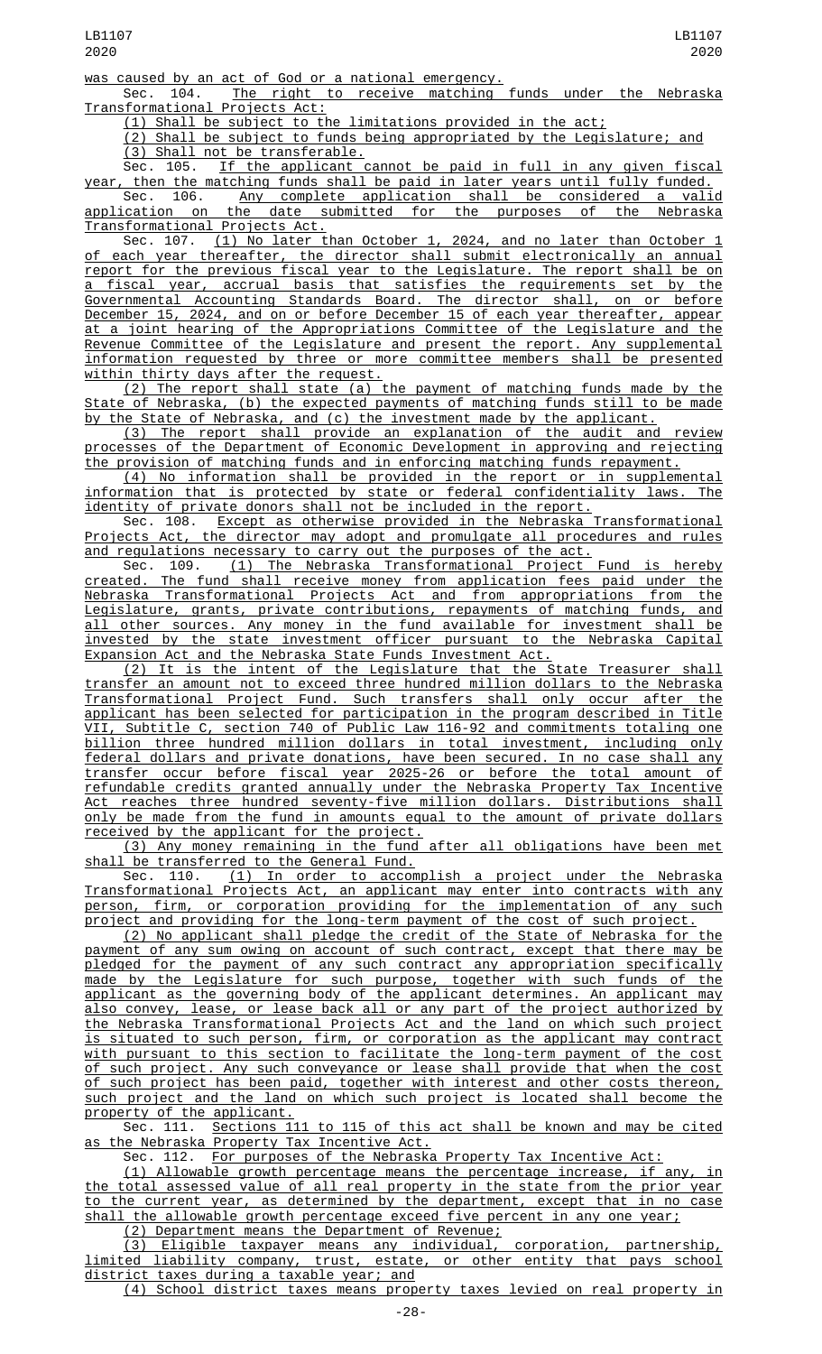was caused by an act of God or a national emergency.

Sec. 104. The right to receive matching funds under the Nebraska Transformational Projects Act:

(1) Shall be subject to the limitations provided in the act;

(2) Shall be subject to funds being appropriated by the Legislature; and

(3) Shall not be transferable.

Sec. 105. If the applicant cannot be paid in full in any given fiscal year, then the matching funds shall be paid in later years until fully funded.

Sec. 106. Any complete application shall be considered a valid application on the date submitted for the purposes of the Nebraska Transformational Projects Act.

Sec. 107. (1) No later than October 1, 2024, and no later than October 1 of each year thereafter, the director shall submit electronically an annual report for the previous fiscal year to the Legislature. The report shall be on a fiscal year, accrual basis that satisfies the requirements set by the Governmental Accounting Standards Board. The director shall, on or before December 15, 2024, and on or before December 15 of each year thereafter, appear at a joint hearing of the Appropriations Committee of the Legislature and the Revenue Committee of the Legislature and present the report. Any supplemental information requested by three or more committee members shall be presented within thirty days after the request.

(2) The report shall state (a) the payment of matching funds made by the State of Nebraska, (b) the expected payments of matching funds still to be made by the State of Nebraska, and (c) the investment made by the applicant.

(3) The report shall provide an explanation of the audit and review processes of the Department of Economic Development in approving and rejecting the provision of matching funds and in enforcing matching funds repayment.

(4) No information shall be provided in the report or in supplemental information that is protected by state or federal confidentiality laws. The identity of private donors shall not be included in the report.

Sec. 108. Except as otherwise provided in the Nebraska Transformational Projects Act, the director may adopt and promulgate all procedures and rules and regulations necessary to carry out the purposes of the act.

Sec. 109. (1) The Nebraska Transformational Project Fund is hereby created. The fund shall receive money from application fees paid under the Nebraska Transformational Projects Act and from appropriations from the Legislature, grants, private contributions, repayments of matching funds, and all other sources. Any money in the fund available for investment shall be invested by the state investment officer pursuant to the Nebraska Capital Expansion Act and the Nebraska State Funds Investment Act.

(2) It is the intent of the Legislature that the State Treasurer shall transfer an amount not to exceed three hundred million dollars to the Nebraska Transformational Project Fund. Such transfers shall only occur after the applicant has been selected for participation in the program described in Title VII, Subtitle C, section 740 of Public Law 116-92 and commitments totaling one billion three hundred million dollars in total investment, including only federal dollars and private donations, have been secured. In no case shall any transfer occur before fiscal year 2025-26 or before the total amount of refundable credits granted annually under the Nebraska Property Tax Incentive Act reaches three hundred seventy-five million dollars. Distributions shall only be made from the fund in amounts equal to the amount of private dollars received by the applicant for the project.

(3) Any money remaining in the fund after all obligations have been met shall be transferred to the General Fund.

Sec. 110. (1) In order to accomplish a project under the Nebraska Transformational Projects Act, an applicant may enter into contracts with any person, firm, or corporation providing for the implementation of any such project and providing for the long-term payment of the cost of such project.

(2) No applicant shall pledge the credit of the State of Nebraska for the payment of any sum owing on account of such contract, except that there may be pledged for the payment of any such contract any appropriation specifically made by the Legislature for such purpose, together with such funds of the applicant as the governing body of the applicant determines. An applicant may also convey, lease, or lease back all or any part of the project authorized by the Nebraska Transformational Projects Act and the land on which such project is situated to such person, firm, or corporation as the applicant may contract with pursuant to this section to facilitate the long-term payment of the cost of such project. Any such conveyance or lease shall provide that when the cost of such project has been paid, together with interest and other costs thereon, such project and the land on which such project is located shall become the property of the applicant.

Sec. 111. Sections 111 to 115 of this act shall be known and may be cited as the Nebraska Property Tax Incentive Act.

Sec. 112. For purposes of the Nebraska Property Tax Incentive Act:

(1) Allowable growth percentage means the percentage increase, if any, in the total assessed value of all real property in the state from the prior year to the current year, as determined by the department, except that in no case shall the allowable growth percentage exceed five percent in any one year;

(2) Department means the Department of Revenue;

(3) Eligible taxpayer means any individual, corporation, partnership, limited liability company, trust, estate, or other entity that pays school district taxes during a taxable year; and

(4) School district taxes means property taxes levied on real property in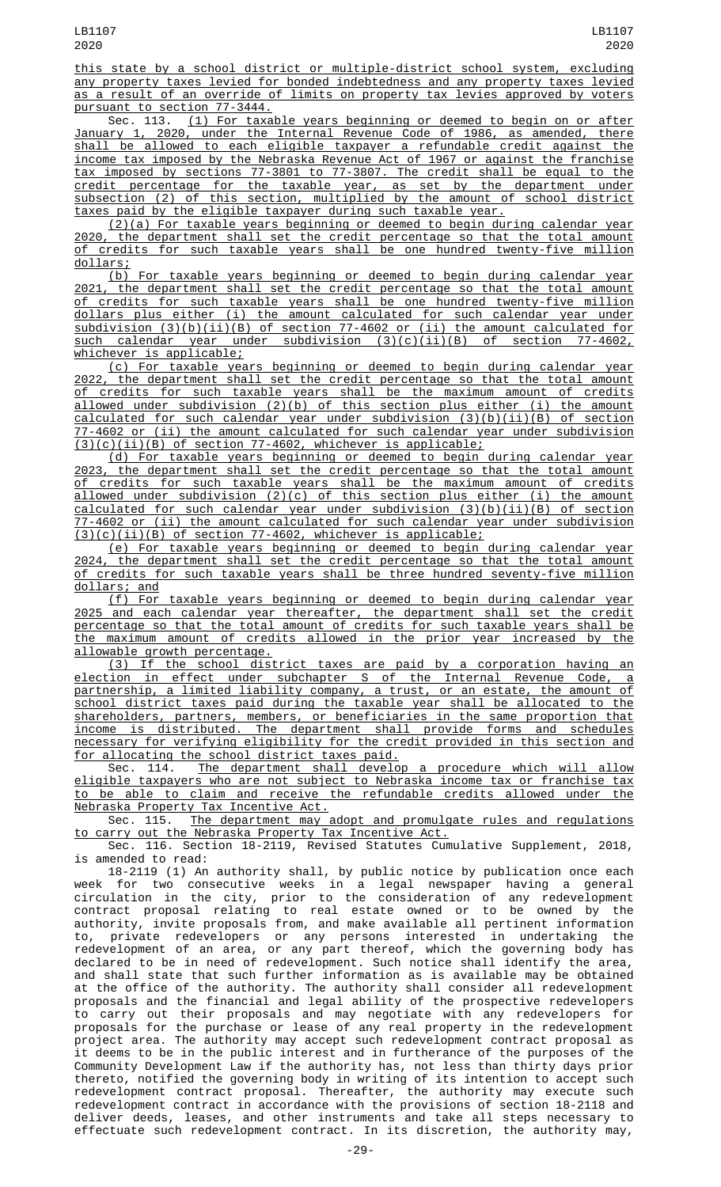this state by a school district or multiple-district school system, excluding any property taxes levied for bonded indebtedness and any property taxes levied as a result of an override of limits on property tax levies approved by voters pursuant to section 77-3444.

Sec. 113. (1) For taxable years beginning or deemed to begin on or after January 1, 2020, under the Internal Revenue Code of 1986, as amended, there shall be allowed to each eligible taxpayer a refundable credit against the income tax imposed by the Nebraska Revenue Act of 1967 or against the franchise tax imposed by sections 77-3801 to 77-3807. The credit shall be equal to the credit percentage for the taxable year, as set by the department under subsection (2) of this section, multiplied by the amount of school district taxes paid by the eligible taxpayer during such taxable year.

(2)(a) For taxable years beginning or deemed to begin during calendar year 2020, the department shall set the credit percentage so that the total amount of credits for such taxable years shall be one hundred twenty-five million dollars;

(b) For taxable years beginning or deemed to begin during calendar year 2021, the department shall set the credit percentage so that the total amount of credits for such taxable years shall be one hundred twenty-five million dollars plus either (i) the amount calculated for such calendar year under subdivision (3)(b)(ii)(B) of section 77-4602 or (ii) the amount calculated for such calendar year under subdivision (3)(c)(ii)(B) of section 77-4602, whichever is applicable;

(c) For taxable years beginning or deemed to begin during calendar year 2022, the department shall set the credit percentage so that the total amount of credits for such taxable years shall be the maximum amount of credits allowed under subdivision (2)(b) of this section plus either (i) the amount calculated for such calendar year under subdivision (3)(b)(ii)(B) of section 77-4602 or (ii) the amount calculated for such calendar year under subdivision (3)(c)(ii)(B) of section 77-4602, whichever is applicable;

(d) For taxable years beginning or deemed to begin during calendar year 2023, the department shall set the credit percentage so that the total amount of credits for such taxable years shall be the maximum amount of credits allowed under subdivision (2)(c) of this section plus either (i) the amount calculated for such calendar year under subdivision (3)(b)(ii)(B) of section 77-4602 or (ii) the amount calculated for such calendar year under subdivision (3)(c)(ii)(B) of section 77-4602, whichever is applicable;

(e) For taxable years beginning or deemed to begin during calendar year 2024, the department shall set the credit percentage so that the total amount of credits for such taxable years shall be three hundred seventy-five million dollars; and

(f) For taxable years beginning or deemed to begin during calendar year 2025 and each calendar year thereafter, the department shall set the credit percentage so that the total amount of credits for such taxable years shall be the maximum amount of credits allowed in the prior year increased by the allowable growth percentage.

(3) If the school district taxes are paid by a corporation having an election in effect under subchapter S of the Internal Revenue Code, a partnership, a limited liability company, a trust, or an estate, the amount of school district taxes paid during the taxable year shall be allocated to the shareholders, partners, members, or beneficiaries in the same proportion that income is distributed. The department shall provide forms and schedules necessary for verifying eligibility for the credit provided in this section and for allocating the school district taxes paid.

Sec. 114. The department shall develop a procedure which will allow eligible taxpayers who are not subject to Nebraska income tax or franchise tax to be able to claim and receive the refundable credits allowed under the Nebraska Property Tax Incentive Act.

Sec. 115. The department may adopt and promulgate rules and regulations to carry out the Nebraska Property Tax Incentive Act.

Sec. 116. Section 18-2119, Revised Statutes Cumulative Supplement, 2018, is amended to read:

18-2119 (1) An authority shall, by public notice by publication once each week for two consecutive weeks in a legal newspaper having a general circulation in the city, prior to the consideration of any redevelopment contract proposal relating to real estate owned or to be owned by the authority, invite proposals from, and make available all pertinent information to, private redevelopers or any persons interested in undertaking the redevelopment of an area, or any part thereof, which the governing body has declared to be in need of redevelopment. Such notice shall identify the area, and shall state that such further information as is available may be obtained at the office of the authority. The authority shall consider all redevelopment proposals and the financial and legal ability of the prospective redevelopers to carry out their proposals and may negotiate with any redevelopers for proposals for the purchase or lease of any real property in the redevelopment project area. The authority may accept such redevelopment contract proposal as it deems to be in the public interest and in furtherance of the purposes of the Community Development Law if the authority has, not less than thirty days prior thereto, notified the governing body in writing of its intention to accept such redevelopment contract proposal. Thereafter, the authority may execute such redevelopment contract in accordance with the provisions of section 18-2118 and deliver deeds, leases, and other instruments and take all steps necessary to effectuate such redevelopment contract. In its discretion, the authority may,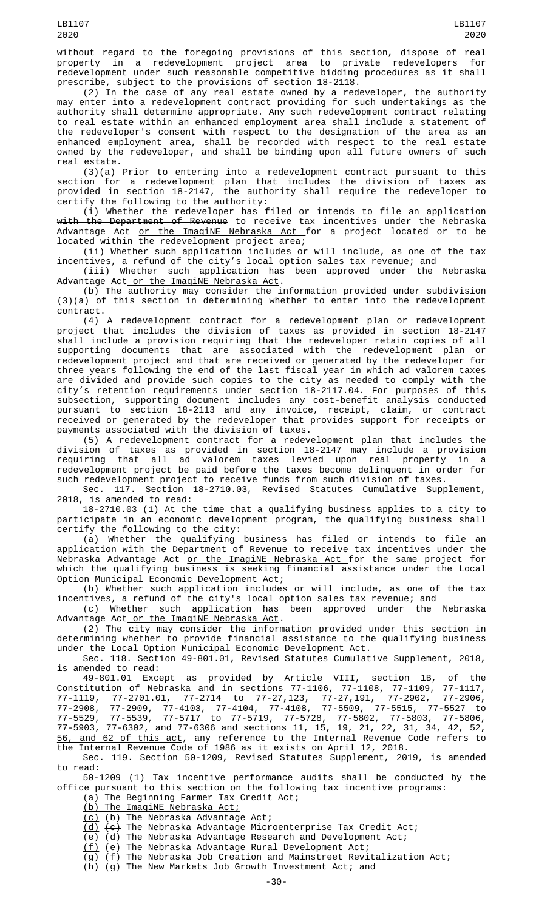without regard to the foregoing provisions of this section, dispose of real property in a redevelopment project area to private redevelopers for redevelopment under such reasonable competitive bidding procedures as it shall prescribe, subject to the provisions of section 18-2118.

(2) In the case of any real estate owned by a redeveloper, the authority may enter into a redevelopment contract providing for such undertakings as the authority shall determine appropriate. Any such redevelopment contract relating to real estate within an enhanced employment area shall include a statement of the redeveloper's consent with respect to the designation of the area as an enhanced employment area, shall be recorded with respect to the real estate owned by the redeveloper, and shall be binding upon all future owners of such real estate.

(3)(a) Prior to entering into a redevelopment contract pursuant to this section for a redevelopment plan that includes the division of taxes as provided in section 18-2147, the authority shall require the redeveloper to certify the following to the authority:

(i) Whether the redeveloper has filed or intends to file an application ~~with the Department of Revenue~~ to receive tax incentives under the Nebraska Advantage Act <u>or the ImagiNE Nebraska Act</u> for a project located or to be located within the redevelopment project area;

(ii) Whether such application includes or will include, as one of the tax incentives, a refund of the city's local option sales tax revenue; and

(iii) Whether such application has been approved under the Nebraska Advantage Act<u> or the ImagiNE Nebraska Act</u>.

(b) The authority may consider the information provided under subdivision (3)(a) of this section in determining whether to enter into the redevelopment contract.

(4) A redevelopment contract for a redevelopment plan or redevelopment project that includes the division of taxes as provided in section 18-2147 shall include a provision requiring that the redeveloper retain copies of all supporting documents that are associated with the redevelopment plan or redevelopment project and that are received or generated by the redeveloper for three years following the end of the last fiscal year in which ad valorem taxes are divided and provide such copies to the city as needed to comply with the city's retention requirements under section 18-2117.04. For purposes of this subsection, supporting document includes any cost-benefit analysis conducted pursuant to section 18-2113 and any invoice, receipt, claim, or contract received or generated by the redeveloper that provides support for receipts or payments associated with the division of taxes.

(5) A redevelopment contract for a redevelopment plan that includes the division of taxes as provided in section 18-2147 may include a provision requiring that all ad valorem taxes levied upon real property in a redevelopment project be paid before the taxes become delinquent in order for such redevelopment project to receive funds from such division of taxes.

Sec. 117. Section 18-2710.03, Revised Statutes Cumulative Supplement, 2018, is amended to read:

18-2710.03 (1) At the time that a qualifying business applies to a city to participate in an economic development program, the qualifying business shall certify the following to the city:

(a) Whether the qualifying business has filed or intends to file an application ~~with the Department of Revenue~~ to receive tax incentives under the Nebraska Advantage Act <u>or the ImagiNE Nebraska Act</u> for the same project for which the qualifying business is seeking financial assistance under the Local Option Municipal Economic Development Act;

(b) Whether such application includes or will include, as one of the tax incentives, a refund of the city's local option sales tax revenue; and

(c) Whether such application has been approved under the Nebraska Advantage Act<u> or the ImagiNE Nebraska Act</u>.

(2) The city may consider the information provided under this section in determining whether to provide financial assistance to the qualifying business under the Local Option Municipal Economic Development Act.

Sec. 118. Section 49-801.01, Revised Statutes Cumulative Supplement, 2018, is amended to read:

49-801.01 Except as provided by Article VIII, section 1B, of the Constitution of Nebraska and in sections 77-1106, 77-1108, 77-1109, 77-1117, 77-1119, 77-2701.01, 77-2714 to 77-27,123, 77-27,191, 77-2902, 77-2906, 77-2908, 77-2909, 77-4103, 77-4104, 77-4108, 77-5509, 77-5515, 77-5527 to 77-5529, 77-5539, 77-5717 to 77-5719, 77-5728, 77-5802, 77-5803, 77-5806, 77-5903, 77-6302, and 77-6306<u> and sections 11, 15, 19, 21, 22, 31, 34, 42, 52, 56, and 62 of this act</u>, any reference to the Internal Revenue Code refers to the Internal Revenue Code of 1986 as it exists on April 12, 2018.

Sec. 119. Section 50-1209, Revised Statutes Supplement, 2019, is amended to read:

50-1209 (1) Tax incentive performance audits shall be conducted by the office pursuant to this section on the following tax incentive programs:

(a) The Beginning Farmer Tax Credit Act;

<u>(b) The ImagiNE Nebraska Act;</u>

<u>(c)</u> ~~(b)~~ The Nebraska Advantage Act;

<u>(d)</u> ~~(c)~~ The Nebraska Advantage Microenterprise Tax Credit Act;

<u>(e)</u> ~~(d)~~ The Nebraska Advantage Research and Development Act;

<u>(f)</u> ~~(e)~~ The Nebraska Advantage Rural Development Act;

<u>(g)</u> ~~(f)~~ The Nebraska Job Creation and Mainstreet Revitalization Act;

<u>(h)</u> ~~(g)~~ The New Markets Job Growth Investment Act; and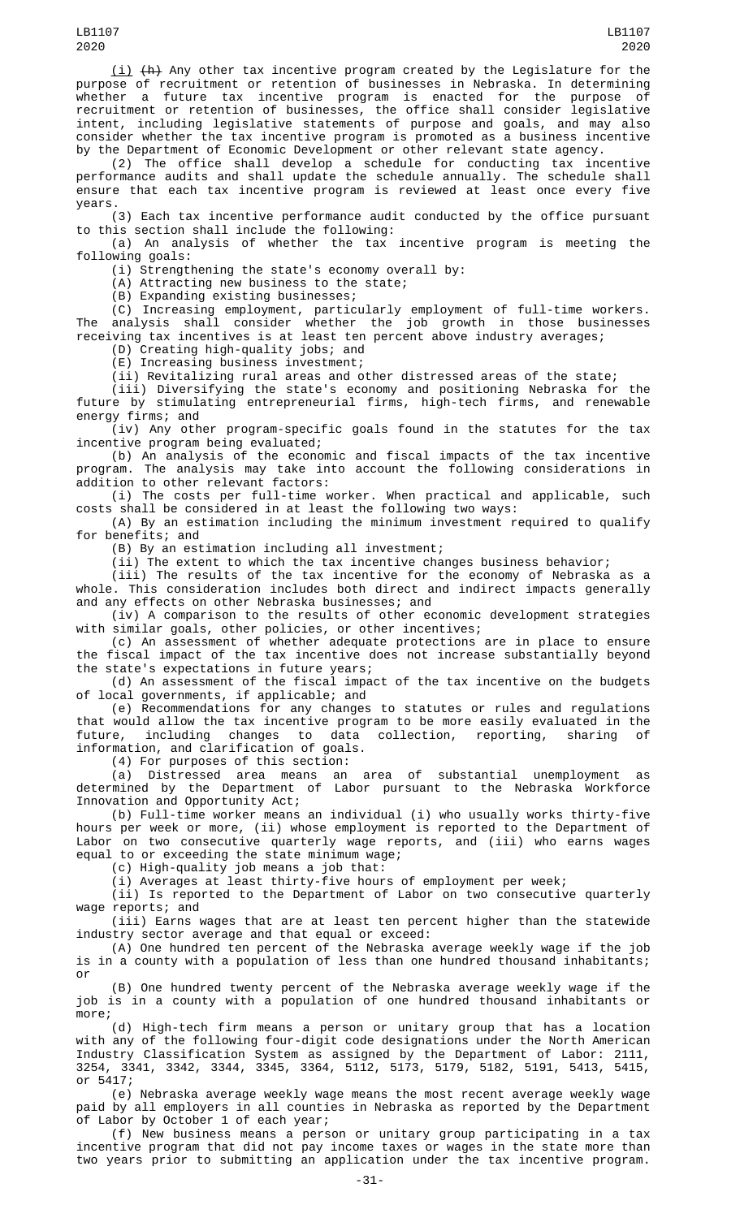(i) ~~(h)~~ Any other tax incentive program created by the Legislature for the purpose of recruitment or retention of businesses in Nebraska. In determining whether a future tax incentive program is enacted for the purpose of recruitment or retention of businesses, the office shall consider legislative intent, including legislative statements of purpose and goals, and may also consider whether the tax incentive program is promoted as a business incentive by the Department of Economic Development or other relevant state agency.

(2) The office shall develop a schedule for conducting tax incentive performance audits and shall update the schedule annually. The schedule shall ensure that each tax incentive program is reviewed at least once every five years.

(3) Each tax incentive performance audit conducted by the office pursuant to this section shall include the following:

(a) An analysis of whether the tax incentive program is meeting the following goals:

(i) Strengthening the state's economy overall by:

(A) Attracting new business to the state;

(B) Expanding existing businesses;

(C) Increasing employment, particularly employment of full-time workers. The analysis shall consider whether the job growth in those businesses receiving tax incentives is at least ten percent above industry averages;

(D) Creating high-quality jobs; and

(E) Increasing business investment;

(ii) Revitalizing rural areas and other distressed areas of the state;

(iii) Diversifying the state's economy and positioning Nebraska for the future by stimulating entrepreneurial firms, high-tech firms, and renewable energy firms; and

(iv) Any other program-specific goals found in the statutes for the tax incentive program being evaluated;

(b) An analysis of the economic and fiscal impacts of the tax incentive program. The analysis may take into account the following considerations in addition to other relevant factors:

(i) The costs per full-time worker. When practical and applicable, such costs shall be considered in at least the following two ways:

(A) By an estimation including the minimum investment required to qualify for benefits; and

(B) By an estimation including all investment;

(ii) The extent to which the tax incentive changes business behavior;

(iii) The results of the tax incentive for the economy of Nebraska as a whole. This consideration includes both direct and indirect impacts generally and any effects on other Nebraska businesses; and

(iv) A comparison to the results of other economic development strategies with similar goals, other policies, or other incentives;

(c) An assessment of whether adequate protections are in place to ensure the fiscal impact of the tax incentive does not increase substantially beyond the state's expectations in future years;

(d) An assessment of the fiscal impact of the tax incentive on the budgets of local governments, if applicable; and

(e) Recommendations for any changes to statutes or rules and regulations that would allow the tax incentive program to be more easily evaluated in the future, including changes to data collection, reporting, sharing of information, and clarification of goals.

(4) For purposes of this section:

(a) Distressed area means an area of substantial unemployment as determined by the Department of Labor pursuant to the Nebraska Workforce Innovation and Opportunity Act;

(b) Full-time worker means an individual (i) who usually works thirty-five hours per week or more, (ii) whose employment is reported to the Department of Labor on two consecutive quarterly wage reports, and (iii) who earns wages equal to or exceeding the state minimum wage;

(c) High-quality job means a job that:

(i) Averages at least thirty-five hours of employment per week;

(ii) Is reported to the Department of Labor on two consecutive quarterly wage reports; and

(iii) Earns wages that are at least ten percent higher than the statewide industry sector average and that equal or exceed:

(A) One hundred ten percent of the Nebraska average weekly wage if the job is in a county with a population of less than one hundred thousand inhabitants; or

(B) One hundred twenty percent of the Nebraska average weekly wage if the job is in a county with a population of one hundred thousand inhabitants or more;

(d) High-tech firm means a person or unitary group that has a location with any of the following four-digit code designations under the North American Industry Classification System as assigned by the Department of Labor: 2111, 3254, 3341, 3342, 3344, 3345, 3364, 5112, 5173, 5179, 5182, 5191, 5413, 5415, or 5417;

(e) Nebraska average weekly wage means the most recent average weekly wage paid by all employers in all counties in Nebraska as reported by the Department of Labor by October 1 of each year;

(f) New business means a person or unitary group participating in a tax incentive program that did not pay income taxes or wages in the state more than two years prior to submitting an application under the tax incentive program.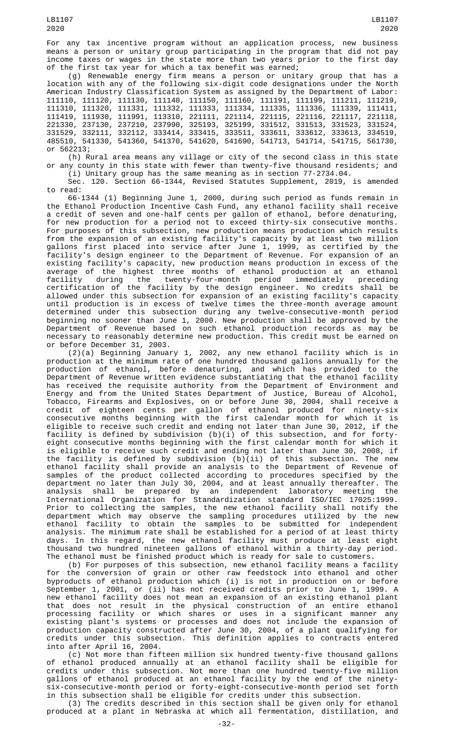For any tax incentive program without an application process, new business means a person or unitary group participating in the program that did not pay income taxes or wages in the state more than two years prior to the first day of the first tax year for which a tax benefit was earned;

(g) Renewable energy firm means a person or unitary group that has a location with any of the following six-digit code designations under the North American Industry Classification System as assigned by the Department of Labor: 111110, 111120, 111130, 111140, 111150, 111160, 111191, 111199, 111211, 111219, 111310, 111320, 111331, 111332, 111333, 111334, 111335, 111336, 111339, 111411, 111419, 111930, 111991, 113310, 221111, 221114, 221115, 221116, 221117, 221118, 221330, 237130, 237210, 237990, 325193, 325199, 331512, 331513, 331523, 331524, 331529, 332111, 332112, 333414, 333415, 333511, 333611, 333612, 333613, 334519, 485510, 541330, 541360, 541370, 541620, 541690, 541713, 541714, 541715, 561730, or 562213;

(h) Rural area means any village or city of the second class in this state or any county in this state with fewer than twenty-five thousand residents; and

(i) Unitary group has the same meaning as in section 77-2734.04.

Sec. 120. Section 66-1344, Revised Statutes Supplement, 2019, is amended to read:

66-1344 (1) Beginning June 1, 2000, during such period as funds remain in the Ethanol Production Incentive Cash Fund, any ethanol facility shall receive a credit of seven and one-half cents per gallon of ethanol, before denaturing, for new production for a period not to exceed thirty-six consecutive months. For purposes of this subsection, new production means production which results from the expansion of an existing facility's capacity by at least two million gallons first placed into service after June 1, 1999, as certified by the facility's design engineer to the Department of Revenue. For expansion of an existing facility's capacity, new production means production in excess of the average of the highest three months of ethanol production at an ethanol facility during the twenty-four-month period immediately preceding certification of the facility by the design engineer. No credits shall be allowed under this subsection for expansion of an existing facility's capacity until production is in excess of twelve times the three-month average amount determined under this subsection during any twelve-consecutive-month period beginning no sooner than June 1, 2000. New production shall be approved by the Department of Revenue based on such ethanol production records as may be necessary to reasonably determine new production. This credit must be earned on or before December 31, 2003.

(2)(a) Beginning January 1, 2002, any new ethanol facility which is in production at the minimum rate of one hundred thousand gallons annually for the production of ethanol, before denaturing, and which has provided to the Department of Revenue written evidence substantiating that the ethanol facility has received the requisite authority from the Department of Environment and Energy and from the United States Department of Justice, Bureau of Alcohol, Tobacco, Firearms and Explosives, on or before June 30, 2004, shall receive a credit of eighteen cents per gallon of ethanol produced for ninety-six consecutive months beginning with the first calendar month for which it is eligible to receive such credit and ending not later than June 30, 2012, if the facility is defined by subdivision (b)(i) of this subsection, and for forty-eight consecutive months beginning with the first calendar month for which it is eligible to receive such credit and ending not later than June 30, 2008, if the facility is defined by subdivision (b)(ii) of this subsection. The new ethanol facility shall provide an analysis to the Department of Revenue of samples of the product collected according to procedures specified by the department no later than July 30, 2004, and at least annually thereafter. The analysis shall be prepared by an independent laboratory meeting the International Organization for Standardization standard ISO/IEC 17025:1999. Prior to collecting the samples, the new ethanol facility shall notify the department which may observe the sampling procedures utilized by the new ethanol facility to obtain the samples to be submitted for independent analysis. The minimum rate shall be established for a period of at least thirty days. In this regard, the new ethanol facility must produce at least eight thousand two hundred nineteen gallons of ethanol within a thirty-day period. The ethanol must be finished product which is ready for sale to customers.

(b) For purposes of this subsection, new ethanol facility means a facility for the conversion of grain or other raw feedstock into ethanol and other byproducts of ethanol production which (i) is not in production on or before September 1, 2001, or (ii) has not received credits prior to June 1, 1999. A new ethanol facility does not mean an expansion of an existing ethanol plant that does not result in the physical construction of an entire ethanol processing facility or which shares or uses in a significant manner any existing plant's systems or processes and does not include the expansion of production capacity constructed after June 30, 2004, of a plant qualifying for credits under this subsection. This definition applies to contracts entered into after April 16, 2004.

(c) Not more than fifteen million six hundred twenty-five thousand gallons of ethanol produced annually at an ethanol facility shall be eligible for credits under this subsection. Not more than one hundred twenty-five million gallons of ethanol produced at an ethanol facility by the end of the ninety-six-consecutive-month period or forty-eight-consecutive-month period set forth in this subsection shall be eligible for credits under this subsection.

(3) The credits described in this section shall be given only for ethanol produced at a plant in Nebraska at which all fermentation, distillation, and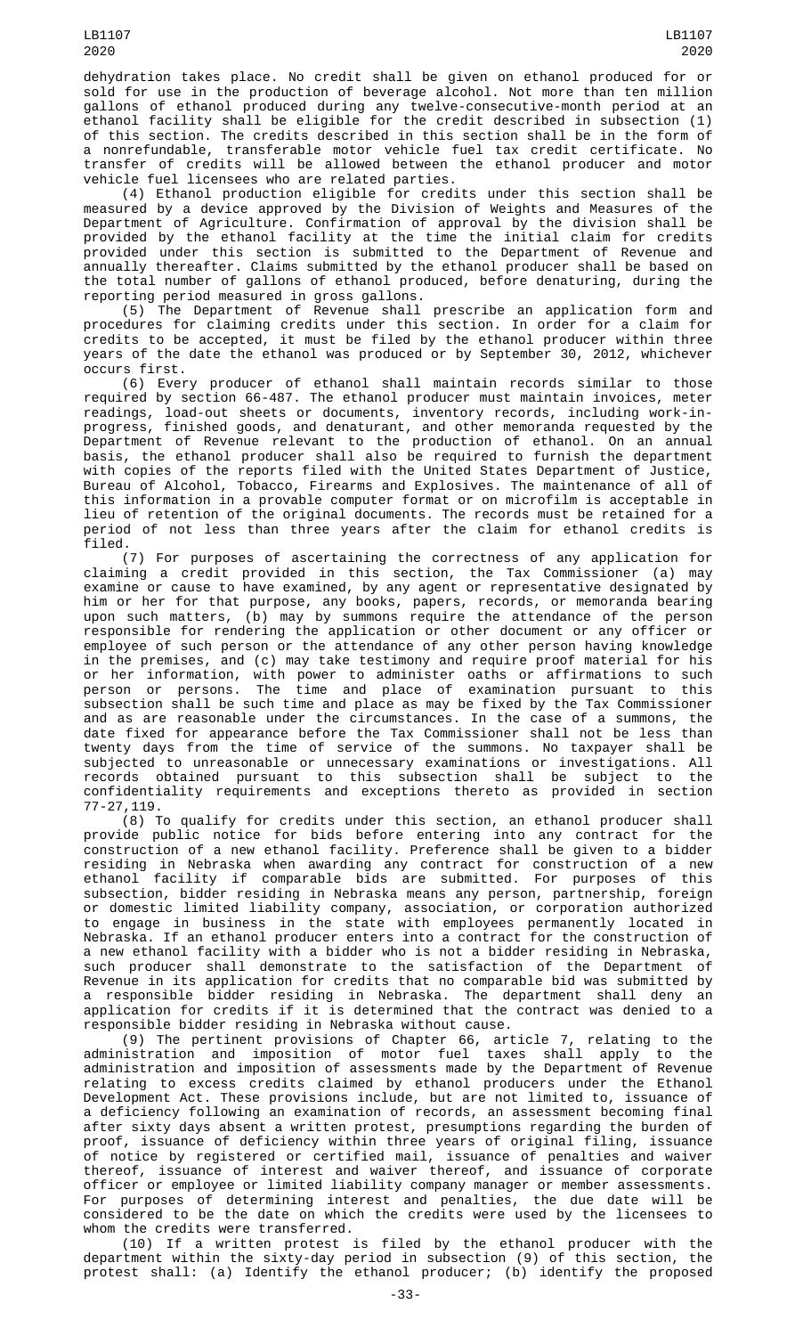dehydration takes place. No credit shall be given on ethanol produced for or sold for use in the production of beverage alcohol. Not more than ten million gallons of ethanol produced during any twelve-consecutive-month period at an ethanol facility shall be eligible for the credit described in subsection (1) of this section. The credits described in this section shall be in the form of a nonrefundable, transferable motor vehicle fuel tax credit certificate. No transfer of credits will be allowed between the ethanol producer and motor vehicle fuel licensees who are related parties.

(4) Ethanol production eligible for credits under this section shall be measured by a device approved by the Division of Weights and Measures of the Department of Agriculture. Confirmation of approval by the division shall be provided by the ethanol facility at the time the initial claim for credits provided under this section is submitted to the Department of Revenue and annually thereafter. Claims submitted by the ethanol producer shall be based on the total number of gallons of ethanol produced, before denaturing, during the reporting period measured in gross gallons.

(5) The Department of Revenue shall prescribe an application form and procedures for claiming credits under this section. In order for a claim for credits to be accepted, it must be filed by the ethanol producer within three years of the date the ethanol was produced or by September 30, 2012, whichever occurs first.

(6) Every producer of ethanol shall maintain records similar to those required by section 66-487. The ethanol producer must maintain invoices, meter readings, load-out sheets or documents, inventory records, including work-in-progress, finished goods, and denaturant, and other memoranda requested by the Department of Revenue relevant to the production of ethanol. On an annual basis, the ethanol producer shall also be required to furnish the department with copies of the reports filed with the United States Department of Justice, Bureau of Alcohol, Tobacco, Firearms and Explosives. The maintenance of all of this information in a provable computer format or on microfilm is acceptable in lieu of retention of the original documents. The records must be retained for a period of not less than three years after the claim for ethanol credits is filed.

(7) For purposes of ascertaining the correctness of any application for claiming a credit provided in this section, the Tax Commissioner (a) may examine or cause to have examined, by any agent or representative designated by him or her for that purpose, any books, papers, records, or memoranda bearing upon such matters, (b) may by summons require the attendance of the person responsible for rendering the application or other document or any officer or employee of such person or the attendance of any other person having knowledge in the premises, and (c) may take testimony and require proof material for his or her information, with power to administer oaths or affirmations to such person or persons. The time and place of examination pursuant to this subsection shall be such time and place as may be fixed by the Tax Commissioner and as are reasonable under the circumstances. In the case of a summons, the date fixed for appearance before the Tax Commissioner shall not be less than twenty days from the time of service of the summons. No taxpayer shall be subjected to unreasonable or unnecessary examinations or investigations. All records obtained pursuant to this subsection shall be subject to the confidentiality requirements and exceptions thereto as provided in section 77-27,119.

(8) To qualify for credits under this section, an ethanol producer shall provide public notice for bids before entering into any contract for the construction of a new ethanol facility. Preference shall be given to a bidder residing in Nebraska when awarding any contract for construction of a new ethanol facility if comparable bids are submitted. For purposes of this subsection, bidder residing in Nebraska means any person, partnership, foreign or domestic limited liability company, association, or corporation authorized to engage in business in the state with employees permanently located in Nebraska. If an ethanol producer enters into a contract for the construction of a new ethanol facility with a bidder who is not a bidder residing in Nebraska, such producer shall demonstrate to the satisfaction of the Department of Revenue in its application for credits that no comparable bid was submitted by a responsible bidder residing in Nebraska. The department shall deny an application for credits if it is determined that the contract was denied to a responsible bidder residing in Nebraska without cause.

(9) The pertinent provisions of Chapter 66, article 7, relating to the administration and imposition of motor fuel taxes shall apply to the administration and imposition of assessments made by the Department of Revenue relating to excess credits claimed by ethanol producers under the Ethanol Development Act. These provisions include, but are not limited to, issuance of a deficiency following an examination of records, an assessment becoming final after sixty days absent a written protest, presumptions regarding the burden of proof, issuance of deficiency within three years of original filing, issuance of notice by registered or certified mail, issuance of penalties and waiver thereof, issuance of interest and waiver thereof, and issuance of corporate officer or employee or limited liability company manager or member assessments. For purposes of determining interest and penalties, the due date will be considered to be the date on which the credits were used by the licensees to whom the credits were transferred.

(10) If a written protest is filed by the ethanol producer with the department within the sixty-day period in subsection (9) of this section, the protest shall: (a) Identify the ethanol producer; (b) identify the proposed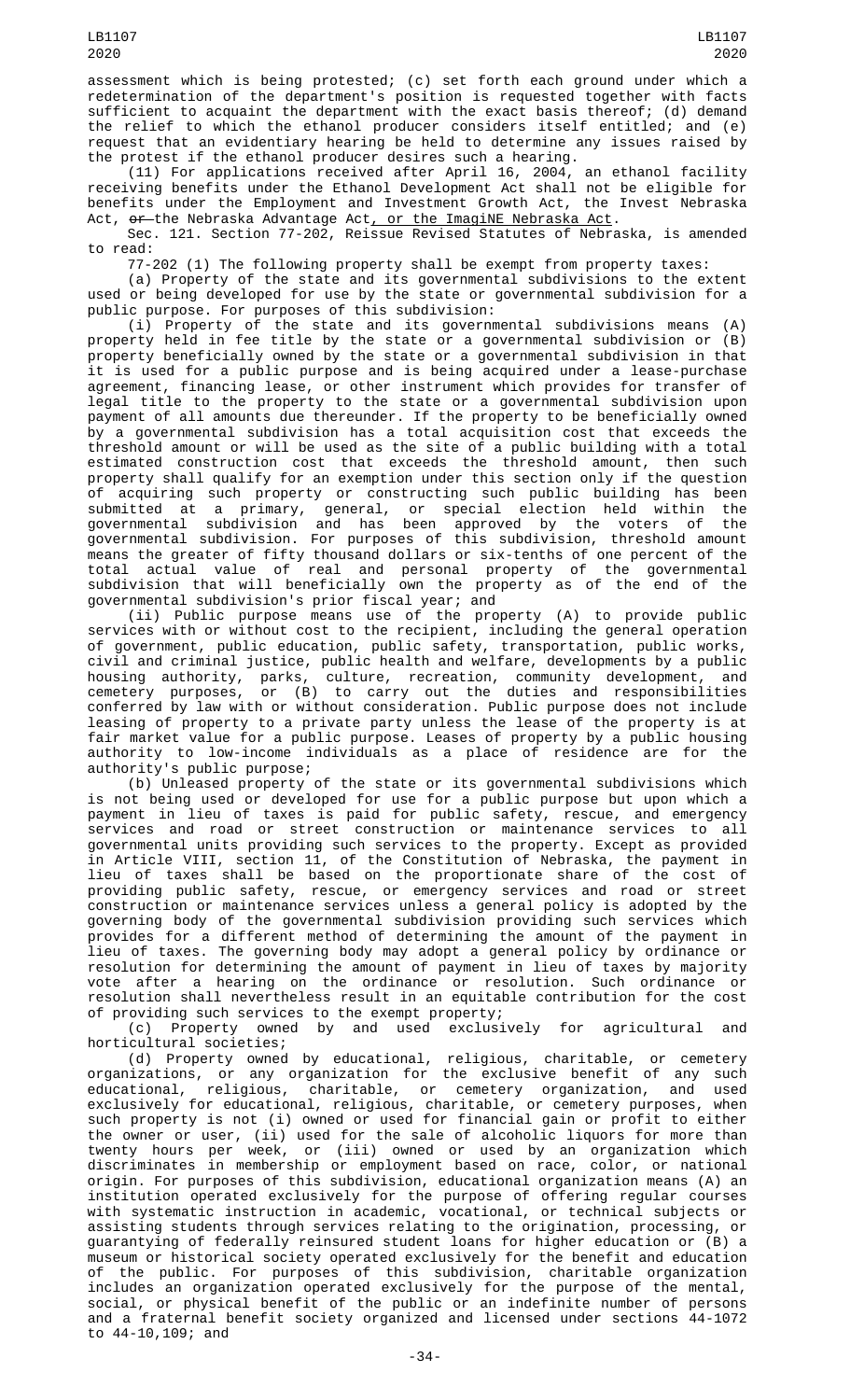assessment which is being protested; (c) set forth each ground under which a redetermination of the department's position is requested together with facts sufficient to acquaint the department with the exact basis thereof; (d) demand the relief to which the ethanol producer considers itself entitled; and (e) request that an evidentiary hearing be held to determine any issues raised by the protest if the ethanol producer desires such a hearing.

(11) For applications received after April 16, 2004, an ethanol facility receiving benefits under the Ethanol Development Act shall not be eligible for benefits under the Employment and Investment Growth Act, the Invest Nebraska Act, ~~or~~ the Nebraska Advantage Act, or the ImagiNE Nebraska Act.

Sec. 121. Section 77-202, Reissue Revised Statutes of Nebraska, is amended to read:

77-202 (1) The following property shall be exempt from property taxes:

(a) Property of the state and its governmental subdivisions to the extent used or being developed for use by the state or governmental subdivision for a public purpose. For purposes of this subdivision:

(i) Property of the state and its governmental subdivisions means (A) property held in fee title by the state or a governmental subdivision or (B) property beneficially owned by the state or a governmental subdivision in that it is used for a public purpose and is being acquired under a lease-purchase agreement, financing lease, or other instrument which provides for transfer of legal title to the property to the state or a governmental subdivision upon payment of all amounts due thereunder. If the property to be beneficially owned by a governmental subdivision has a total acquisition cost that exceeds the threshold amount or will be used as the site of a public building with a total estimated construction cost that exceeds the threshold amount, then such property shall qualify for an exemption under this section only if the question of acquiring such property or constructing such public building has been submitted at a primary, general, or special election held within the governmental subdivision and has been approved by the voters of the governmental subdivision. For purposes of this subdivision, threshold amount means the greater of fifty thousand dollars or six-tenths of one percent of the total actual value of real and personal property of the governmental subdivision that will beneficially own the property as of the end of the governmental subdivision's prior fiscal year; and

(ii) Public purpose means use of the property (A) to provide public services with or without cost to the recipient, including the general operation of government, public education, public safety, transportation, public works, civil and criminal justice, public health and welfare, developments by a public housing authority, parks, culture, recreation, community development, and cemetery purposes, or (B) to carry out the duties and responsibilities conferred by law with or without consideration. Public purpose does not include leasing of property to a private party unless the lease of the property is at fair market value for a public purpose. Leases of property by a public housing authority to low-income individuals as a place of residence are for the authority's public purpose;

(b) Unleased property of the state or its governmental subdivisions which is not being used or developed for use for a public purpose but upon which a payment in lieu of taxes is paid for public safety, rescue, and emergency services and road or street construction or maintenance services to all governmental units providing such services to the property. Except as provided in Article VIII, section 11, of the Constitution of Nebraska, the payment in lieu of taxes shall be based on the proportionate share of the cost of providing public safety, rescue, or emergency services and road or street construction or maintenance services unless a general policy is adopted by the governing body of the governmental subdivision providing such services which provides for a different method of determining the amount of the payment in lieu of taxes. The governing body may adopt a general policy by ordinance or resolution for determining the amount of payment in lieu of taxes by majority vote after a hearing on the ordinance or resolution. Such ordinance or resolution shall nevertheless result in an equitable contribution for the cost of providing such services to the exempt property;

(c) Property owned by and used exclusively for agricultural and horticultural societies;

(d) Property owned by educational, religious, charitable, or cemetery organizations, or any organization for the exclusive benefit of any such educational, religious, charitable, or cemetery organization, and used exclusively for educational, religious, charitable, or cemetery purposes, when such property is not (i) owned or used for financial gain or profit to either the owner or user, (ii) used for the sale of alcoholic liquors for more than twenty hours per week, or (iii) owned or used by an organization which discriminates in membership or employment based on race, color, or national origin. For purposes of this subdivision, educational organization means (A) an institution operated exclusively for the purpose of offering regular courses with systematic instruction in academic, vocational, or technical subjects or assisting students through services relating to the origination, processing, or guarantying of federally reinsured student loans for higher education or (B) a museum or historical society operated exclusively for the benefit and education of the public. For purposes of this subdivision, charitable organization includes an organization operated exclusively for the purpose of the mental, social, or physical benefit of the public or an indefinite number of persons and a fraternal benefit society organized and licensed under sections 44-1072 to 44-10,109; and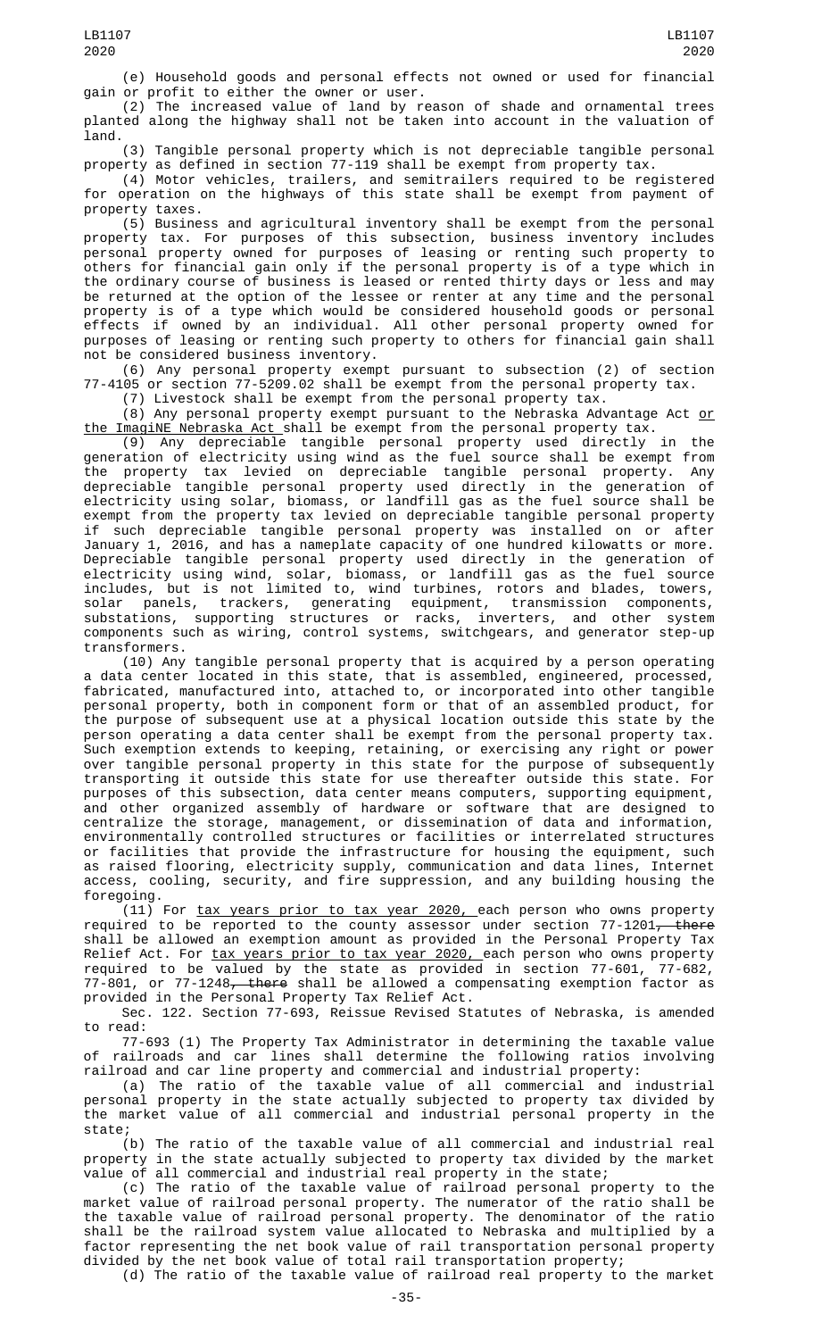(e) Household goods and personal effects not owned or used for financial gain or profit to either the owner or user.

(2) The increased value of land by reason of shade and ornamental trees planted along the highway shall not be taken into account in the valuation of land.

(3) Tangible personal property which is not depreciable tangible personal property as defined in section 77-119 shall be exempt from property tax.

(4) Motor vehicles, trailers, and semitrailers required to be registered for operation on the highways of this state shall be exempt from payment of property taxes.

(5) Business and agricultural inventory shall be exempt from the personal property tax. For purposes of this subsection, business inventory includes personal property owned for purposes of leasing or renting such property to others for financial gain only if the personal property is of a type which in the ordinary course of business is leased or rented thirty days or less and may be returned at the option of the lessee or renter at any time and the personal property is of a type which would be considered household goods or personal effects if owned by an individual. All other personal property owned for purposes of leasing or renting such property to others for financial gain shall not be considered business inventory.

(6) Any personal property exempt pursuant to subsection (2) of section 77-4105 or section 77-5209.02 shall be exempt from the personal property tax.

(7) Livestock shall be exempt from the personal property tax.

(8) Any personal property exempt pursuant to the Nebraska Advantage Act or the ImagiNE Nebraska Act shall be exempt from the personal property tax.

(9) Any depreciable tangible personal property used directly in the generation of electricity using wind as the fuel source shall be exempt from the property tax levied on depreciable tangible personal property. Any depreciable tangible personal property used directly in the generation of electricity using solar, biomass, or landfill gas as the fuel source shall be exempt from the property tax levied on depreciable tangible personal property if such depreciable tangible personal property was installed on or after January 1, 2016, and has a nameplate capacity of one hundred kilowatts or more. Depreciable tangible personal property used directly in the generation of electricity using wind, solar, biomass, or landfill gas as the fuel source includes, but is not limited to, wind turbines, rotors and blades, towers, solar panels, trackers, generating equipment, transmission components, substations, supporting structures or racks, inverters, and other system components such as wiring, control systems, switchgears, and generator step-up transformers.

(10) Any tangible personal property that is acquired by a person operating a data center located in this state, that is assembled, engineered, processed, fabricated, manufactured into, attached to, or incorporated into other tangible personal property, both in component form or that of an assembled product, for the purpose of subsequent use at a physical location outside this state by the person operating a data center shall be exempt from the personal property tax. Such exemption extends to keeping, retaining, or exercising any right or power over tangible personal property in this state for the purpose of subsequently transporting it outside this state for use thereafter outside this state. For purposes of this subsection, data center means computers, supporting equipment, and other organized assembly of hardware or software that are designed to centralize the storage, management, or dissemination of data and information, environmentally controlled structures or facilities or interrelated structures or facilities that provide the infrastructure for housing the equipment, such as raised flooring, electricity supply, communication and data lines, Internet access, cooling, security, and fire suppression, and any building housing the foregoing.

(11) For tax years prior to tax year 2020, each person who owns property required to be reported to the county assessor under section 77-1201~~, there~~ shall be allowed an exemption amount as provided in the Personal Property Tax Relief Act. For tax years prior to tax year 2020, each person who owns property required to be valued by the state as provided in section 77-601, 77-682, 77-801, or 77-1248~~, there~~ shall be allowed a compensating exemption factor as provided in the Personal Property Tax Relief Act.

Sec. 122. Section 77-693, Reissue Revised Statutes of Nebraska, is amended to read:

77-693 (1) The Property Tax Administrator in determining the taxable value of railroads and car lines shall determine the following ratios involving railroad and car line property and commercial and industrial property:

(a) The ratio of the taxable value of all commercial and industrial personal property in the state actually subjected to property tax divided by the market value of all commercial and industrial personal property in the state;

(b) The ratio of the taxable value of all commercial and industrial real property in the state actually subjected to property tax divided by the market value of all commercial and industrial real property in the state;

(c) The ratio of the taxable value of railroad personal property to the market value of railroad personal property. The numerator of the ratio shall be the taxable value of railroad personal property. The denominator of the ratio shall be the railroad system value allocated to Nebraska and multiplied by a factor representing the net book value of rail transportation personal property divided by the net book value of total rail transportation property;

(d) The ratio of the taxable value of railroad real property to the market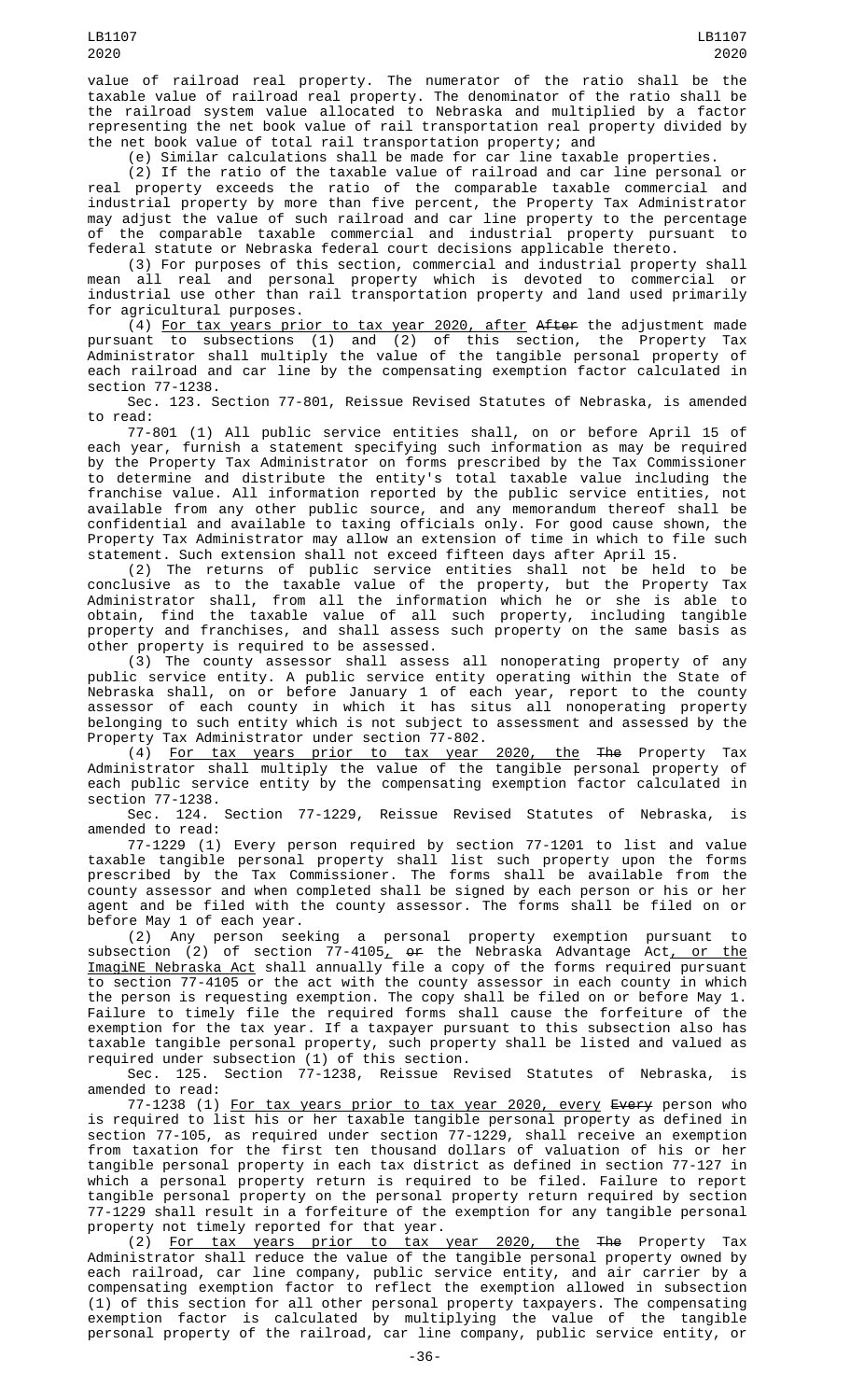value of railroad real property. The numerator of the ratio shall be the taxable value of railroad real property. The denominator of the ratio shall be the railroad system value allocated to Nebraska and multiplied by a factor representing the net book value of rail transportation real property divided by the net book value of total rail transportation property; and

(e) Similar calculations shall be made for car line taxable properties.

(2) If the ratio of the taxable value of railroad and car line personal or real property exceeds the ratio of the comparable taxable commercial and industrial property by more than five percent, the Property Tax Administrator may adjust the value of such railroad and car line property to the percentage of the comparable taxable commercial and industrial property pursuant to federal statute or Nebraska federal court decisions applicable thereto.

(3) For purposes of this section, commercial and industrial property shall mean all real and personal property which is devoted to commercial or industrial use other than rail transportation property and land used primarily for agricultural purposes.

(4) For tax years prior to tax year 2020, after ~~After~~ the adjustment made pursuant to subsections (1) and (2) of this section, the Property Tax Administrator shall multiply the value of the tangible personal property of each railroad and car line by the compensating exemption factor calculated in section 77-1238.

Sec. 123. Section 77-801, Reissue Revised Statutes of Nebraska, is amended to read:

77-801 (1) All public service entities shall, on or before April 15 of each year, furnish a statement specifying such information as may be required by the Property Tax Administrator on forms prescribed by the Tax Commissioner to determine and distribute the entity's total taxable value including the franchise value. All information reported by the public service entities, not available from any other public source, and any memorandum thereof shall be confidential and available to taxing officials only. For good cause shown, the Property Tax Administrator may allow an extension of time in which to file such statement. Such extension shall not exceed fifteen days after April 15.

(2) The returns of public service entities shall not be held to be conclusive as to the taxable value of the property, but the Property Tax Administrator shall, from all the information which he or she is able to obtain, find the taxable value of all such property, including tangible property and franchises, and shall assess such property on the same basis as other property is required to be assessed.

(3) The county assessor shall assess all nonoperating property of any public service entity. A public service entity operating within the State of Nebraska shall, on or before January 1 of each year, report to the county assessor of each county in which it has situs all nonoperating property belonging to such entity which is not subject to assessment and assessed by the Property Tax Administrator under section 77-802.

(4) For tax years prior to tax year 2020, the ~~The~~ Property Tax Administrator shall multiply the value of the tangible personal property of each public service entity by the compensating exemption factor calculated in section 77-1238.

Sec. 124. Section 77-1229, Reissue Revised Statutes of Nebraska, is amended to read:

77-1229 (1) Every person required by section 77-1201 to list and value taxable tangible personal property shall list such property upon the forms prescribed by the Tax Commissioner. The forms shall be available from the county assessor and when completed shall be signed by each person or his or her agent and be filed with the county assessor. The forms shall be filed on or before May 1 of each year.

(2) Any person seeking a personal property exemption pursuant to subsection (2) of section 77-4105, ~~or~~ the Nebraska Advantage Act, or the ImagiNE Nebraska Act shall annually file a copy of the forms required pursuant to section 77-4105 or the act with the county assessor in each county in which the person is requesting exemption. The copy shall be filed on or before May 1. Failure to timely file the required forms shall cause the forfeiture of the exemption for the tax year. If a taxpayer pursuant to this subsection also has taxable tangible personal property, such property shall be listed and valued as required under subsection (1) of this section.

Sec. 125. Section 77-1238, Reissue Revised Statutes of Nebraska, is amended to read:

77-1238 (1) For tax years prior to tax year 2020, every ~~Every~~ person who is required to list his or her taxable tangible personal property as defined in section 77-105, as required under section 77-1229, shall receive an exemption from taxation for the first ten thousand dollars of valuation of his or her tangible personal property in each tax district as defined in section 77-127 in which a personal property return is required to be filed. Failure to report tangible personal property on the personal property return required by section 77-1229 shall result in a forfeiture of the exemption for any tangible personal property not timely reported for that year.

(2) For tax years prior to tax year 2020, the ~~The~~ Property Tax Administrator shall reduce the value of the tangible personal property owned by each railroad, car line company, public service entity, and air carrier by a compensating exemption factor to reflect the exemption allowed in subsection (1) of this section for all other personal property taxpayers. The compensating exemption factor is calculated by multiplying the value of the tangible personal property of the railroad, car line company, public service entity, or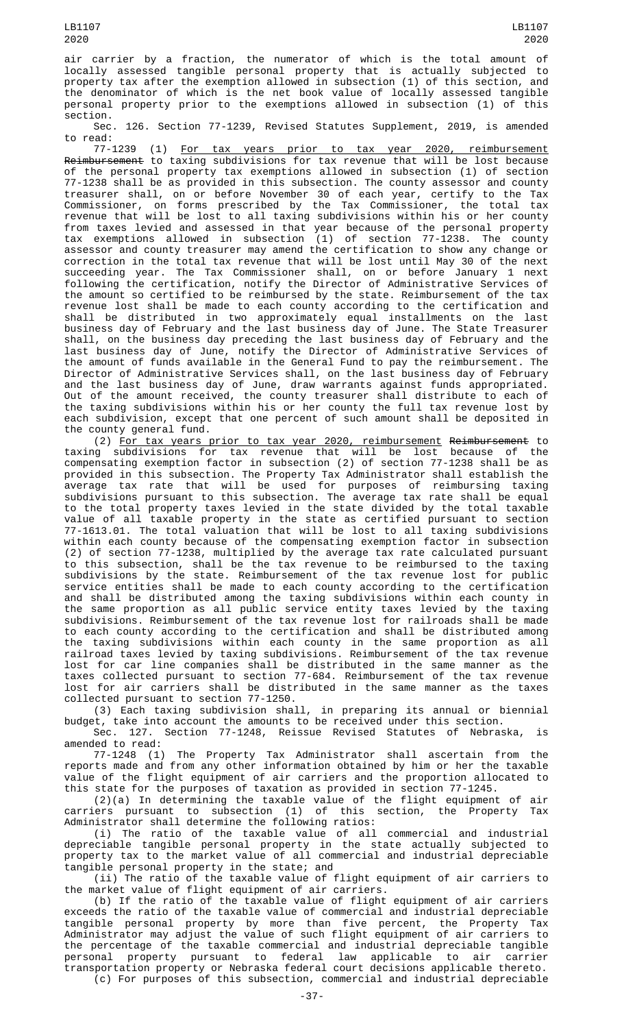air carrier by a fraction, the numerator of which is the total amount of locally assessed tangible personal property that is actually subjected to property tax after the exemption allowed in subsection (1) of this section, and the denominator of which is the net book value of locally assessed tangible personal property prior to the exemptions allowed in subsection (1) of this section.

Sec. 126. Section 77-1239, Revised Statutes Supplement, 2019, is amended to read:

77-1239 (1) For tax years prior to tax year 2020, reimbursement ~~Reimbursement~~ to taxing subdivisions for tax revenue that will be lost because of the personal property tax exemptions allowed in subsection (1) of section 77-1238 shall be as provided in this subsection. The county assessor and county treasurer shall, on or before November 30 of each year, certify to the Tax Commissioner, on forms prescribed by the Tax Commissioner, the total tax revenue that will be lost to all taxing subdivisions within his or her county from taxes levied and assessed in that year because of the personal property tax exemptions allowed in subsection (1) of section 77-1238. The county assessor and county treasurer may amend the certification to show any change or correction in the total tax revenue that will be lost until May 30 of the next succeeding year. The Tax Commissioner shall, on or before January 1 next following the certification, notify the Director of Administrative Services of the amount so certified to be reimbursed by the state. Reimbursement of the tax revenue lost shall be made to each county according to the certification and shall be distributed in two approximately equal installments on the last business day of February and the last business day of June. The State Treasurer shall, on the business day preceding the last business day of February and the last business day of June, notify the Director of Administrative Services of the amount of funds available in the General Fund to pay the reimbursement. The Director of Administrative Services shall, on the last business day of February and the last business day of June, draw warrants against funds appropriated. Out of the amount received, the county treasurer shall distribute to each of the taxing subdivisions within his or her county the full tax revenue lost by each subdivision, except that one percent of such amount shall be deposited in the county general fund.

(2) For tax years prior to tax year 2020, reimbursement ~~Reimbursement~~ to taxing subdivisions for tax revenue that will be lost because of the compensating exemption factor in subsection (2) of section 77-1238 shall be as provided in this subsection. The Property Tax Administrator shall establish the average tax rate that will be used for purposes of reimbursing taxing subdivisions pursuant to this subsection. The average tax rate shall be equal to the total property taxes levied in the state divided by the total taxable value of all taxable property in the state as certified pursuant to section 77-1613.01. The total valuation that will be lost to all taxing subdivisions within each county because of the compensating exemption factor in subsection (2) of section 77-1238, multiplied by the average tax rate calculated pursuant to this subsection, shall be the tax revenue to be reimbursed to the taxing subdivisions by the state. Reimbursement of the tax revenue lost for public service entities shall be made to each county according to the certification and shall be distributed among the taxing subdivisions within each county in the same proportion as all public service entity taxes levied by the taxing subdivisions. Reimbursement of the tax revenue lost for railroads shall be made to each county according to the certification and shall be distributed among the taxing subdivisions within each county in the same proportion as all railroad taxes levied by taxing subdivisions. Reimbursement of the tax revenue lost for car line companies shall be distributed in the same manner as the taxes collected pursuant to section 77-684. Reimbursement of the tax revenue lost for air carriers shall be distributed in the same manner as the taxes collected pursuant to section 77-1250.

(3) Each taxing subdivision shall, in preparing its annual or biennial budget, take into account the amounts to be received under this section.

Sec. 127. Section 77-1248, Reissue Revised Statutes of Nebraska, is amended to read:

77-1248 (1) The Property Tax Administrator shall ascertain from the reports made and from any other information obtained by him or her the taxable value of the flight equipment of air carriers and the proportion allocated to this state for the purposes of taxation as provided in section 77-1245.

(2)(a) In determining the taxable value of the flight equipment of air carriers pursuant to subsection (1) of this section, the Property Tax Administrator shall determine the following ratios:

(i) The ratio of the taxable value of all commercial and industrial depreciable tangible personal property in the state actually subjected to property tax to the market value of all commercial and industrial depreciable tangible personal property in the state; and

(ii) The ratio of the taxable value of flight equipment of air carriers to the market value of flight equipment of air carriers.

(b) If the ratio of the taxable value of flight equipment of air carriers exceeds the ratio of the taxable value of commercial and industrial depreciable tangible personal property by more than five percent, the Property Tax Administrator may adjust the value of such flight equipment of air carriers to the percentage of the taxable commercial and industrial depreciable tangible personal property pursuant to federal law applicable to air carrier transportation property or Nebraska federal court decisions applicable thereto.

(c) For purposes of this subsection, commercial and industrial depreciable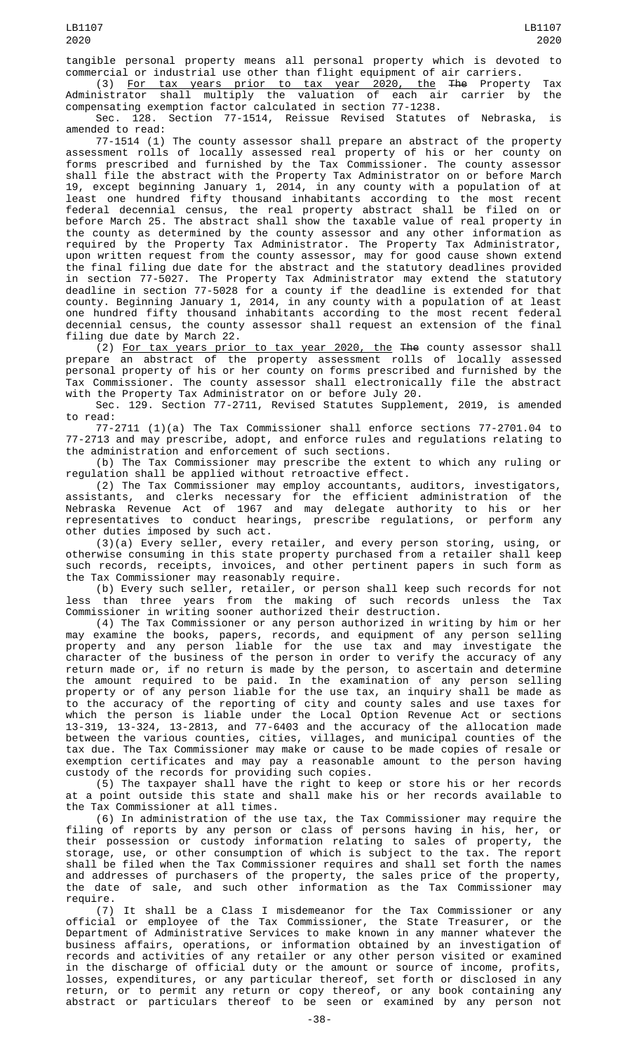tangible personal property means all personal property which is devoted to commercial or industrial use other than flight equipment of air carriers.

(3) For tax years prior to tax year 2020, the ~~The~~ Property Tax Administrator shall multiply the valuation of each air carrier by the compensating exemption factor calculated in section 77-1238.

Sec. 128. Section 77-1514, Reissue Revised Statutes of Nebraska, is amended to read:

77-1514 (1) The county assessor shall prepare an abstract of the property assessment rolls of locally assessed real property of his or her county on forms prescribed and furnished by the Tax Commissioner. The county assessor shall file the abstract with the Property Tax Administrator on or before March 19, except beginning January 1, 2014, in any county with a population of at least one hundred fifty thousand inhabitants according to the most recent federal decennial census, the real property abstract shall be filed on or before March 25. The abstract shall show the taxable value of real property in the county as determined by the county assessor and any other information as required by the Property Tax Administrator. The Property Tax Administrator, upon written request from the county assessor, may for good cause shown extend the final filing due date for the abstract and the statutory deadlines provided in section 77-5027. The Property Tax Administrator may extend the statutory deadline in section 77-5028 for a county if the deadline is extended for that county. Beginning January 1, 2014, in any county with a population of at least one hundred fifty thousand inhabitants according to the most recent federal decennial census, the county assessor shall request an extension of the final filing due date by March 22.

(2) For tax years prior to tax year 2020, the ~~The~~ county assessor shall prepare an abstract of the property assessment rolls of locally assessed personal property of his or her county on forms prescribed and furnished by the Tax Commissioner. The county assessor shall electronically file the abstract with the Property Tax Administrator on or before July 20.

Sec. 129. Section 77-2711, Revised Statutes Supplement, 2019, is amended to read:

77-2711 (1)(a) The Tax Commissioner shall enforce sections 77-2701.04 to 77-2713 and may prescribe, adopt, and enforce rules and regulations relating to the administration and enforcement of such sections.

(b) The Tax Commissioner may prescribe the extent to which any ruling or regulation shall be applied without retroactive effect.

(2) The Tax Commissioner may employ accountants, auditors, investigators, assistants, and clerks necessary for the efficient administration of the Nebraska Revenue Act of 1967 and may delegate authority to his or her representatives to conduct hearings, prescribe regulations, or perform any other duties imposed by such act.

(3)(a) Every seller, every retailer, and every person storing, using, or otherwise consuming in this state property purchased from a retailer shall keep such records, receipts, invoices, and other pertinent papers in such form as the Tax Commissioner may reasonably require.

(b) Every such seller, retailer, or person shall keep such records for not less than three years from the making of such records unless the Tax Commissioner in writing sooner authorized their destruction.

(4) The Tax Commissioner or any person authorized in writing by him or her may examine the books, papers, records, and equipment of any person selling property and any person liable for the use tax and may investigate the character of the business of the person in order to verify the accuracy of any return made or, if no return is made by the person, to ascertain and determine the amount required to be paid. In the examination of any person selling property or of any person liable for the use tax, an inquiry shall be made as to the accuracy of the reporting of city and county sales and use taxes for which the person is liable under the Local Option Revenue Act or sections 13-319, 13-324, 13-2813, and 77-6403 and the accuracy of the allocation made between the various counties, cities, villages, and municipal counties of the tax due. The Tax Commissioner may make or cause to be made copies of resale or exemption certificates and may pay a reasonable amount to the person having custody of the records for providing such copies.

(5) The taxpayer shall have the right to keep or store his or her records at a point outside this state and shall make his or her records available to the Tax Commissioner at all times.

(6) In administration of the use tax, the Tax Commissioner may require the filing of reports by any person or class of persons having in his, her, or their possession or custody information relating to sales of property, the storage, use, or other consumption of which is subject to the tax. The report shall be filed when the Tax Commissioner requires and shall set forth the names and addresses of purchasers of the property, the sales price of the property, the date of sale, and such other information as the Tax Commissioner may require.

(7) It shall be a Class I misdemeanor for the Tax Commissioner or any official or employee of the Tax Commissioner, the State Treasurer, or the Department of Administrative Services to make known in any manner whatever the business affairs, operations, or information obtained by an investigation of records and activities of any retailer or any other person visited or examined in the discharge of official duty or the amount or source of income, profits, losses, expenditures, or any particular thereof, set forth or disclosed in any return, or to permit any return or copy thereof, or any book containing any abstract or particulars thereof to be seen or examined by any person not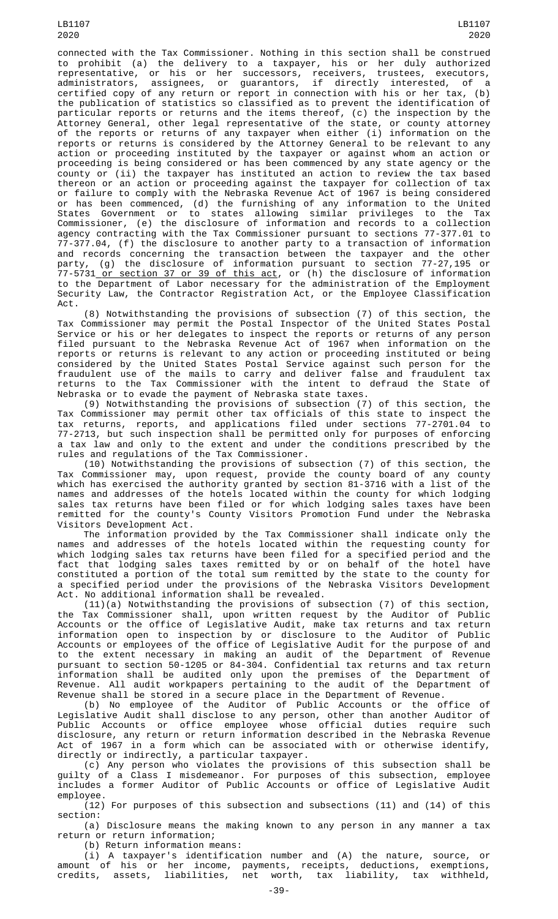connected with the Tax Commissioner. Nothing in this section shall be construed to prohibit (a) the delivery to a taxpayer, his or her duly authorized representative, or his or her successors, receivers, trustees, executors, administrators, assignees, or guarantors, if directly interested, of a certified copy of any return or report in connection with his or her tax, (b) the publication of statistics so classified as to prevent the identification of particular reports or returns and the items thereof, (c) the inspection by the Attorney General, other legal representative of the state, or county attorney of the reports or returns of any taxpayer when either (i) information on the reports or returns is considered by the Attorney General to be relevant to any action or proceeding instituted by the taxpayer or against whom an action or proceeding is being considered or has been commenced by any state agency or the county or (ii) the taxpayer has instituted an action to review the tax based thereon or an action or proceeding against the taxpayer for collection of tax or failure to comply with the Nebraska Revenue Act of 1967 is being considered or has been commenced, (d) the furnishing of any information to the United States Government or to states allowing similar privileges to the Tax Commissioner, (e) the disclosure of information and records to a collection agency contracting with the Tax Commissioner pursuant to sections 77-377.01 to 77-377.04, (f) the disclosure to another party to a transaction of information and records concerning the transaction between the taxpayer and the other party, (g) the disclosure of information pursuant to section 77-27,195 or 77-5731 or section 37 or 39 of this act, or (h) the disclosure of information to the Department of Labor necessary for the administration of the Employment Security Law, the Contractor Registration Act, or the Employee Classification Act.

(8) Notwithstanding the provisions of subsection (7) of this section, the Tax Commissioner may permit the Postal Inspector of the United States Postal Service or his or her delegates to inspect the reports or returns of any person filed pursuant to the Nebraska Revenue Act of 1967 when information on the reports or returns is relevant to any action or proceeding instituted or being considered by the United States Postal Service against such person for the fraudulent use of the mails to carry and deliver false and fraudulent tax returns to the Tax Commissioner with the intent to defraud the State of Nebraska or to evade the payment of Nebraska state taxes.

(9) Notwithstanding the provisions of subsection (7) of this section, the Tax Commissioner may permit other tax officials of this state to inspect the tax returns, reports, and applications filed under sections 77-2701.04 to 77-2713, but such inspection shall be permitted only for purposes of enforcing a tax law and only to the extent and under the conditions prescribed by the rules and regulations of the Tax Commissioner.

(10) Notwithstanding the provisions of subsection (7) of this section, the Tax Commissioner may, upon request, provide the county board of any county which has exercised the authority granted by section 81-3716 with a list of the names and addresses of the hotels located within the county for which lodging sales tax returns have been filed or for which lodging sales taxes have been remitted for the county's County Visitors Promotion Fund under the Nebraska Visitors Development Act.

The information provided by the Tax Commissioner shall indicate only the names and addresses of the hotels located within the requesting county for which lodging sales tax returns have been filed for a specified period and the fact that lodging sales taxes remitted by or on behalf of the hotel have constituted a portion of the total sum remitted by the state to the county for a specified period under the provisions of the Nebraska Visitors Development Act. No additional information shall be revealed.

(11)(a) Notwithstanding the provisions of subsection (7) of this section, the Tax Commissioner shall, upon written request by the Auditor of Public Accounts or the office of Legislative Audit, make tax returns and tax return information open to inspection by or disclosure to the Auditor of Public Accounts or employees of the office of Legislative Audit for the purpose of and to the extent necessary in making an audit of the Department of Revenue pursuant to section 50-1205 or 84-304. Confidential tax returns and tax return information shall be audited only upon the premises of the Department of Revenue. All audit workpapers pertaining to the audit of the Department of Revenue shall be stored in a secure place in the Department of Revenue.

(b) No employee of the Auditor of Public Accounts or the office of Legislative Audit shall disclose to any person, other than another Auditor of Public Accounts or office employee whose official duties require such disclosure, any return or return information described in the Nebraska Revenue Act of 1967 in a form which can be associated with or otherwise identify, directly or indirectly, a particular taxpayer.

(c) Any person who violates the provisions of this subsection shall be guilty of a Class I misdemeanor. For purposes of this subsection, employee includes a former Auditor of Public Accounts or office of Legislative Audit employee.

(12) For purposes of this subsection and subsections (11) and (14) of this section:

(a) Disclosure means the making known to any person in any manner a tax return or return information;

(b) Return information means:

(i) A taxpayer's identification number and (A) the nature, source, or amount of his or her income, payments, receipts, deductions, exemptions, credits, assets, liabilities, net worth, tax liability, tax withheld,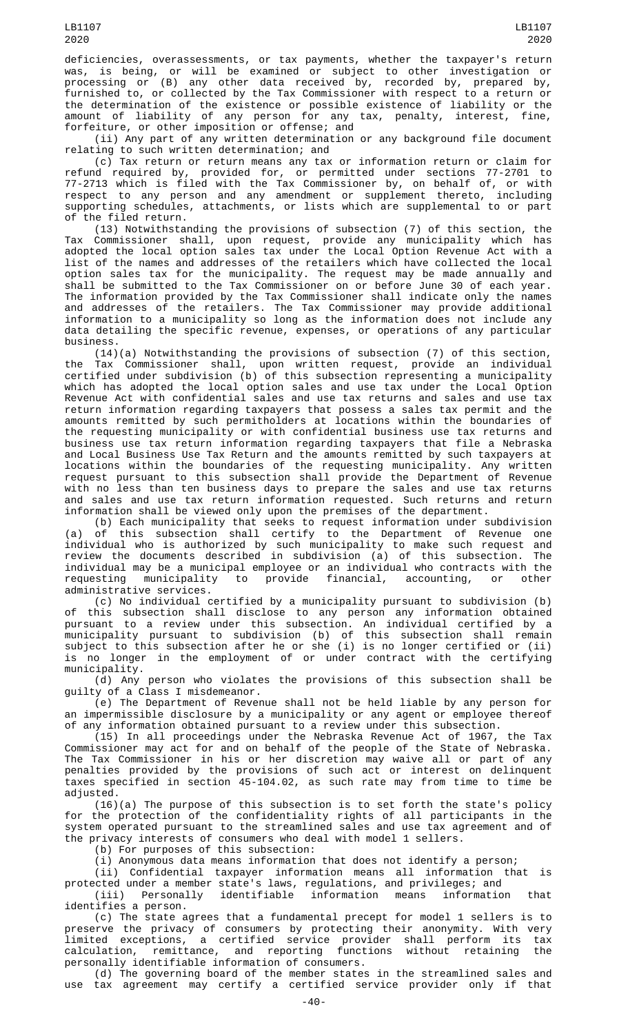deficiencies, overassessments, or tax payments, whether the taxpayer's return was, is being, or will be examined or subject to other investigation or processing or (B) any other data received by, recorded by, prepared by, furnished to, or collected by the Tax Commissioner with respect to a return or the determination of the existence or possible existence of liability or the amount of liability of any person for any tax, penalty, interest, fine, forfeiture, or other imposition or offense; and

(ii) Any part of any written determination or any background file document relating to such written determination; and

(c) Tax return or return means any tax or information return or claim for refund required by, provided for, or permitted under sections 77-2701 to 77-2713 which is filed with the Tax Commissioner by, on behalf of, or with respect to any person and any amendment or supplement thereto, including supporting schedules, attachments, or lists which are supplemental to or part of the filed return.

(13) Notwithstanding the provisions of subsection (7) of this section, the Tax Commissioner shall, upon request, provide any municipality which has adopted the local option sales tax under the Local Option Revenue Act with a list of the names and addresses of the retailers which have collected the local option sales tax for the municipality. The request may be made annually and shall be submitted to the Tax Commissioner on or before June 30 of each year. The information provided by the Tax Commissioner shall indicate only the names and addresses of the retailers. The Tax Commissioner may provide additional information to a municipality so long as the information does not include any data detailing the specific revenue, expenses, or operations of any particular business.

(14)(a) Notwithstanding the provisions of subsection (7) of this section, the Tax Commissioner shall, upon written request, provide an individual certified under subdivision (b) of this subsection representing a municipality which has adopted the local option sales and use tax under the Local Option Revenue Act with confidential sales and use tax returns and sales and use tax return information regarding taxpayers that possess a sales tax permit and the amounts remitted by such permitholders at locations within the boundaries of the requesting municipality or with confidential business use tax returns and business use tax return information regarding taxpayers that file a Nebraska and Local Business Use Tax Return and the amounts remitted by such taxpayers at locations within the boundaries of the requesting municipality. Any written request pursuant to this subsection shall provide the Department of Revenue with no less than ten business days to prepare the sales and use tax returns and sales and use tax return information requested. Such returns and return information shall be viewed only upon the premises of the department.

(b) Each municipality that seeks to request information under subdivision (a) of this subsection shall certify to the Department of Revenue one individual who is authorized by such municipality to make such request and review the documents described in subdivision (a) of this subsection. The individual may be a municipal employee or an individual who contracts with the requesting municipality to provide financial, accounting, or other administrative services.

(c) No individual certified by a municipality pursuant to subdivision (b) of this subsection shall disclose to any person any information obtained pursuant to a review under this subsection. An individual certified by a municipality pursuant to subdivision (b) of this subsection shall remain subject to this subsection after he or she (i) is no longer certified or (ii) is no longer in the employment of or under contract with the certifying municipality.

(d) Any person who violates the provisions of this subsection shall be guilty of a Class I misdemeanor.

(e) The Department of Revenue shall not be held liable by any person for an impermissible disclosure by a municipality or any agent or employee thereof of any information obtained pursuant to a review under this subsection.

(15) In all proceedings under the Nebraska Revenue Act of 1967, the Tax Commissioner may act for and on behalf of the people of the State of Nebraska. The Tax Commissioner in his or her discretion may waive all or part of any penalties provided by the provisions of such act or interest on delinquent taxes specified in section 45-104.02, as such rate may from time to time be adjusted.

(16)(a) The purpose of this subsection is to set forth the state's policy for the protection of the confidentiality rights of all participants in the system operated pursuant to the streamlined sales and use tax agreement and of the privacy interests of consumers who deal with model 1 sellers.

(b) For purposes of this subsection:

(i) Anonymous data means information that does not identify a person;

(ii) Confidential taxpayer information means all information that is protected under a member state's laws, regulations, and privileges; and

(iii) Personally identifiable information means information that identifies a person.

(c) The state agrees that a fundamental precept for model 1 sellers is to preserve the privacy of consumers by protecting their anonymity. With very limited exceptions, a certified service provider shall perform its tax calculation, remittance, and reporting functions without retaining the personally identifiable information of consumers.

(d) The governing board of the member states in the streamlined sales and use tax agreement may certify a certified service provider only if that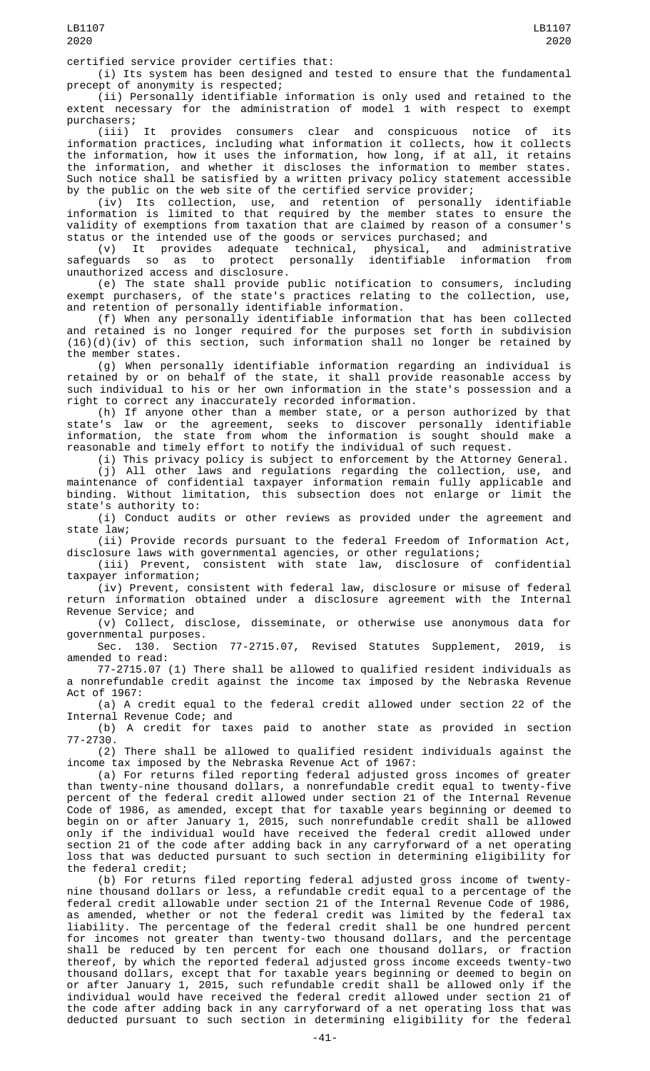certified service provider certifies that:

(i) Its system has been designed and tested to ensure that the fundamental precept of anonymity is respected;

(ii) Personally identifiable information is only used and retained to the extent necessary for the administration of model 1 with respect to exempt purchasers;

(iii) It provides consumers clear and conspicuous notice of its information practices, including what information it collects, how it collects the information, how it uses the information, how long, if at all, it retains the information, and whether it discloses the information to member states. Such notice shall be satisfied by a written privacy policy statement accessible by the public on the web site of the certified service provider;

(iv) Its collection, use, and retention of personally identifiable information is limited to that required by the member states to ensure the validity of exemptions from taxation that are claimed by reason of a consumer's status or the intended use of the goods or services purchased; and

(v) It provides adequate technical, physical, and administrative safeguards so as to protect personally identifiable information from unauthorized access and disclosure.

(e) The state shall provide public notification to consumers, including exempt purchasers, of the state's practices relating to the collection, use, and retention of personally identifiable information.

(f) When any personally identifiable information that has been collected and retained is no longer required for the purposes set forth in subdivision (16)(d)(iv) of this section, such information shall no longer be retained by the member states.

(g) When personally identifiable information regarding an individual is retained by or on behalf of the state, it shall provide reasonable access by such individual to his or her own information in the state's possession and a right to correct any inaccurately recorded information.

(h) If anyone other than a member state, or a person authorized by that state's law or the agreement, seeks to discover personally identifiable information, the state from whom the information is sought should make a reasonable and timely effort to notify the individual of such request.

(i) This privacy policy is subject to enforcement by the Attorney General.

(j) All other laws and regulations regarding the collection, use, and maintenance of confidential taxpayer information remain fully applicable and binding. Without limitation, this subsection does not enlarge or limit the state's authority to:

(i) Conduct audits or other reviews as provided under the agreement and state law;

(ii) Provide records pursuant to the federal Freedom of Information Act, disclosure laws with governmental agencies, or other regulations;

(iii) Prevent, consistent with state law, disclosure of confidential taxpayer information;

(iv) Prevent, consistent with federal law, disclosure or misuse of federal return information obtained under a disclosure agreement with the Internal Revenue Service; and

(v) Collect, disclose, disseminate, or otherwise use anonymous data for governmental purposes.

Sec. 130. Section 77-2715.07, Revised Statutes Supplement, 2019, is amended to read:

77-2715.07 (1) There shall be allowed to qualified resident individuals as a nonrefundable credit against the income tax imposed by the Nebraska Revenue Act of 1967:

(a) A credit equal to the federal credit allowed under section 22 of the Internal Revenue Code; and

(b) A credit for taxes paid to another state as provided in section 77-2730.

(2) There shall be allowed to qualified resident individuals against the income tax imposed by the Nebraska Revenue Act of 1967:

(a) For returns filed reporting federal adjusted gross incomes of greater than twenty-nine thousand dollars, a nonrefundable credit equal to twenty-five percent of the federal credit allowed under section 21 of the Internal Revenue Code of 1986, as amended, except that for taxable years beginning or deemed to begin on or after January 1, 2015, such nonrefundable credit shall be allowed only if the individual would have received the federal credit allowed under section 21 of the code after adding back in any carryforward of a net operating loss that was deducted pursuant to such section in determining eligibility for the federal credit;

(b) For returns filed reporting federal adjusted gross income of twenty-nine thousand dollars or less, a refundable credit equal to a percentage of the federal credit allowable under section 21 of the Internal Revenue Code of 1986, as amended, whether or not the federal credit was limited by the federal tax liability. The percentage of the federal credit shall be one hundred percent for incomes not greater than twenty-two thousand dollars, and the percentage shall be reduced by ten percent for each one thousand dollars, or fraction thereof, by which the reported federal adjusted gross income exceeds twenty-two thousand dollars, except that for taxable years beginning or deemed to begin on or after January 1, 2015, such refundable credit shall be allowed only if the individual would have received the federal credit allowed under section 21 of the code after adding back in any carryforward of a net operating loss that was deducted pursuant to such section in determining eligibility for the federal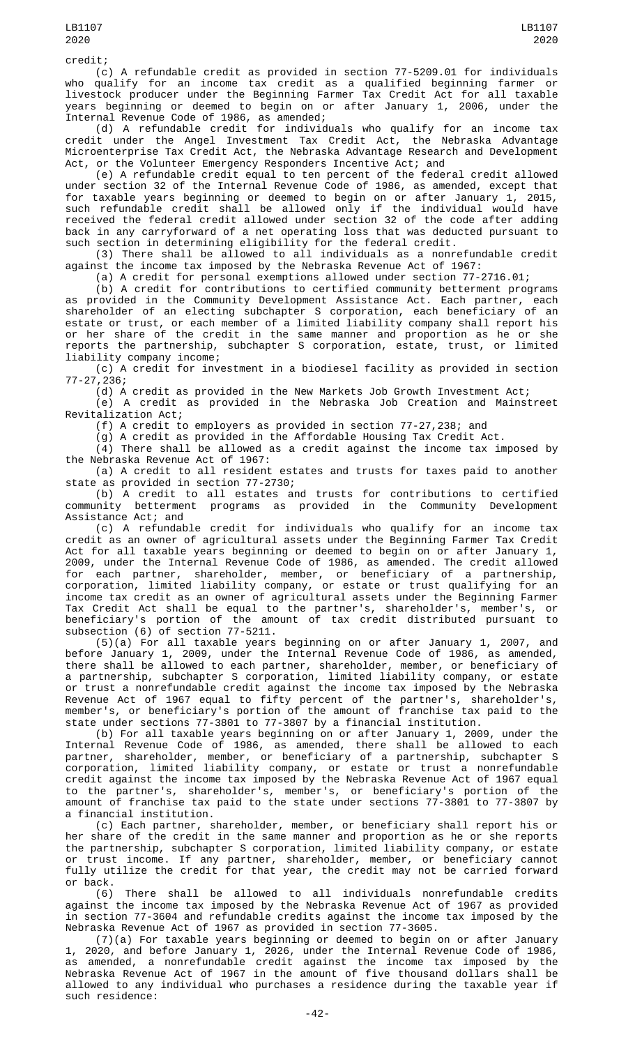credit;

(c) A refundable credit as provided in section 77-5209.01 for individuals who qualify for an income tax credit as a qualified beginning farmer or livestock producer under the Beginning Farmer Tax Credit Act for all taxable years beginning or deemed to begin on or after January 1, 2006, under the Internal Revenue Code of 1986, as amended;

(d) A refundable credit for individuals who qualify for an income tax credit under the Angel Investment Tax Credit Act, the Nebraska Advantage Microenterprise Tax Credit Act, the Nebraska Advantage Research and Development Act, or the Volunteer Emergency Responders Incentive Act; and

(e) A refundable credit equal to ten percent of the federal credit allowed under section 32 of the Internal Revenue Code of 1986, as amended, except that for taxable years beginning or deemed to begin on or after January 1, 2015, such refundable credit shall be allowed only if the individual would have received the federal credit allowed under section 32 of the code after adding back in any carryforward of a net operating loss that was deducted pursuant to such section in determining eligibility for the federal credit.

(3) There shall be allowed to all individuals as a nonrefundable credit against the income tax imposed by the Nebraska Revenue Act of 1967:

(a) A credit for personal exemptions allowed under section 77-2716.01;

(b) A credit for contributions to certified community betterment programs as provided in the Community Development Assistance Act. Each partner, each shareholder of an electing subchapter S corporation, each beneficiary of an estate or trust, or each member of a limited liability company shall report his or her share of the credit in the same manner and proportion as he or she reports the partnership, subchapter S corporation, estate, trust, or limited liability company income;

(c) A credit for investment in a biodiesel facility as provided in section 77-27,236;

(d) A credit as provided in the New Markets Job Growth Investment Act;

(e) A credit as provided in the Nebraska Job Creation and Mainstreet Revitalization Act;

(f) A credit to employers as provided in section 77-27,238; and

(g) A credit as provided in the Affordable Housing Tax Credit Act.

(4) There shall be allowed as a credit against the income tax imposed by the Nebraska Revenue Act of 1967:

(a) A credit to all resident estates and trusts for taxes paid to another state as provided in section 77-2730;

(b) A credit to all estates and trusts for contributions to certified community betterment programs as provided in the Community Development Assistance Act; and

(c) A refundable credit for individuals who qualify for an income tax credit as an owner of agricultural assets under the Beginning Farmer Tax Credit Act for all taxable years beginning or deemed to begin on or after January 1, 2009, under the Internal Revenue Code of 1986, as amended. The credit allowed for each partner, shareholder, member, or beneficiary of a partnership, corporation, limited liability company, or estate or trust qualifying for an income tax credit as an owner of agricultural assets under the Beginning Farmer Tax Credit Act shall be equal to the partner's, shareholder's, member's, or beneficiary's portion of the amount of tax credit distributed pursuant to subsection (6) of section 77-5211.

(5)(a) For all taxable years beginning on or after January 1, 2007, and before January 1, 2009, under the Internal Revenue Code of 1986, as amended, there shall be allowed to each partner, shareholder, member, or beneficiary of a partnership, subchapter S corporation, limited liability company, or estate or trust a nonrefundable credit against the income tax imposed by the Nebraska Revenue Act of 1967 equal to fifty percent of the partner's, shareholder's, member's, or beneficiary's portion of the amount of franchise tax paid to the state under sections 77-3801 to 77-3807 by a financial institution.

(b) For all taxable years beginning on or after January 1, 2009, under the Internal Revenue Code of 1986, as amended, there shall be allowed to each partner, shareholder, member, or beneficiary of a partnership, subchapter S corporation, limited liability company, or estate or trust a nonrefundable credit against the income tax imposed by the Nebraska Revenue Act of 1967 equal to the partner's, shareholder's, member's, or beneficiary's portion of the amount of franchise tax paid to the state under sections 77-3801 to 77-3807 by a financial institution.

(c) Each partner, shareholder, member, or beneficiary shall report his or her share of the credit in the same manner and proportion as he or she reports the partnership, subchapter S corporation, limited liability company, or estate or trust income. If any partner, shareholder, member, or beneficiary cannot fully utilize the credit for that year, the credit may not be carried forward or back.

(6) There shall be allowed to all individuals nonrefundable credits against the income tax imposed by the Nebraska Revenue Act of 1967 as provided in section 77-3604 and refundable credits against the income tax imposed by the Nebraska Revenue Act of 1967 as provided in section 77-3605.

(7)(a) For taxable years beginning or deemed to begin on or after January 1, 2020, and before January 1, 2026, under the Internal Revenue Code of 1986, as amended, a nonrefundable credit against the income tax imposed by the Nebraska Revenue Act of 1967 in the amount of five thousand dollars shall be allowed to any individual who purchases a residence during the taxable year if such residence: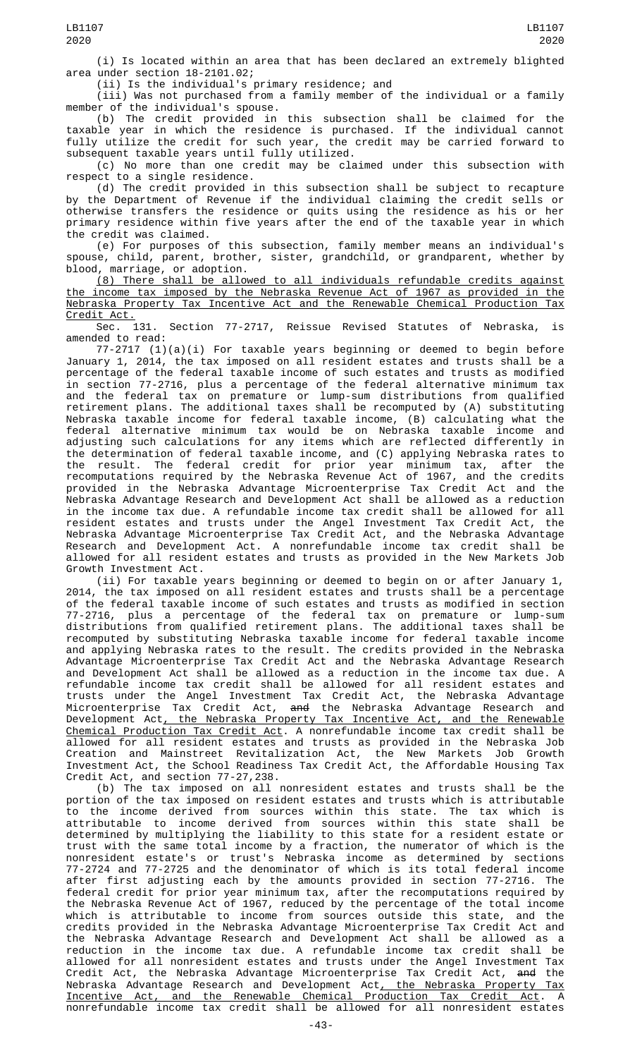(i) Is located within an area that has been declared an extremely blighted area under section 18-2101.02;

(ii) Is the individual's primary residence; and

(iii) Was not purchased from a family member of the individual or a family member of the individual's spouse.

(b) The credit provided in this subsection shall be claimed for the taxable year in which the residence is purchased. If the individual cannot fully utilize the credit for such year, the credit may be carried forward to subsequent taxable years until fully utilized.

(c) No more than one credit may be claimed under this subsection with respect to a single residence.

(d) The credit provided in this subsection shall be subject to recapture by the Department of Revenue if the individual claiming the credit sells or otherwise transfers the residence or quits using the residence as his or her primary residence within five years after the end of the taxable year in which the credit was claimed.

(e) For purposes of this subsection, family member means an individual's spouse, child, parent, brother, sister, grandchild, or grandparent, whether by blood, marriage, or adoption.

(8) There shall be allowed to all individuals refundable credits against the income tax imposed by the Nebraska Revenue Act of 1967 as provided in the Nebraska Property Tax Incentive Act and the Renewable Chemical Production Tax Credit Act.

Sec. 131. Section 77-2717, Reissue Revised Statutes of Nebraska, is amended to read:

77-2717 (1)(a)(i) For taxable years beginning or deemed to begin before January 1, 2014, the tax imposed on all resident estates and trusts shall be a percentage of the federal taxable income of such estates and trusts as modified in section 77-2716, plus a percentage of the federal alternative minimum tax and the federal tax on premature or lump-sum distributions from qualified retirement plans. The additional taxes shall be recomputed by (A) substituting Nebraska taxable income for federal taxable income, (B) calculating what the federal alternative minimum tax would be on Nebraska taxable income and adjusting such calculations for any items which are reflected differently in the determination of federal taxable income, and (C) applying Nebraska rates to the result. The federal credit for prior year minimum tax, after the recomputations required by the Nebraska Revenue Act of 1967, and the credits provided in the Nebraska Advantage Microenterprise Tax Credit Act and the Nebraska Advantage Research and Development Act shall be allowed as a reduction in the income tax due. A refundable income tax credit shall be allowed for all resident estates and trusts under the Angel Investment Tax Credit Act, the Nebraska Advantage Microenterprise Tax Credit Act, and the Nebraska Advantage Research and Development Act. A nonrefundable income tax credit shall be allowed for all resident estates and trusts as provided in the New Markets Job Growth Investment Act.

(ii) For taxable years beginning or deemed to begin on or after January 1, 2014, the tax imposed on all resident estates and trusts shall be a percentage of the federal taxable income of such estates and trusts as modified in section 77-2716, plus a percentage of the federal tax on premature or lump-sum distributions from qualified retirement plans. The additional taxes shall be recomputed by substituting Nebraska taxable income for federal taxable income and applying Nebraska rates to the result. The credits provided in the Nebraska Advantage Microenterprise Tax Credit Act and the Nebraska Advantage Research and Development Act shall be allowed as a reduction in the income tax due. A refundable income tax credit shall be allowed for all resident estates and trusts under the Angel Investment Tax Credit Act, the Nebraska Advantage Microenterprise Tax Credit Act, ~~and~~ the Nebraska Advantage Research and Development Act, the Nebraska Property Tax Incentive Act, and the Renewable Chemical Production Tax Credit Act. A nonrefundable income tax credit shall be allowed for all resident estates and trusts as provided in the Nebraska Job Creation and Mainstreet Revitalization Act, the New Markets Job Growth Investment Act, the School Readiness Tax Credit Act, the Affordable Housing Tax Credit Act, and section 77-27,238.

(b) The tax imposed on all nonresident estates and trusts shall be the portion of the tax imposed on resident estates and trusts which is attributable to the income derived from sources within this state. The tax which is attributable to income derived from sources within this state shall be determined by multiplying the liability to this state for a resident estate or trust with the same total income by a fraction, the numerator of which is the nonresident estate's or trust's Nebraska income as determined by sections 77-2724 and 77-2725 and the denominator of which is its total federal income after first adjusting each by the amounts provided in section 77-2716. The federal credit for prior year minimum tax, after the recomputations required by the Nebraska Revenue Act of 1967, reduced by the percentage of the total income which is attributable to income from sources outside this state, and the credits provided in the Nebraska Advantage Microenterprise Tax Credit Act and the Nebraska Advantage Research and Development Act shall be allowed as a reduction in the income tax due. A refundable income tax credit shall be allowed for all nonresident estates and trusts under the Angel Investment Tax Credit Act, the Nebraska Advantage Microenterprise Tax Credit Act, ~~and~~ the Nebraska Advantage Research and Development Act, the Nebraska Property Tax Incentive Act, and the Renewable Chemical Production Tax Credit Act. A nonrefundable income tax credit shall be allowed for all nonresident estates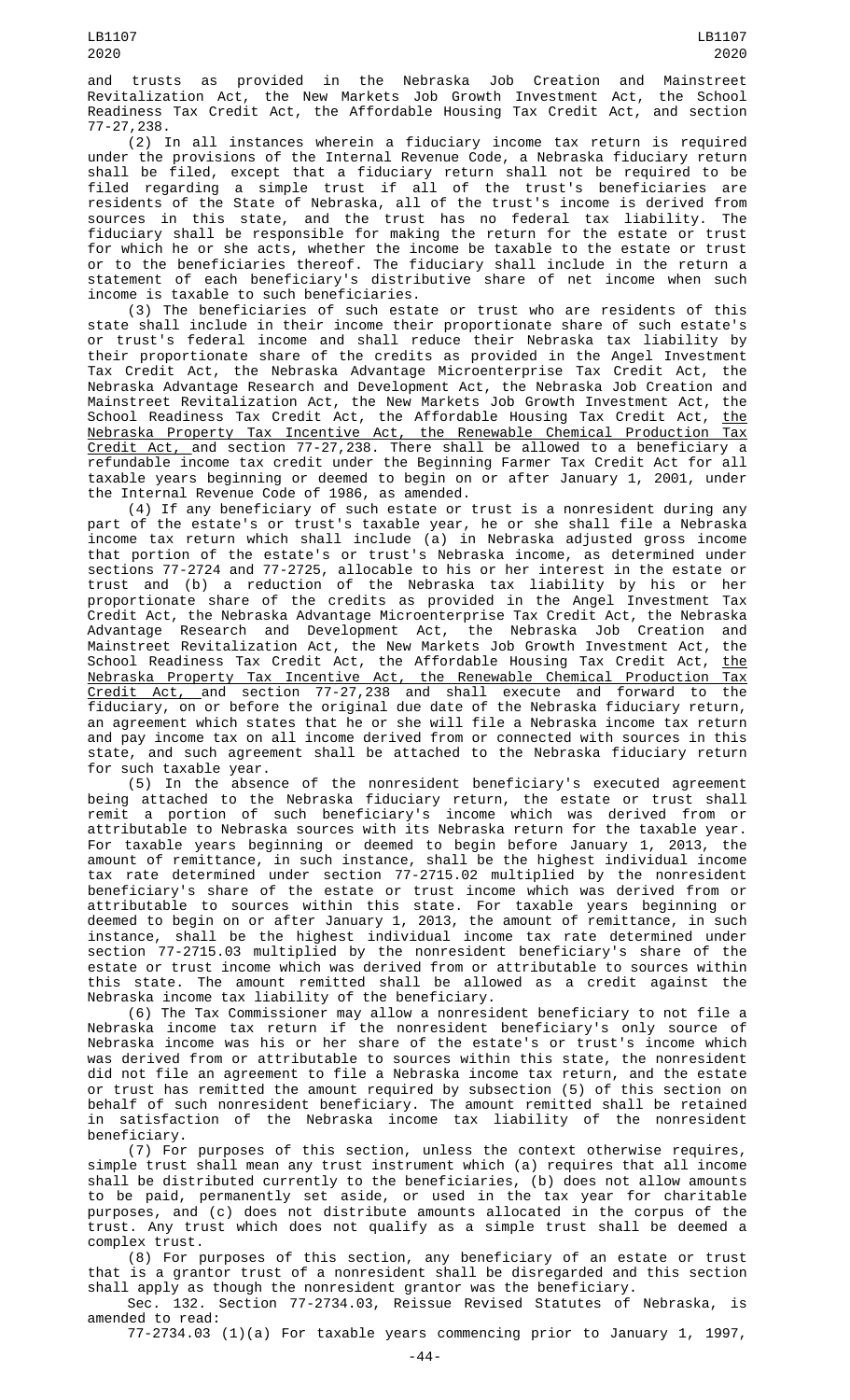and trusts as provided in the Nebraska Job Creation and Mainstreet Revitalization Act, the New Markets Job Growth Investment Act, the School Readiness Tax Credit Act, the Affordable Housing Tax Credit Act, and section 77-27,238.

(2) In all instances wherein a fiduciary income tax return is required under the provisions of the Internal Revenue Code, a Nebraska fiduciary return shall be filed, except that a fiduciary return shall not be required to be filed regarding a simple trust if all of the trust's beneficiaries are residents of the State of Nebraska, all of the trust's income is derived from sources in this state, and the trust has no federal tax liability. The fiduciary shall be responsible for making the return for the estate or trust for which he or she acts, whether the income be taxable to the estate or trust or to the beneficiaries thereof. The fiduciary shall include in the return a statement of each beneficiary's distributive share of net income when such income is taxable to such beneficiaries.

(3) The beneficiaries of such estate or trust who are residents of this state shall include in their income their proportionate share of such estate's or trust's federal income and shall reduce their Nebraska tax liability by their proportionate share of the credits as provided in the Angel Investment Tax Credit Act, the Nebraska Advantage Microenterprise Tax Credit Act, the Nebraska Advantage Research and Development Act, the Nebraska Job Creation and Mainstreet Revitalization Act, the New Markets Job Growth Investment Act, the School Readiness Tax Credit Act, the Affordable Housing Tax Credit Act, the Nebraska Property Tax Incentive Act, the Renewable Chemical Production Tax Credit Act, and section 77-27,238. There shall be allowed to a beneficiary a refundable income tax credit under the Beginning Farmer Tax Credit Act for all taxable years beginning or deemed to begin on or after January 1, 2001, under the Internal Revenue Code of 1986, as amended.

(4) If any beneficiary of such estate or trust is a nonresident during any part of the estate's or trust's taxable year, he or she shall file a Nebraska income tax return which shall include (a) in Nebraska adjusted gross income that portion of the estate's or trust's Nebraska income, as determined under sections 77-2724 and 77-2725, allocable to his or her interest in the estate or trust and (b) a reduction of the Nebraska tax liability by his or her proportionate share of the credits as provided in the Angel Investment Tax Credit Act, the Nebraska Advantage Microenterprise Tax Credit Act, the Nebraska Advantage Research and Development Act, the Nebraska Job Creation and Mainstreet Revitalization Act, the New Markets Job Growth Investment Act, the School Readiness Tax Credit Act, the Affordable Housing Tax Credit Act, the Nebraska Property Tax Incentive Act, the Renewable Chemical Production Tax Credit Act, and section 77-27,238 and shall execute and forward to the fiduciary, on or before the original due date of the Nebraska fiduciary return, an agreement which states that he or she will file a Nebraska income tax return and pay income tax on all income derived from or connected with sources in this state, and such agreement shall be attached to the Nebraska fiduciary return for such taxable year.

(5) In the absence of the nonresident beneficiary's executed agreement being attached to the Nebraska fiduciary return, the estate or trust shall remit a portion of such beneficiary's income which was derived from or attributable to Nebraska sources with its Nebraska return for the taxable year. For taxable years beginning or deemed to begin before January 1, 2013, the amount of remittance, in such instance, shall be the highest individual income tax rate determined under section 77-2715.02 multiplied by the nonresident beneficiary's share of the estate or trust income which was derived from or attributable to sources within this state. For taxable years beginning or deemed to begin on or after January 1, 2013, the amount of remittance, in such instance, shall be the highest individual income tax rate determined under section 77-2715.03 multiplied by the nonresident beneficiary's share of the estate or trust income which was derived from or attributable to sources within this state. The amount remitted shall be allowed as a credit against the Nebraska income tax liability of the beneficiary.

(6) The Tax Commissioner may allow a nonresident beneficiary to not file a Nebraska income tax return if the nonresident beneficiary's only source of Nebraska income was his or her share of the estate's or trust's income which was derived from or attributable to sources within this state, the nonresident did not file an agreement to file a Nebraska income tax return, and the estate or trust has remitted the amount required by subsection (5) of this section on behalf of such nonresident beneficiary. The amount remitted shall be retained in satisfaction of the Nebraska income tax liability of the nonresident beneficiary.

(7) For purposes of this section, unless the context otherwise requires, simple trust shall mean any trust instrument which (a) requires that all income shall be distributed currently to the beneficiaries, (b) does not allow amounts to be paid, permanently set aside, or used in the tax year for charitable purposes, and (c) does not distribute amounts allocated in the corpus of the trust. Any trust which does not qualify as a simple trust shall be deemed a complex trust.

(8) For purposes of this section, any beneficiary of an estate or trust that is a grantor trust of a nonresident shall be disregarded and this section shall apply as though the nonresident grantor was the beneficiary.

Sec. 132. Section 77-2734.03, Reissue Revised Statutes of Nebraska, is amended to read:

77-2734.03 (1)(a) For taxable years commencing prior to January 1, 1997,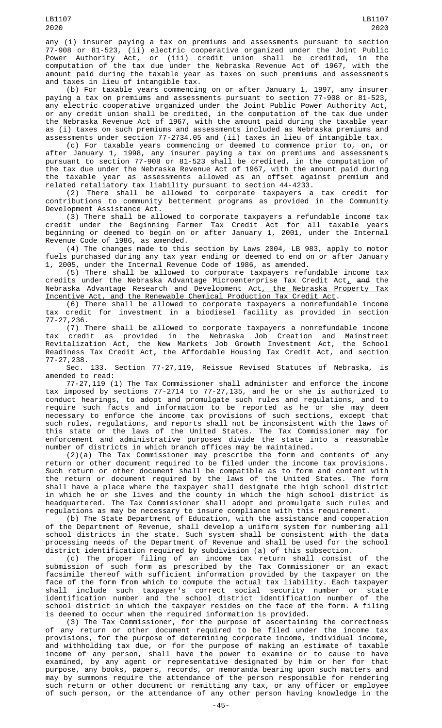any (i) insurer paying a tax on premiums and assessments pursuant to section 77-908 or 81-523, (ii) electric cooperative organized under the Joint Public Power Authority Act, or (iii) credit union shall be credited, in the computation of the tax due under the Nebraska Revenue Act of 1967, with the amount paid during the taxable year as taxes on such premiums and assessments and taxes in lieu of intangible tax.

(b) For taxable years commencing on or after January 1, 1997, any insurer paying a tax on premiums and assessments pursuant to section 77-908 or 81-523, any electric cooperative organized under the Joint Public Power Authority Act, or any credit union shall be credited, in the computation of the tax due under the Nebraska Revenue Act of 1967, with the amount paid during the taxable year as (i) taxes on such premiums and assessments included as Nebraska premiums and assessments under section 77-2734.05 and (ii) taxes in lieu of intangible tax.

(c) For taxable years commencing or deemed to commence prior to, on, or after January 1, 1998, any insurer paying a tax on premiums and assessments pursuant to section 77-908 or 81-523 shall be credited, in the computation of the tax due under the Nebraska Revenue Act of 1967, with the amount paid during the taxable year as assessments allowed as an offset against premium and related retaliatory tax liability pursuant to section 44-4233.

(2) There shall be allowed to corporate taxpayers a tax credit for contributions to community betterment programs as provided in the Community Development Assistance Act.

(3) There shall be allowed to corporate taxpayers a refundable income tax credit under the Beginning Farmer Tax Credit Act for all taxable years beginning or deemed to begin on or after January 1, 2001, under the Internal Revenue Code of 1986, as amended.

(4) The changes made to this section by Laws 2004, LB 983, apply to motor fuels purchased during any tax year ending or deemed to end on or after January 1, 2005, under the Internal Revenue Code of 1986, as amended.

(5) There shall be allowed to corporate taxpayers refundable income tax credits under the Nebraska Advantage Microenterprise Tax Credit Act, ~~and~~ the Nebraska Advantage Research and Development Act, the Nebraska Property Tax Incentive Act, and the Renewable Chemical Production Tax Credit Act.

(6) There shall be allowed to corporate taxpayers a nonrefundable income tax credit for investment in a biodiesel facility as provided in section 77-27,236.

(7) There shall be allowed to corporate taxpayers a nonrefundable income tax credit as provided in the Nebraska Job Creation and Mainstreet Revitalization Act, the New Markets Job Growth Investment Act, the School Readiness Tax Credit Act, the Affordable Housing Tax Credit Act, and section 77-27,238.

Sec. 133. Section 77-27,119, Reissue Revised Statutes of Nebraska, is amended to read:

77-27,119 (1) The Tax Commissioner shall administer and enforce the income tax imposed by sections 77-2714 to 77-27,135, and he or she is authorized to conduct hearings, to adopt and promulgate such rules and regulations, and to require such facts and information to be reported as he or she may deem necessary to enforce the income tax provisions of such sections, except that such rules, regulations, and reports shall not be inconsistent with the laws of this state or the laws of the United States. The Tax Commissioner may for enforcement and administrative purposes divide the state into a reasonable number of districts in which branch offices may be maintained.

(2)(a) The Tax Commissioner may prescribe the form and contents of any return or other document required to be filed under the income tax provisions. Such return or other document shall be compatible as to form and content with the return or document required by the laws of the United States. The form shall have a place where the taxpayer shall designate the high school district in which he or she lives and the county in which the high school district is headquartered. The Tax Commissioner shall adopt and promulgate such rules and regulations as may be necessary to insure compliance with this requirement.

(b) The State Department of Education, with the assistance and cooperation of the Department of Revenue, shall develop a uniform system for numbering all school districts in the state. Such system shall be consistent with the data processing needs of the Department of Revenue and shall be used for the school district identification required by subdivision (a) of this subsection.

(c) The proper filing of an income tax return shall consist of the submission of such form as prescribed by the Tax Commissioner or an exact facsimile thereof with sufficient information provided by the taxpayer on the face of the form from which to compute the actual tax liability. Each taxpayer shall include such taxpayer's correct social security number or state identification number and the school district identification number of the school district in which the taxpayer resides on the face of the form. A filing is deemed to occur when the required information is provided.

(3) The Tax Commissioner, for the purpose of ascertaining the correctness of any return or other document required to be filed under the income tax provisions, for the purpose of determining corporate income, individual income, and withholding tax due, or for the purpose of making an estimate of taxable income of any person, shall have the power to examine or to cause to have examined, by any agent or representative designated by him or her for that purpose, any books, papers, records, or memoranda bearing upon such matters and may by summons require the attendance of the person responsible for rendering such return or other document or remitting any tax, or any officer or employee of such person, or the attendance of any other person having knowledge in the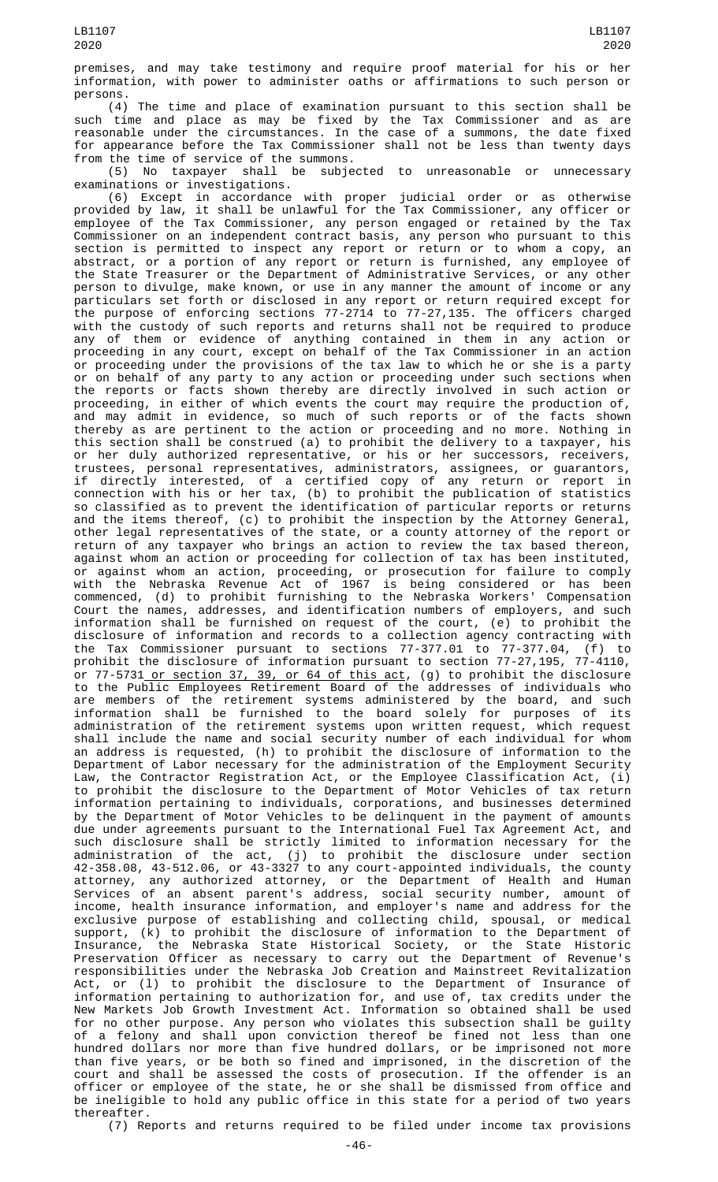premises, and may take testimony and require proof material for his or her information, with power to administer oaths or affirmations to such person or persons.

(4) The time and place of examination pursuant to this section shall be such time and place as may be fixed by the Tax Commissioner and as are reasonable under the circumstances. In the case of a summons, the date fixed for appearance before the Tax Commissioner shall not be less than twenty days from the time of service of the summons.

(5) No taxpayer shall be subjected to unreasonable or unnecessary examinations or investigations.

(6) Except in accordance with proper judicial order or as otherwise provided by law, it shall be unlawful for the Tax Commissioner, any officer or employee of the Tax Commissioner, any person engaged or retained by the Tax Commissioner on an independent contract basis, any person who pursuant to this section is permitted to inspect any report or return or to whom a copy, an abstract, or a portion of any report or return is furnished, any employee of the State Treasurer or the Department of Administrative Services, or any other person to divulge, make known, or use in any manner the amount of income or any particulars set forth or disclosed in any report or return required except for the purpose of enforcing sections 77-2714 to 77-27,135. The officers charged with the custody of such reports and returns shall not be required to produce any of them or evidence of anything contained in them in any action or proceeding in any court, except on behalf of the Tax Commissioner in an action or proceeding under the provisions of the tax law to which he or she is a party or on behalf of any party to any action or proceeding under such sections when the reports or facts shown thereby are directly involved in such action or proceeding, in either of which events the court may require the production of, and may admit in evidence, so much of such reports or of the facts shown thereby as are pertinent to the action or proceeding and no more. Nothing in this section shall be construed (a) to prohibit the delivery to a taxpayer, his or her duly authorized representative, or his or her successors, receivers, trustees, personal representatives, administrators, assignees, or guarantors, if directly interested, of a certified copy of any return or report in connection with his or her tax, (b) to prohibit the publication of statistics so classified as to prevent the identification of particular reports or returns and the items thereof, (c) to prohibit the inspection by the Attorney General, other legal representatives of the state, or a county attorney of the report or return of any taxpayer who brings an action to review the tax based thereon, against whom an action or proceeding for collection of tax has been instituted, or against whom an action, proceeding, or prosecution for failure to comply with the Nebraska Revenue Act of 1967 is being considered or has been commenced, (d) to prohibit furnishing to the Nebraska Workers' Compensation Court the names, addresses, and identification numbers of employers, and such information shall be furnished on request of the court, (e) to prohibit the disclosure of information and records to a collection agency contracting with the Tax Commissioner pursuant to sections 77-377.01 to 77-377.04, (f) to prohibit the disclosure of information pursuant to section 77-27,195, 77-4110, or 77-5731 <u>or section 37, 39, or 64 of this act</u>, (g) to prohibit the disclosure to the Public Employees Retirement Board of the addresses of individuals who are members of the retirement systems administered by the board, and such information shall be furnished to the board solely for purposes of its administration of the retirement systems upon written request, which request shall include the name and social security number of each individual for whom an address is requested, (h) to prohibit the disclosure of information to the Department of Labor necessary for the administration of the Employment Security Law, the Contractor Registration Act, or the Employee Classification Act, (i) to prohibit the disclosure to the Department of Motor Vehicles of tax return information pertaining to individuals, corporations, and businesses determined by the Department of Motor Vehicles to be delinquent in the payment of amounts due under agreements pursuant to the International Fuel Tax Agreement Act, and such disclosure shall be strictly limited to information necessary for the administration of the act, (j) to prohibit the disclosure under section 42-358.08, 43-512.06, or 43-3327 to any court-appointed individuals, the county attorney, any authorized attorney, or the Department of Health and Human Services of an absent parent's address, social security number, amount of income, health insurance information, and employer's name and address for the exclusive purpose of establishing and collecting child, spousal, or medical support, (k) to prohibit the disclosure of information to the Department of Insurance, the Nebraska State Historical Society, or the State Historic Preservation Officer as necessary to carry out the Department of Revenue's responsibilities under the Nebraska Job Creation and Mainstreet Revitalization Act, or (l) to prohibit the disclosure to the Department of Insurance of information pertaining to authorization for, and use of, tax credits under the New Markets Job Growth Investment Act. Information so obtained shall be used for no other purpose. Any person who violates this subsection shall be guilty of a felony and shall upon conviction thereof be fined not less than one hundred dollars nor more than five hundred dollars, or be imprisoned not more than five years, or be both so fined and imprisoned, in the discretion of the court and shall be assessed the costs of prosecution. If the offender is an officer or employee of the state, he or she shall be dismissed from office and be ineligible to hold any public office in this state for a period of two years thereafter.

(7) Reports and returns required to be filed under income tax provisions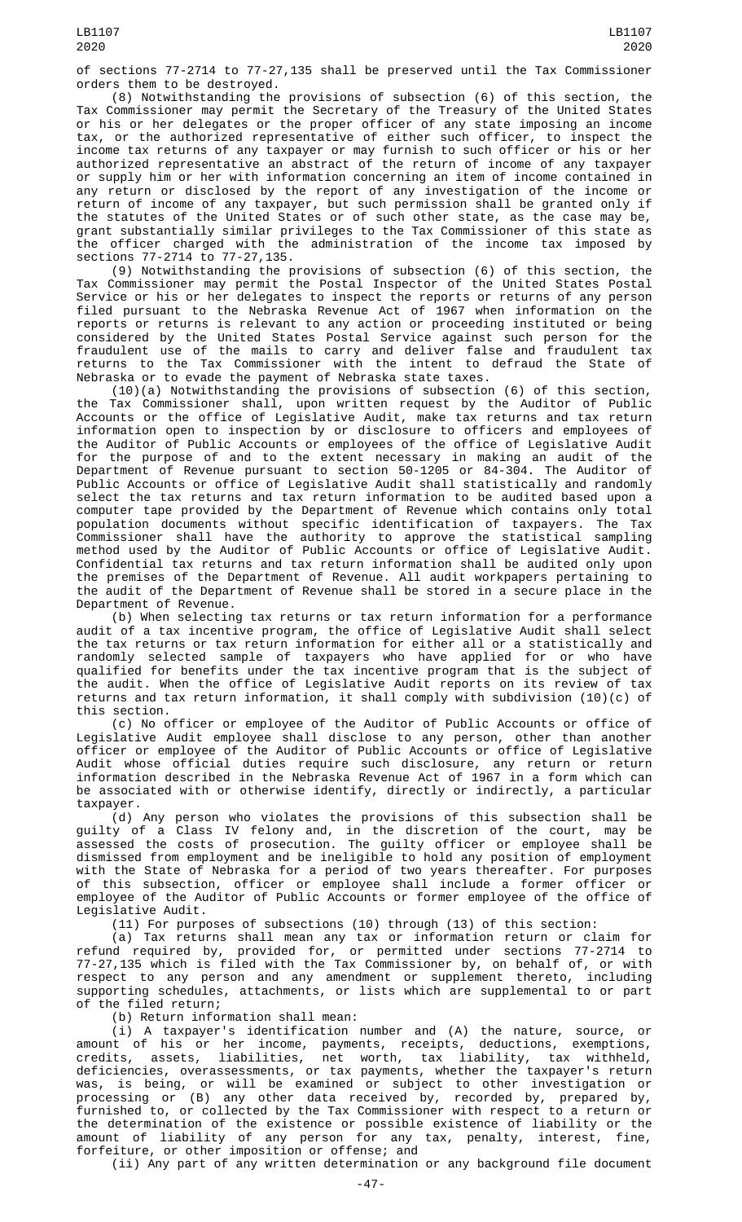of sections 77-2714 to 77-27,135 shall be preserved until the Tax Commissioner orders them to be destroyed.

(8) Notwithstanding the provisions of subsection (6) of this section, the Tax Commissioner may permit the Secretary of the Treasury of the United States or his or her delegates or the proper officer of any state imposing an income tax, or the authorized representative of either such officer, to inspect the income tax returns of any taxpayer or may furnish to such officer or his or her authorized representative an abstract of the return of income of any taxpayer or supply him or her with information concerning an item of income contained in any return or disclosed by the report of any investigation of the income or return of income of any taxpayer, but such permission shall be granted only if the statutes of the United States or of such other state, as the case may be, grant substantially similar privileges to the Tax Commissioner of this state as the officer charged with the administration of the income tax imposed by sections 77-2714 to 77-27,135.

(9) Notwithstanding the provisions of subsection (6) of this section, the Tax Commissioner may permit the Postal Inspector of the United States Postal Service or his or her delegates to inspect the reports or returns of any person filed pursuant to the Nebraska Revenue Act of 1967 when information on the reports or returns is relevant to any action or proceeding instituted or being considered by the United States Postal Service against such person for the fraudulent use of the mails to carry and deliver false and fraudulent tax returns to the Tax Commissioner with the intent to defraud the State of Nebraska or to evade the payment of Nebraska state taxes.

(10)(a) Notwithstanding the provisions of subsection (6) of this section, the Tax Commissioner shall, upon written request by the Auditor of Public Accounts or the office of Legislative Audit, make tax returns and tax return information open to inspection by or disclosure to officers and employees of the Auditor of Public Accounts or employees of the office of Legislative Audit for the purpose of and to the extent necessary in making an audit of the Department of Revenue pursuant to section 50-1205 or 84-304. The Auditor of Public Accounts or office of Legislative Audit shall statistically and randomly select the tax returns and tax return information to be audited based upon a computer tape provided by the Department of Revenue which contains only total population documents without specific identification of taxpayers. The Tax Commissioner shall have the authority to approve the statistical sampling method used by the Auditor of Public Accounts or office of Legislative Audit. Confidential tax returns and tax return information shall be audited only upon the premises of the Department of Revenue. All audit workpapers pertaining to the audit of the Department of Revenue shall be stored in a secure place in the Department of Revenue.

(b) When selecting tax returns or tax return information for a performance audit of a tax incentive program, the office of Legislative Audit shall select the tax returns or tax return information for either all or a statistically and randomly selected sample of taxpayers who have applied for or who have qualified for benefits under the tax incentive program that is the subject of the audit. When the office of Legislative Audit reports on its review of tax returns and tax return information, it shall comply with subdivision (10)(c) of this section.

(c) No officer or employee of the Auditor of Public Accounts or office of Legislative Audit employee shall disclose to any person, other than another officer or employee of the Auditor of Public Accounts or office of Legislative Audit whose official duties require such disclosure, any return or return information described in the Nebraska Revenue Act of 1967 in a form which can be associated with or otherwise identify, directly or indirectly, a particular taxpayer.

(d) Any person who violates the provisions of this subsection shall be guilty of a Class IV felony and, in the discretion of the court, may be assessed the costs of prosecution. The guilty officer or employee shall be dismissed from employment and be ineligible to hold any position of employment with the State of Nebraska for a period of two years thereafter. For purposes of this subsection, officer or employee shall include a former officer or employee of the Auditor of Public Accounts or former employee of the office of Legislative Audit.

(11) For purposes of subsections (10) through (13) of this section:

(a) Tax returns shall mean any tax or information return or claim for refund required by, provided for, or permitted under sections 77-2714 to 77-27,135 which is filed with the Tax Commissioner by, on behalf of, or with respect to any person and any amendment or supplement thereto, including supporting schedules, attachments, or lists which are supplemental to or part of the filed return;

(b) Return information shall mean:

(i) A taxpayer's identification number and (A) the nature, source, or amount of his or her income, payments, receipts, deductions, exemptions, credits, assets, liabilities, net worth, tax liability, tax withheld, deficiencies, overassessments, or tax payments, whether the taxpayer's return was, is being, or will be examined or subject to other investigation or processing or (B) any other data received by, recorded by, prepared by, furnished to, or collected by the Tax Commissioner with respect to a return or the determination of the existence or possible existence of liability or the amount of liability of any person for any tax, penalty, interest, fine, forfeiture, or other imposition or offense; and

(ii) Any part of any written determination or any background file document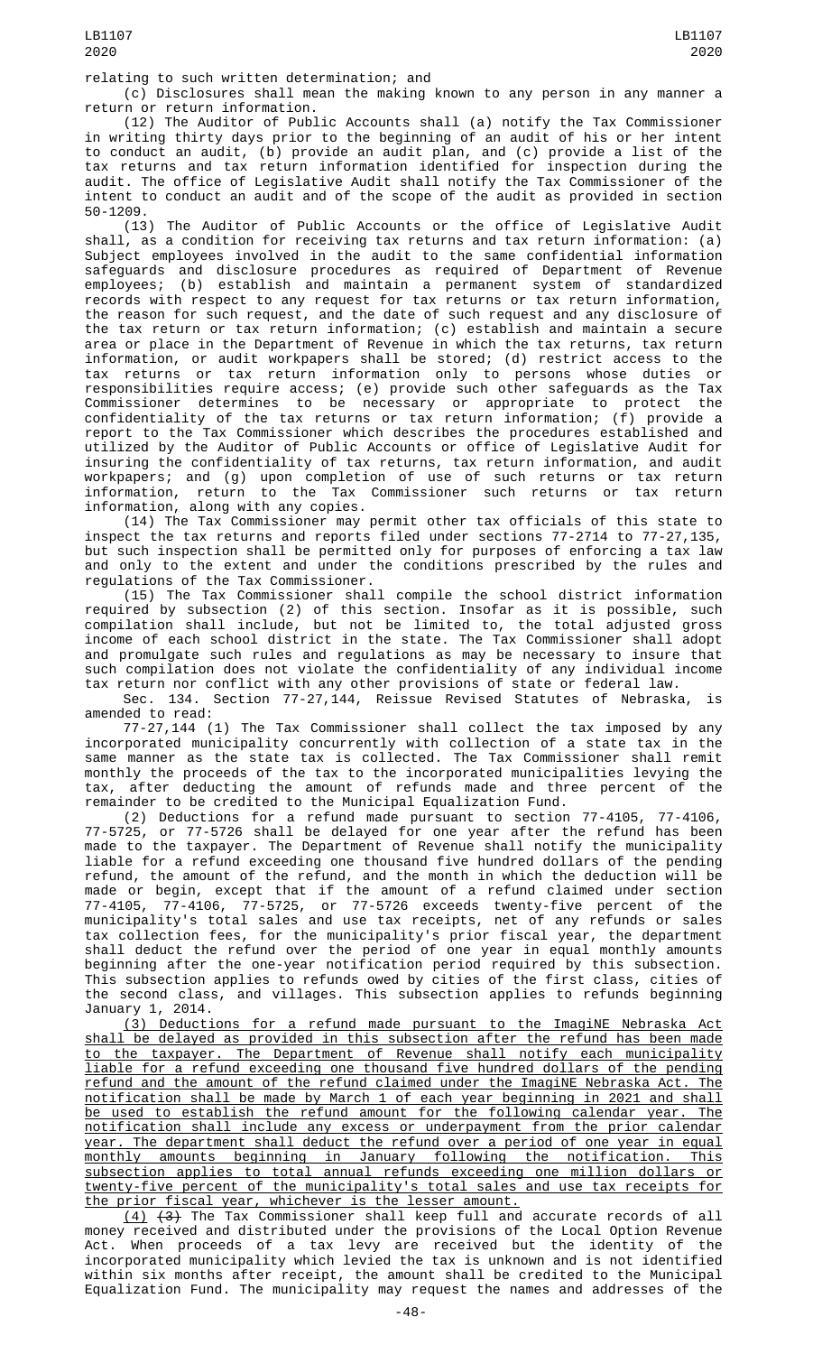relating to such written determination; and

(c) Disclosures shall mean the making known to any person in any manner a return or return information.

(12) The Auditor of Public Accounts shall (a) notify the Tax Commissioner in writing thirty days prior to the beginning of an audit of his or her intent to conduct an audit, (b) provide an audit plan, and (c) provide a list of the tax returns and tax return information identified for inspection during the audit. The office of Legislative Audit shall notify the Tax Commissioner of the intent to conduct an audit and of the scope of the audit as provided in section 50-1209.

(13) The Auditor of Public Accounts or the office of Legislative Audit shall, as a condition for receiving tax returns and tax return information: (a) Subject employees involved in the audit to the same confidential information safeguards and disclosure procedures as required of Department of Revenue employees; (b) establish and maintain a permanent system of standardized records with respect to any request for tax returns or tax return information, the reason for such request, and the date of such request and any disclosure of the tax return or tax return information; (c) establish and maintain a secure area or place in the Department of Revenue in which the tax returns, tax return information, or audit workpapers shall be stored; (d) restrict access to the tax returns or tax return information only to persons whose duties or responsibilities require access; (e) provide such other safeguards as the Tax Commissioner determines to be necessary or appropriate to protect the confidentiality of the tax returns or tax return information; (f) provide a report to the Tax Commissioner which describes the procedures established and utilized by the Auditor of Public Accounts or office of Legislative Audit for insuring the confidentiality of tax returns, tax return information, and audit workpapers; and (g) upon completion of use of such returns or tax return information, return to the Tax Commissioner such returns or tax return information, along with any copies.

(14) The Tax Commissioner may permit other tax officials of this state to inspect the tax returns and reports filed under sections 77-2714 to 77-27,135, but such inspection shall be permitted only for purposes of enforcing a tax law and only to the extent and under the conditions prescribed by the rules and regulations of the Tax Commissioner.

(15) The Tax Commissioner shall compile the school district information required by subsection (2) of this section. Insofar as it is possible, such compilation shall include, but not be limited to, the total adjusted gross income of each school district in the state. The Tax Commissioner shall adopt and promulgate such rules and regulations as may be necessary to insure that such compilation does not violate the confidentiality of any individual income tax return nor conflict with any other provisions of state or federal law.

Sec. 134. Section 77-27,144, Reissue Revised Statutes of Nebraska, is amended to read:

77-27,144 (1) The Tax Commissioner shall collect the tax imposed by any incorporated municipality concurrently with collection of a state tax in the same manner as the state tax is collected. The Tax Commissioner shall remit monthly the proceeds of the tax to the incorporated municipalities levying the tax, after deducting the amount of refunds made and three percent of the remainder to be credited to the Municipal Equalization Fund.

(2) Deductions for a refund made pursuant to section 77-4105, 77-4106, 77-5725, or 77-5726 shall be delayed for one year after the refund has been made to the taxpayer. The Department of Revenue shall notify the municipality liable for a refund exceeding one thousand five hundred dollars of the pending refund, the amount of the refund, and the month in which the deduction will be made or begin, except that if the amount of a refund claimed under section 77-4105, 77-4106, 77-5725, or 77-5726 exceeds twenty-five percent of the municipality's total sales and use tax receipts, net of any refunds or sales tax collection fees, for the municipality's prior fiscal year, the department shall deduct the refund over the period of one year in equal monthly amounts beginning after the one-year notification period required by this subsection. This subsection applies to refunds owed by cities of the first class, cities of the second class, and villages. This subsection applies to refunds beginning January 1, 2014.

<u>(3) Deductions for a refund made pursuant to the ImagiNE Nebraska Act shall be delayed as provided in this subsection after the refund has been made to the taxpayer. The Department of Revenue shall notify each municipality liable for a refund exceeding one thousand five hundred dollars of the pending refund and the amount of the refund claimed under the ImagiNE Nebraska Act. The notification shall be made by March 1 of each year beginning in 2021 and shall be used to establish the refund amount for the following calendar year. The notification shall include any excess or underpayment from the prior calendar year. The department shall deduct the refund over a period of one year in equal monthly amounts beginning in January following the notification. This subsection applies to total annual refunds exceeding one million dollars or twenty-five percent of the municipality's total sales and use tax receipts for the prior fiscal year, whichever is the lesser amount.</u>

<u>(4)</u> ~~(3)~~ The Tax Commissioner shall keep full and accurate records of all money received and distributed under the provisions of the Local Option Revenue Act. When proceeds of a tax levy are received but the identity of the incorporated municipality which levied the tax is unknown and is not identified within six months after receipt, the amount shall be credited to the Municipal Equalization Fund. The municipality may request the names and addresses of the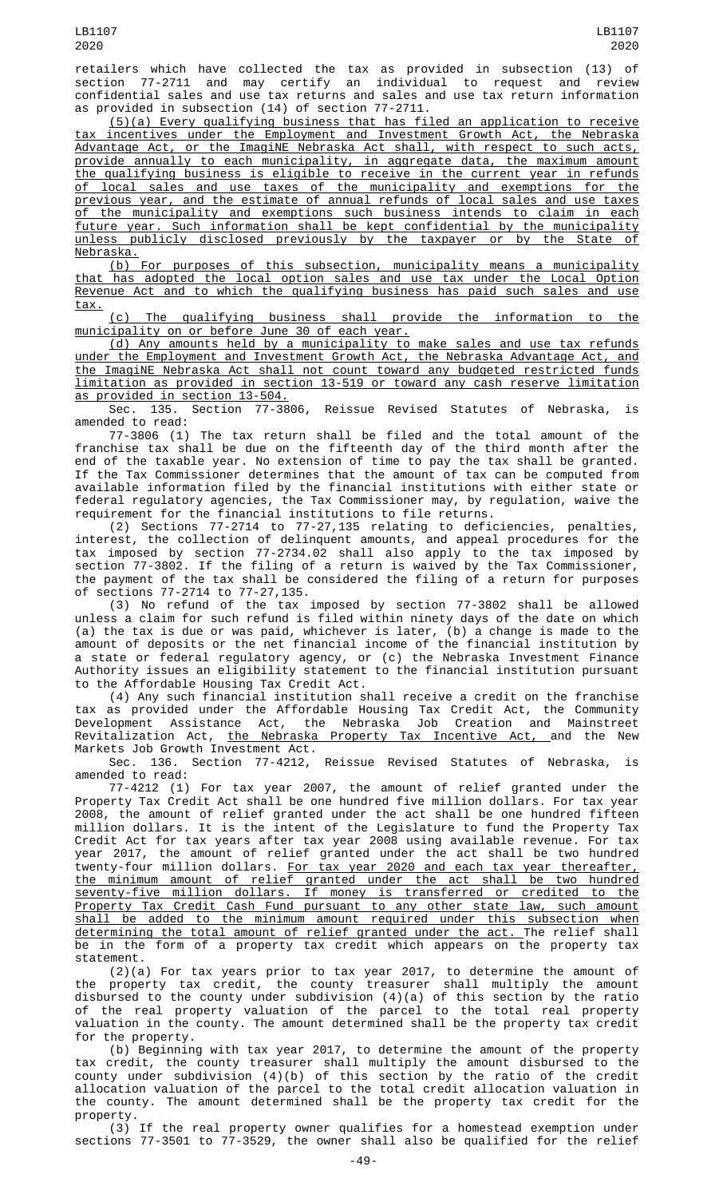retailers which have collected the tax as provided in subsection (13) of section 77-2711 and may certify an individual to request and review confidential sales and use tax returns and sales and use tax return information as provided in subsection (14) of section 77-2711.

(5)(a) Every qualifying business that has filed an application to receive tax incentives under the Employment and Investment Growth Act, the Nebraska Advantage Act, or the ImagiNE Nebraska Act shall, with respect to such acts, provide annually to each municipality, in aggregate data, the maximum amount the qualifying business is eligible to receive in the current year in refunds of local sales and use taxes of the municipality and exemptions for the previous year, and the estimate of annual refunds of local sales and use taxes of the municipality and exemptions such business intends to claim in each future year. Such information shall be kept confidential by the municipality unless publicly disclosed previously by the taxpayer or by the State of Nebraska.

(b) For purposes of this subsection, municipality means a municipality that has adopted the local option sales and use tax under the Local Option Revenue Act and to which the qualifying business has paid such sales and use tax.

(c) The qualifying business shall provide the information to the municipality on or before June 30 of each year.

(d) Any amounts held by a municipality to make sales and use tax refunds under the Employment and Investment Growth Act, the Nebraska Advantage Act, and the ImagiNE Nebraska Act shall not count toward any budgeted restricted funds limitation as provided in section 13-519 or toward any cash reserve limitation as provided in section 13-504.

Sec. 135. Section 77-3806, Reissue Revised Statutes of Nebraska, is amended to read:

77-3806 (1) The tax return shall be filed and the total amount of the franchise tax shall be due on the fifteenth day of the third month after the end of the taxable year. No extension of time to pay the tax shall be granted. If the Tax Commissioner determines that the amount of tax can be computed from available information filed by the financial institutions with either state or federal regulatory agencies, the Tax Commissioner may, by regulation, waive the requirement for the financial institutions to file returns.

(2) Sections 77-2714 to 77-27,135 relating to deficiencies, penalties, interest, the collection of delinquent amounts, and appeal procedures for the tax imposed by section 77-2734.02 shall also apply to the tax imposed by section 77-3802. If the filing of a return is waived by the Tax Commissioner, the payment of the tax shall be considered the filing of a return for purposes of sections 77-2714 to 77-27,135.

(3) No refund of the tax imposed by section 77-3802 shall be allowed unless a claim for such refund is filed within ninety days of the date on which (a) the tax is due or was paid, whichever is later, (b) a change is made to the amount of deposits or the net financial income of the financial institution by a state or federal regulatory agency, or (c) the Nebraska Investment Finance Authority issues an eligibility statement to the financial institution pursuant to the Affordable Housing Tax Credit Act.

(4) Any such financial institution shall receive a credit on the franchise tax as provided under the Affordable Housing Tax Credit Act, the Community Development Assistance Act, the Nebraska Job Creation and Mainstreet Revitalization Act, the Nebraska Property Tax Incentive Act, and the New Markets Job Growth Investment Act.

Sec. 136. Section 77-4212, Reissue Revised Statutes of Nebraska, is amended to read:

77-4212 (1) For tax year 2007, the amount of relief granted under the Property Tax Credit Act shall be one hundred five million dollars. For tax year 2008, the amount of relief granted under the act shall be one hundred fifteen million dollars. It is the intent of the Legislature to fund the Property Tax Credit Act for tax years after tax year 2008 using available revenue. For tax year 2017, the amount of relief granted under the act shall be two hundred twenty-four million dollars. For tax year 2020 and each tax year thereafter, the minimum amount of relief granted under the act shall be two hundred seventy-five million dollars. If money is transferred or credited to the Property Tax Credit Cash Fund pursuant to any other state law, such amount shall be added to the minimum amount required under this subsection when determining the total amount of relief granted under the act. The relief shall be in the form of a property tax credit which appears on the property tax statement.

(2)(a) For tax years prior to tax year 2017, to determine the amount of the property tax credit, the county treasurer shall multiply the amount disbursed to the county under subdivision (4)(a) of this section by the ratio of the real property valuation of the parcel to the total real property valuation in the county. The amount determined shall be the property tax credit for the property.

(b) Beginning with tax year 2017, to determine the amount of the property tax credit, the county treasurer shall multiply the amount disbursed to the county under subdivision (4)(b) of this section by the ratio of the credit allocation valuation of the parcel to the total credit allocation valuation in the county. The amount determined shall be the property tax credit for the property.

(3) If the real property owner qualifies for a homestead exemption under sections 77-3501 to 77-3529, the owner shall also be qualified for the relief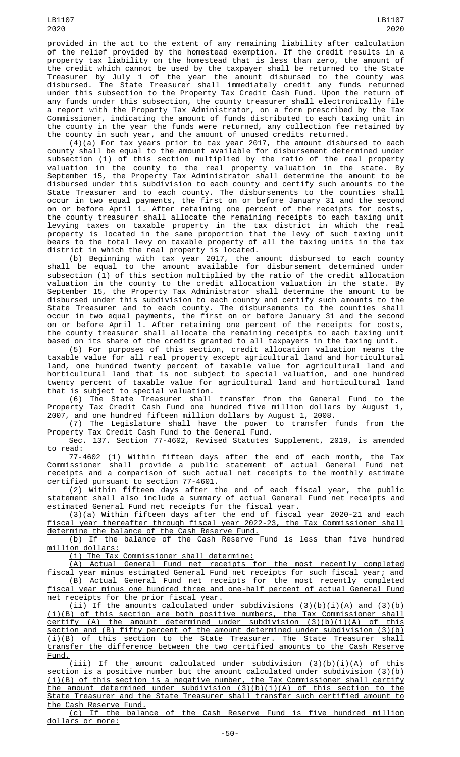provided in the act to the extent of any remaining liability after calculation of the relief provided by the homestead exemption. If the credit results in a property tax liability on the homestead that is less than zero, the amount of the credit which cannot be used by the taxpayer shall be returned to the State Treasurer by July 1 of the year the amount disbursed to the county was disbursed. The State Treasurer shall immediately credit any funds returned under this subsection to the Property Tax Credit Cash Fund. Upon the return of any funds under this subsection, the county treasurer shall electronically file a report with the Property Tax Administrator, on a form prescribed by the Tax Commissioner, indicating the amount of funds distributed to each taxing unit in the county in the year the funds were returned, any collection fee retained by the county in such year, and the amount of unused credits returned.

(4)(a) For tax years prior to tax year 2017, the amount disbursed to each county shall be equal to the amount available for disbursement determined under subsection (1) of this section multiplied by the ratio of the real property valuation in the county to the real property valuation in the state. By September 15, the Property Tax Administrator shall determine the amount to be disbursed under this subdivision to each county and certify such amounts to the State Treasurer and to each county. The disbursements to the counties shall occur in two equal payments, the first on or before January 31 and the second on or before April 1. After retaining one percent of the receipts for costs, the county treasurer shall allocate the remaining receipts to each taxing unit levying taxes on taxable property in the tax district in which the real property is located in the same proportion that the levy of such taxing unit bears to the total levy on taxable property of all the taxing units in the tax district in which the real property is located.

(b) Beginning with tax year 2017, the amount disbursed to each county shall be equal to the amount available for disbursement determined under subsection (1) of this section multiplied by the ratio of the credit allocation valuation in the county to the credit allocation valuation in the state. By September 15, the Property Tax Administrator shall determine the amount to be disbursed under this subdivision to each county and certify such amounts to the State Treasurer and to each county. The disbursements to the counties shall occur in two equal payments, the first on or before January 31 and the second on or before April 1. After retaining one percent of the receipts for costs, the county treasurer shall allocate the remaining receipts to each taxing unit based on its share of the credits granted to all taxpayers in the taxing unit.

(5) For purposes of this section, credit allocation valuation means the taxable value for all real property except agricultural land and horticultural land, one hundred twenty percent of taxable value for agricultural land and horticultural land that is not subject to special valuation, and one hundred twenty percent of taxable value for agricultural land and horticultural land that is subject to special valuation.

(6) The State Treasurer shall transfer from the General Fund to the Property Tax Credit Cash Fund one hundred five million dollars by August 1, 2007, and one hundred fifteen million dollars by August 1, 2008.

(7) The Legislature shall have the power to transfer funds from the Property Tax Credit Cash Fund to the General Fund.

Sec. 137. Section 77-4602, Revised Statutes Supplement, 2019, is amended to read:

77-4602 (1) Within fifteen days after the end of each month, the Tax Commissioner shall provide a public statement of actual General Fund net receipts and a comparison of such actual net receipts to the monthly estimate certified pursuant to section 77-4601.

(2) Within fifteen days after the end of each fiscal year, the public statement shall also include a summary of actual General Fund net receipts and estimated General Fund net receipts for the fiscal year.

(3)(a) Within fifteen days after the end of fiscal year 2020-21 and each fiscal year thereafter through fiscal year 2022-23, the Tax Commissioner shall determine the balance of the Cash Reserve Fund.

(b) If the balance of the Cash Reserve Fund is less than five hundred million dollars:

(i) The Tax Commissioner shall determine:

(A) Actual General Fund net receipts for the most recently completed fiscal year minus estimated General Fund net receipts for such fiscal year; and

(B) Actual General Fund net receipts for the most recently completed fiscal year minus one hundred three and one-half percent of actual General Fund net receipts for the prior fiscal year.

(ii) If the amounts calculated under subdivisions (3)(b)(i)(A) and (3)(b)(i)(B) of this section are both positive numbers, the Tax Commissioner shall certify (A) the amount determined under subdivision (3)(b)(i)(A) of this section and (B) fifty percent of the amount determined under subdivision (3)(b)(i)(B) of this section to the State Treasurer. The State Treasurer shall transfer the difference between the two certified amounts to the Cash Reserve Fund.

(iii) If the amount calculated under subdivision (3)(b)(i)(A) of this section is a positive number but the amount calculated under subdivision (3)(b)(i)(B) of this section is a negative number, the Tax Commissioner shall certify the amount determined under subdivision (3)(b)(i)(A) of this section to the State Treasurer and the State Treasurer shall transfer such certified amount to the Cash Reserve Fund.

(c) If the balance of the Cash Reserve Fund is five hundred million dollars or more: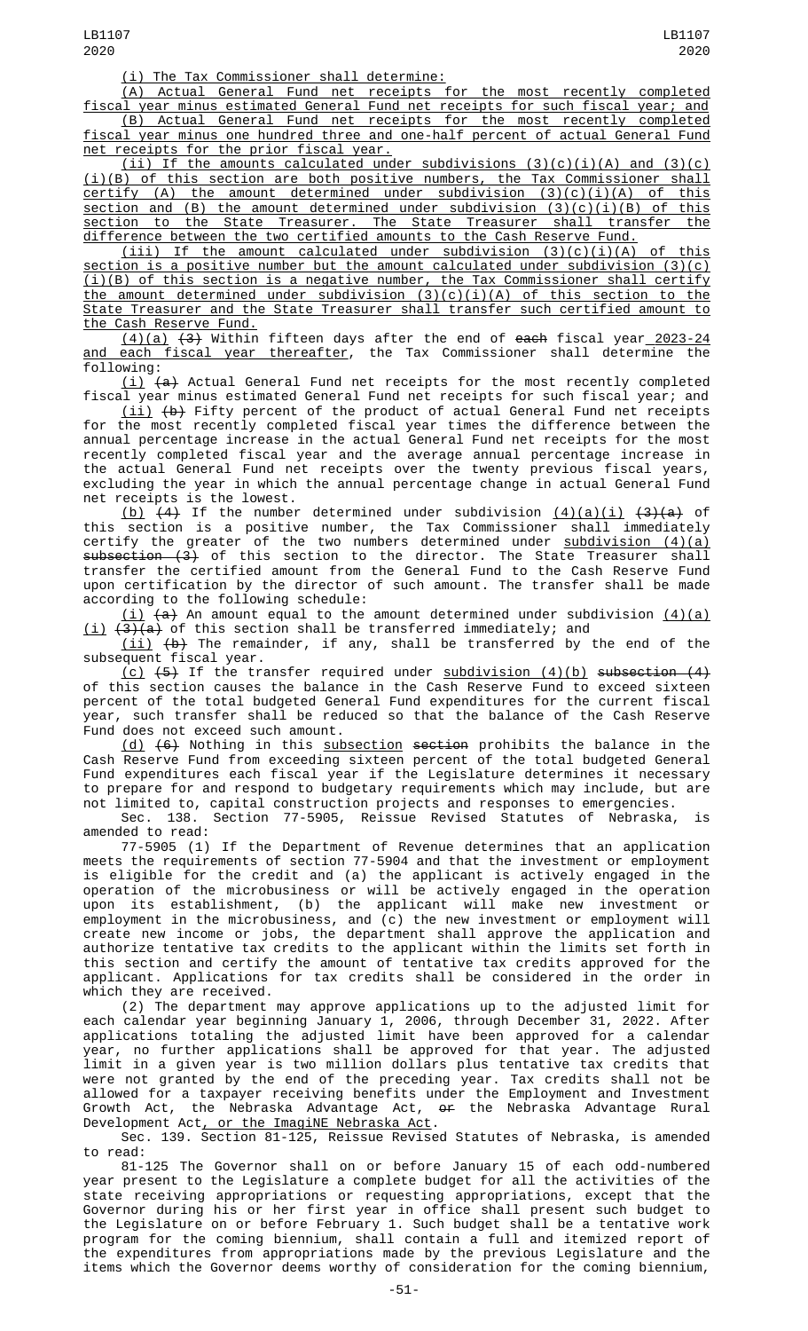(i) The Tax Commissioner shall determine:

(A) Actual General Fund net receipts for the most recently completed fiscal year minus estimated General Fund net receipts for such fiscal year; and

(B) Actual General Fund net receipts for the most recently completed fiscal year minus one hundred three and one-half percent of actual General Fund net receipts for the prior fiscal year.

(ii) If the amounts calculated under subdivisions (3)(c)(i)(A) and (3)(c)(i)(B) of this section are both positive numbers, the Tax Commissioner shall certify (A) the amount determined under subdivision (3)(c)(i)(A) of this section and (B) the amount determined under subdivision (3)(c)(i)(B) of this section to the State Treasurer. The State Treasurer shall transfer the difference between the two certified amounts to the Cash Reserve Fund.

(iii) If the amount calculated under subdivision (3)(c)(i)(A) of this section is a positive number but the amount calculated under subdivision (3)(c)(i)(B) of this section is a negative number, the Tax Commissioner shall certify the amount determined under subdivision (3)(c)(i)(A) of this section to the State Treasurer and the State Treasurer shall transfer such certified amount to the Cash Reserve Fund.

(4)(a) (3) Within fifteen days after the end of each fiscal year 2023-24 and each fiscal year thereafter, the Tax Commissioner shall determine the following:

(i) (a) Actual General Fund net receipts for the most recently completed fiscal year minus estimated General Fund net receipts for such fiscal year; and

(ii) (b) Fifty percent of the product of actual General Fund net receipts for the most recently completed fiscal year times the difference between the annual percentage increase in the actual General Fund net receipts for the most recently completed fiscal year and the average annual percentage increase in the actual General Fund net receipts over the twenty previous fiscal years, excluding the year in which the annual percentage change in actual General Fund net receipts is the lowest.

(b) (4) If the number determined under subdivision (4)(a)(i) (3)(a) of this section is a positive number, the Tax Commissioner shall immediately certify the greater of the two numbers determined under subdivision (4)(a) subsection (3) of this section to the director. The State Treasurer shall transfer the certified amount from the General Fund to the Cash Reserve Fund upon certification by the director of such amount. The transfer shall be made according to the following schedule:

(i) (a) An amount equal to the amount determined under subdivision (4)(a)(i) (3)(a) of this section shall be transferred immediately; and

(ii) (b) The remainder, if any, shall be transferred by the end of the subsequent fiscal year.

(c) (5) If the transfer required under subdivision (4)(b) subsection (4) of this section causes the balance in the Cash Reserve Fund to exceed sixteen percent of the total budgeted General Fund expenditures for the current fiscal year, such transfer shall be reduced so that the balance of the Cash Reserve Fund does not exceed such amount.

(d) (6) Nothing in this subsection section prohibits the balance in the Cash Reserve Fund from exceeding sixteen percent of the total budgeted General Fund expenditures each fiscal year if the Legislature determines it necessary to prepare for and respond to budgetary requirements which may include, but are not limited to, capital construction projects and responses to emergencies.

Sec. 138. Section 77-5905, Reissue Revised Statutes of Nebraska, is amended to read:

77-5905 (1) If the Department of Revenue determines that an application meets the requirements of section 77-5904 and that the investment or employment is eligible for the credit and (a) the applicant is actively engaged in the operation of the microbusiness or will be actively engaged in the operation upon its establishment, (b) the applicant will make new investment or employment in the microbusiness, and (c) the new investment or employment will create new income or jobs, the department shall approve the application and authorize tentative tax credits to the applicant within the limits set forth in this section and certify the amount of tentative tax credits approved for the applicant. Applications for tax credits shall be considered in the order in which they are received.

(2) The department may approve applications up to the adjusted limit for each calendar year beginning January 1, 2006, through December 31, 2022. After applications totaling the adjusted limit have been approved for a calendar year, no further applications shall be approved for that year. The adjusted limit in a given year is two million dollars plus tentative tax credits that were not granted by the end of the preceding year. Tax credits shall not be allowed for a taxpayer receiving benefits under the Employment and Investment Growth Act, the Nebraska Advantage Act, or the Nebraska Advantage Rural Development Act, or the ImagiNE Nebraska Act.

Sec. 139. Section 81-125, Reissue Revised Statutes of Nebraska, is amended to read:

81-125 The Governor shall on or before January 15 of each odd-numbered year present to the Legislature a complete budget for all the activities of the state receiving appropriations or requesting appropriations, except that the Governor during his or her first year in office shall present such budget to the Legislature on or before February 1. Such budget shall be a tentative work program for the coming biennium, shall contain a full and itemized report of the expenditures from appropriations made by the previous Legislature and the items which the Governor deems worthy of consideration for the coming biennium,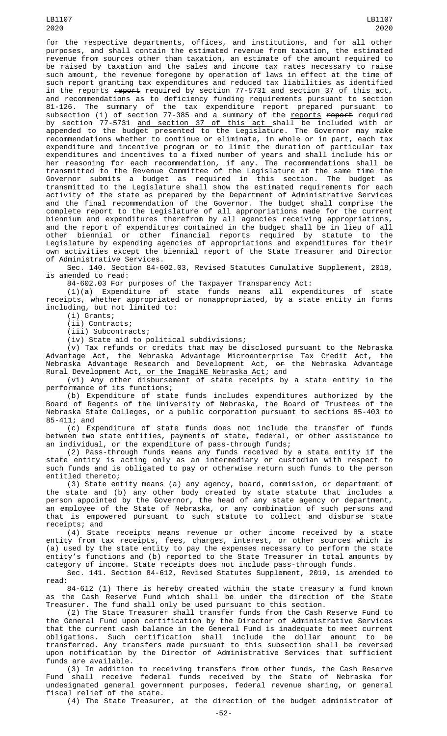for the respective departments, offices, and institutions, and for all other purposes, and shall contain the estimated revenue from taxation, the estimated revenue from sources other than taxation, an estimate of the amount required to be raised by taxation and the sales and income tax rates necessary to raise such amount, the revenue foregone by operation of laws in effect at the time of such report granting tax expenditures and reduced tax liabilities as identified in the reports ~~report~~ required by section 77-5731 and section 37 of this act, and recommendations as to deficiency funding requirements pursuant to section 81-126. The summary of the tax expenditure report prepared pursuant to subsection (1) of section 77-385 and a summary of the reports ~~report~~ required by section 77-5731 and section 37 of this act shall be included with or appended to the budget presented to the Legislature. The Governor may make recommendations whether to continue or eliminate, in whole or in part, each tax expenditure and incentive program or to limit the duration of particular tax expenditures and incentives to a fixed number of years and shall include his or her reasoning for each recommendation, if any. The recommendations shall be transmitted to the Revenue Committee of the Legislature at the same time the Governor submits a budget as required in this section. The budget as transmitted to the Legislature shall show the estimated requirements for each activity of the state as prepared by the Department of Administrative Services and the final recommendation of the Governor. The budget shall comprise the complete report to the Legislature of all appropriations made for the current biennium and expenditures therefrom by all agencies receiving appropriations, and the report of expenditures contained in the budget shall be in lieu of all other biennial or other financial reports required by statute to the Legislature by expending agencies of appropriations and expenditures for their own activities except the biennial report of the State Treasurer and Director of Administrative Services.

Sec. 140. Section 84-602.03, Revised Statutes Cumulative Supplement, 2018, is amended to read:

84-602.03 For purposes of the Taxpayer Transparency Act:

(1)(a) Expenditure of state funds means all expenditures of state receipts, whether appropriated or nonappropriated, by a state entity in forms including, but not limited to:

(i) Grants;

(ii) Contracts;

(iii) Subcontracts;

(iv) State aid to political subdivisions;

(v) Tax refunds or credits that may be disclosed pursuant to the Nebraska Advantage Act, the Nebraska Advantage Microenterprise Tax Credit Act, the Nebraska Advantage Research and Development Act, ~~or~~ the Nebraska Advantage Rural Development Act, or the ImagiNE Nebraska Act; and

(vi) Any other disbursement of state receipts by a state entity in the performance of its functions;

(b) Expenditure of state funds includes expenditures authorized by the Board of Regents of the University of Nebraska, the Board of Trustees of the Nebraska State Colleges, or a public corporation pursuant to sections 85-403 to 85-411; and

(c) Expenditure of state funds does not include the transfer of funds between two state entities, payments of state, federal, or other assistance to an individual, or the expenditure of pass-through funds;

(2) Pass-through funds means any funds received by a state entity if the state entity is acting only as an intermediary or custodian with respect to such funds and is obligated to pay or otherwise return such funds to the person entitled thereto;

(3) State entity means (a) any agency, board, commission, or department of the state and (b) any other body created by state statute that includes a person appointed by the Governor, the head of any state agency or department, an employee of the State of Nebraska, or any combination of such persons and that is empowered pursuant to such statute to collect and disburse state receipts; and

(4) State receipts means revenue or other income received by a state entity from tax receipts, fees, charges, interest, or other sources which is (a) used by the state entity to pay the expenses necessary to perform the state entity's functions and (b) reported to the State Treasurer in total amounts by category of income. State receipts does not include pass-through funds.

Sec. 141. Section 84-612, Revised Statutes Supplement, 2019, is amended to read:

84-612 (1) There is hereby created within the state treasury a fund known as the Cash Reserve Fund which shall be under the direction of the State Treasurer. The fund shall only be used pursuant to this section.

(2) The State Treasurer shall transfer funds from the Cash Reserve Fund to the General Fund upon certification by the Director of Administrative Services that the current cash balance in the General Fund is inadequate to meet current obligations. Such certification shall include the dollar amount to be transferred. Any transfers made pursuant to this subsection shall be reversed upon notification by the Director of Administrative Services that sufficient funds are available.

(3) In addition to receiving transfers from other funds, the Cash Reserve Fund shall receive federal funds received by the State of Nebraska for undesignated general government purposes, federal revenue sharing, or general fiscal relief of the state.

(4) The State Treasurer, at the direction of the budget administrator of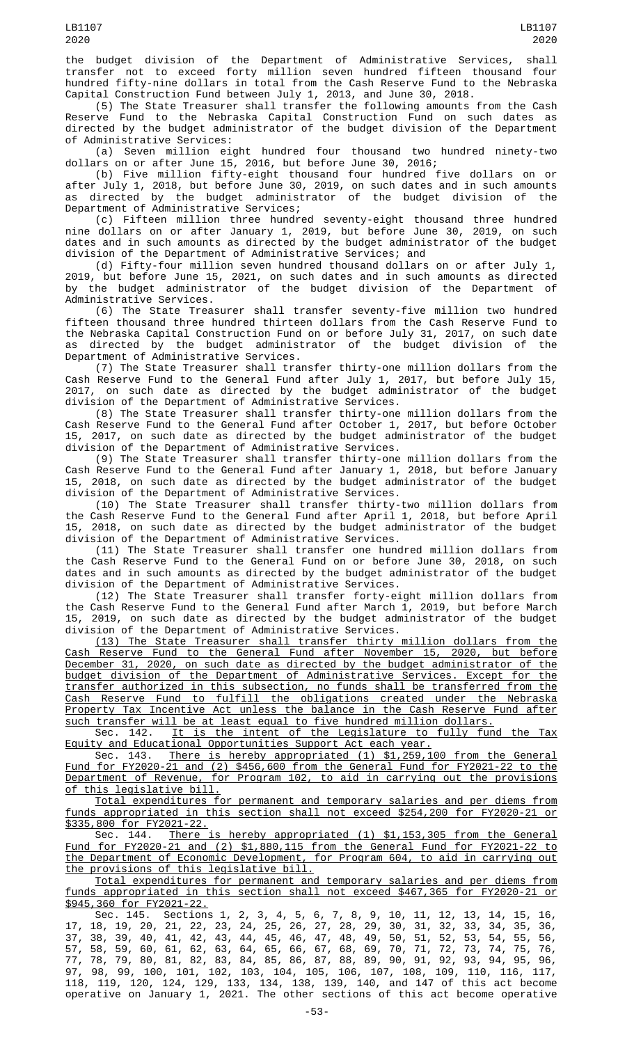the budget division of the Department of Administrative Services, shall transfer not to exceed forty million seven hundred fifteen thousand four hundred fifty-nine dollars in total from the Cash Reserve Fund to the Nebraska Capital Construction Fund between July 1, 2013, and June 30, 2018.

(5) The State Treasurer shall transfer the following amounts from the Cash Reserve Fund to the Nebraska Capital Construction Fund on such dates as directed by the budget administrator of the budget division of the Department of Administrative Services:

(a) Seven million eight hundred four thousand two hundred ninety-two dollars on or after June 15, 2016, but before June 30, 2016;

(b) Five million fifty-eight thousand four hundred five dollars on or after July 1, 2018, but before June 30, 2019, on such dates and in such amounts as directed by the budget administrator of the budget division of the Department of Administrative Services;

(c) Fifteen million three hundred seventy-eight thousand three hundred nine dollars on or after January 1, 2019, but before June 30, 2019, on such dates and in such amounts as directed by the budget administrator of the budget division of the Department of Administrative Services; and

(d) Fifty-four million seven hundred thousand dollars on or after July 1, 2019, but before June 15, 2021, on such dates and in such amounts as directed by the budget administrator of the budget division of the Department of Administrative Services.

(6) The State Treasurer shall transfer seventy-five million two hundred fifteen thousand three hundred thirteen dollars from the Cash Reserve Fund to the Nebraska Capital Construction Fund on or before July 31, 2017, on such date as directed by the budget administrator of the budget division of the Department of Administrative Services.

(7) The State Treasurer shall transfer thirty-one million dollars from the Cash Reserve Fund to the General Fund after July 1, 2017, but before July 15, 2017, on such date as directed by the budget administrator of the budget division of the Department of Administrative Services.

(8) The State Treasurer shall transfer thirty-one million dollars from the Cash Reserve Fund to the General Fund after October 1, 2017, but before October 15, 2017, on such date as directed by the budget administrator of the budget division of the Department of Administrative Services.

(9) The State Treasurer shall transfer thirty-one million dollars from the Cash Reserve Fund to the General Fund after January 1, 2018, but before January 15, 2018, on such date as directed by the budget administrator of the budget division of the Department of Administrative Services.

(10) The State Treasurer shall transfer thirty-two million dollars from the Cash Reserve Fund to the General Fund after April 1, 2018, but before April 15, 2018, on such date as directed by the budget administrator of the budget division of the Department of Administrative Services.

(11) The State Treasurer shall transfer one hundred million dollars from the Cash Reserve Fund to the General Fund on or before June 30, 2018, on such dates and in such amounts as directed by the budget administrator of the budget division of the Department of Administrative Services.

(12) The State Treasurer shall transfer forty-eight million dollars from the Cash Reserve Fund to the General Fund after March 1, 2019, but before March 15, 2019, on such date as directed by the budget administrator of the budget division of the Department of Administrative Services.

(13) The State Treasurer shall transfer thirty million dollars from the Cash Reserve Fund to the General Fund after November 15, 2020, but before December 31, 2020, on such date as directed by the budget administrator of the budget division of the Department of Administrative Services. Except for the transfer authorized in this subsection, no funds shall be transferred from the Cash Reserve Fund to fulfill the obligations created under the Nebraska Property Tax Incentive Act unless the balance in the Cash Reserve Fund after such transfer will be at least equal to five hundred million dollars.

Sec. 142. It is the intent of the Legislature to fully fund the Tax Equity and Educational Opportunities Support Act each year.

Sec. 143. There is hereby appropriated (1) $1,259,100 from the General Fund for FY2020-21 and (2) $456,600 from the General Fund for FY2021-22 to the Department of Revenue, for Program 102, to aid in carrying out the provisions of this legislative bill.

Total expenditures for permanent and temporary salaries and per diems from funds appropriated in this section shall not exceed $254,200 for FY2020-21 or $335,800 for FY2021-22.

Sec. 144. There is hereby appropriated (1) $1,153,305 from the General Fund for FY2020-21 and (2) $1,880,115 from the General Fund for FY2021-22 to the Department of Economic Development, for Program 604, to aid in carrying out the provisions of this legislative bill.

Total expenditures for permanent and temporary salaries and per diems from funds appropriated in this section shall not exceed $467,365 for FY2020-21 or $945,360 for FY2021-22.

Sec. 145. Sections 1, 2, 3, 4, 5, 6, 7, 8, 9, 10, 11, 12, 13, 14, 15, 16, 17, 18, 19, 20, 21, 22, 23, 24, 25, 26, 27, 28, 29, 30, 31, 32, 33, 34, 35, 36, 37, 38, 39, 40, 41, 42, 43, 44, 45, 46, 47, 48, 49, 50, 51, 52, 53, 54, 55, 56, 57, 58, 59, 60, 61, 62, 63, 64, 65, 66, 67, 68, 69, 70, 71, 72, 73, 74, 75, 76, 77, 78, 79, 80, 81, 82, 83, 84, 85, 86, 87, 88, 89, 90, 91, 92, 93, 94, 95, 96, 97, 98, 99, 100, 101, 102, 103, 104, 105, 106, 107, 108, 109, 110, 116, 117, 118, 119, 120, 124, 129, 133, 134, 138, 139, 140, and 147 of this act become operative on January 1, 2021. The other sections of this act become operative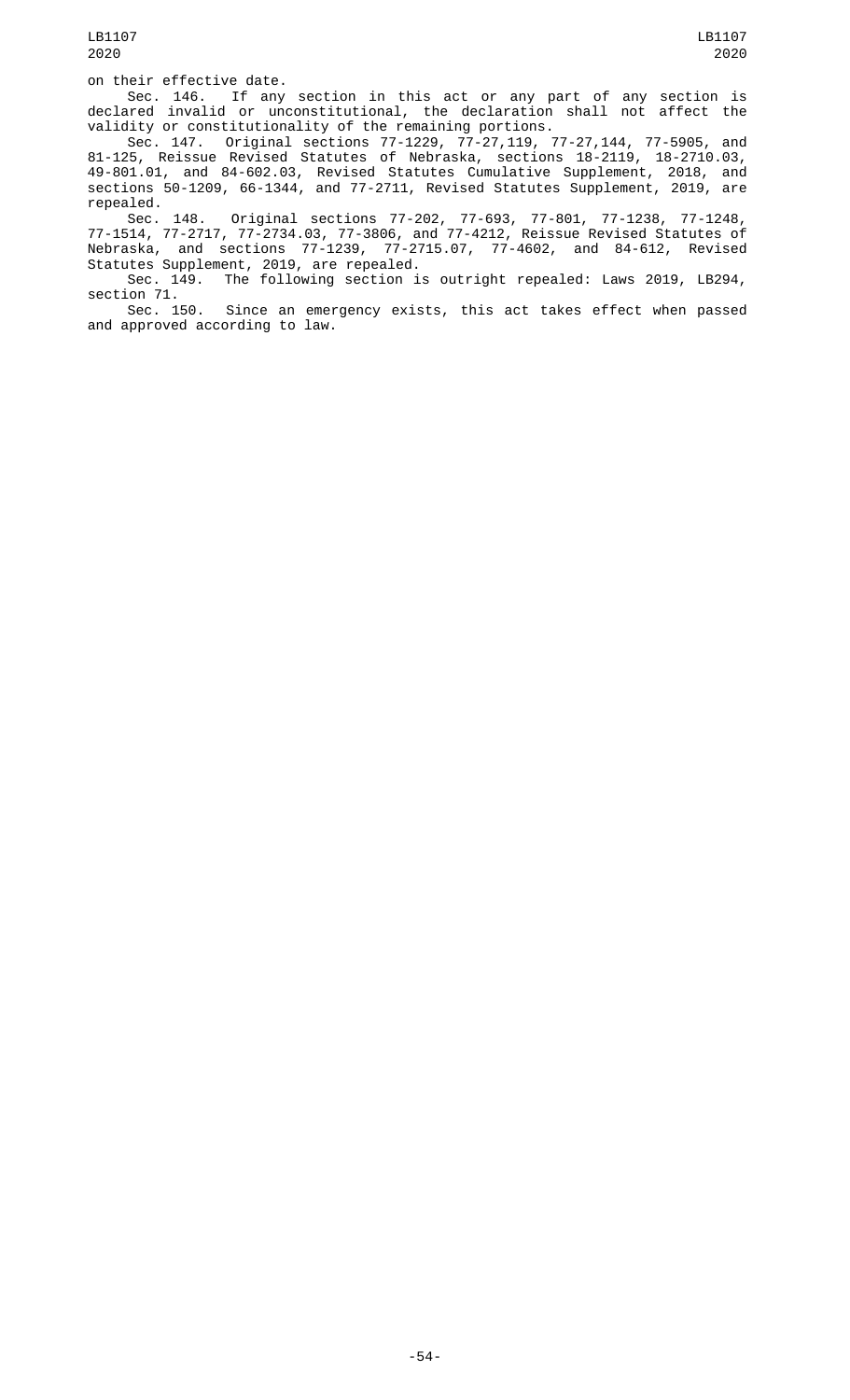on their effective date.

Sec. 146. If any section in this act or any part of any section is declared invalid or unconstitutional, the declaration shall not affect the validity or constitutionality of the remaining portions.

Sec. 147. Original sections 77-1229, 77-27,119, 77-27,144, 77-5905, and 81-125, Reissue Revised Statutes of Nebraska, sections 18-2119, 18-2710.03, 49-801.01, and 84-602.03, Revised Statutes Cumulative Supplement, 2018, and sections 50-1209, 66-1344, and 77-2711, Revised Statutes Supplement, 2019, are repealed.

Sec. 148. Original sections 77-202, 77-693, 77-801, 77-1238, 77-1248, 77-1514, 77-2717, 77-2734.03, 77-3806, and 77-4212, Reissue Revised Statutes of Nebraska, and sections 77-1239, 77-2715.07, 77-4602, and 84-612, Revised Statutes Supplement, 2019, are repealed.

Sec. 149. The following section is outright repealed: Laws 2019, LB294, section 71.

Sec. 150. Since an emergency exists, this act takes effect when passed and approved according to law.